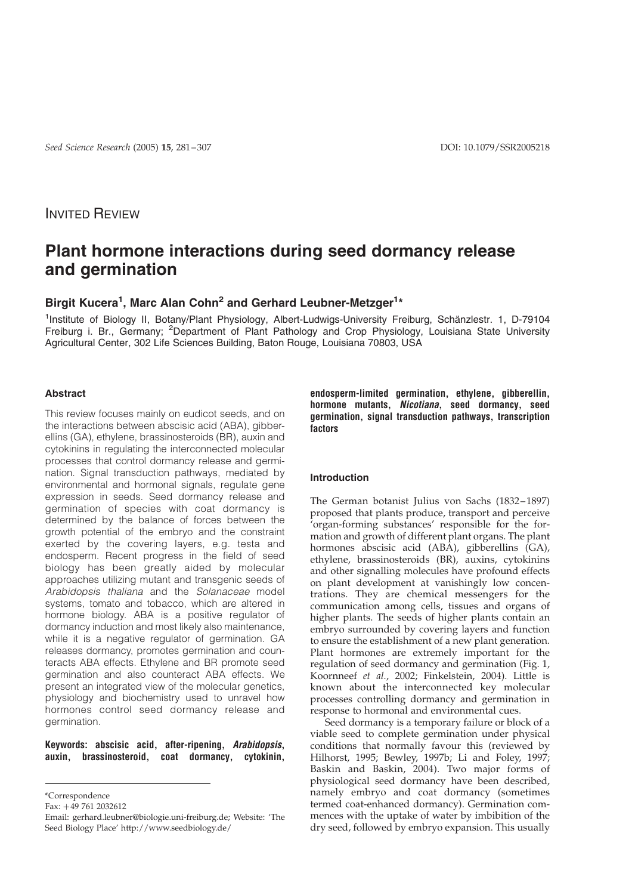INVITED REVIEW

# Plant hormone interactions during seed dormancy release and germination

**Birgit Kucera[1], Marc Alan Cohn[2] and Gerhard Leubner-Metzger[1]***

[1]Institute of Biology II, Botany/Plant Physiology, Albert-Ludwigs-University Freiburg, Schänzlestr. 1, D-79104 Freiburg i. Br., Germany; [2]Department of Plant Pathology and Crop Physiology, Louisiana State University Agricultural Center, 302 Life Sciences Building, Baton Rouge, Louisiana 70803, USA

### Abstract

This review focuses mainly on eudicot seeds, and on the interactions between abscisic acid (ABA), gibberellins (GA), ethylene, brassinosteroids (BR), auxin and cytokinins in regulating the interconnected molecular processes that control dormancy release and germination. Signal transduction pathways, mediated by environmental and hormonal signals, regulate gene expression in seeds. Seed dormancy release and germination of species with coat dormancy is determined by the balance of forces between the growth potential of the embryo and the constraint exerted by the covering layers, e.g. testa and endosperm. Recent progress in the field of seed biology has been greatly aided by molecular approaches utilizing mutant and transgenic seeds of *Arabidopsis thaliana* and the *Solanaceae* model systems, tomato and tobacco, which are altered in hormone biology. ABA is a positive regulator of dormancy induction and most likely also maintenance, while it is a negative regulator of germination. GA releases dormancy, promotes germination and counteracts ABA effects. Ethylene and BR promote seed germination and also counteract ABA effects. We present an integrated view of the molecular genetics, physiology and biochemistry used to unravel how hormones control seed dormancy release and germination.

**Keywords: abscisic acid, after-ripening, *Arabidopsis*, auxin, brassinosteroid, coat dormancy, cytokinin, endosperm-limited germination, ethylene, gibberellin, hormone mutants, *Nicotiana*, seed dormancy, seed germination, signal transduction pathways, transcription factors**

*Correspondence
Fax: +49 761 2032612
Email: gerhard.leubner@biologie.uni-freiburg.de; Website: 'The Seed Biology Place' http://www.seedbiology.de/

### Introduction

The German botanist Julius von Sachs (1832–1897) proposed that plants produce, transport and perceive 'organ-forming substances' responsible for the formation and growth of different plant organs. The plant hormones abscisic acid (ABA), gibberellins (GA), ethylene, brassinosteroids (BR), auxins, cytokinins and other signalling molecules have profound effects on plant development at vanishingly low concentrations. They are chemical messengers for the communication among cells, tissues and organs of higher plants. The seeds of higher plants contain an embryo surrounded by covering layers and function to ensure the establishment of a new plant generation. Plant hormones are extremely important for the regulation of seed dormancy and germination (Fig. 1, Koornneef *et al*., 2002; Finkelstein, 2004). Little is known about the interconnected key molecular processes controlling dormancy and germination in response to hormonal and environmental cues.

Seed dormancy is a temporary failure or block of a viable seed to complete germination under physical conditions that normally favour this (reviewed by Hilhorst, 1995; Bewley, 1997b; Li and Foley, 1997; Baskin and Baskin, 2004). Two major forms of physiological seed dormancy have been described, namely embryo and coat dormancy (sometimes termed coat-enhanced dormancy). Germination commences with the uptake of water by imbibition of the dry seed, followed by embryo expansion. This usually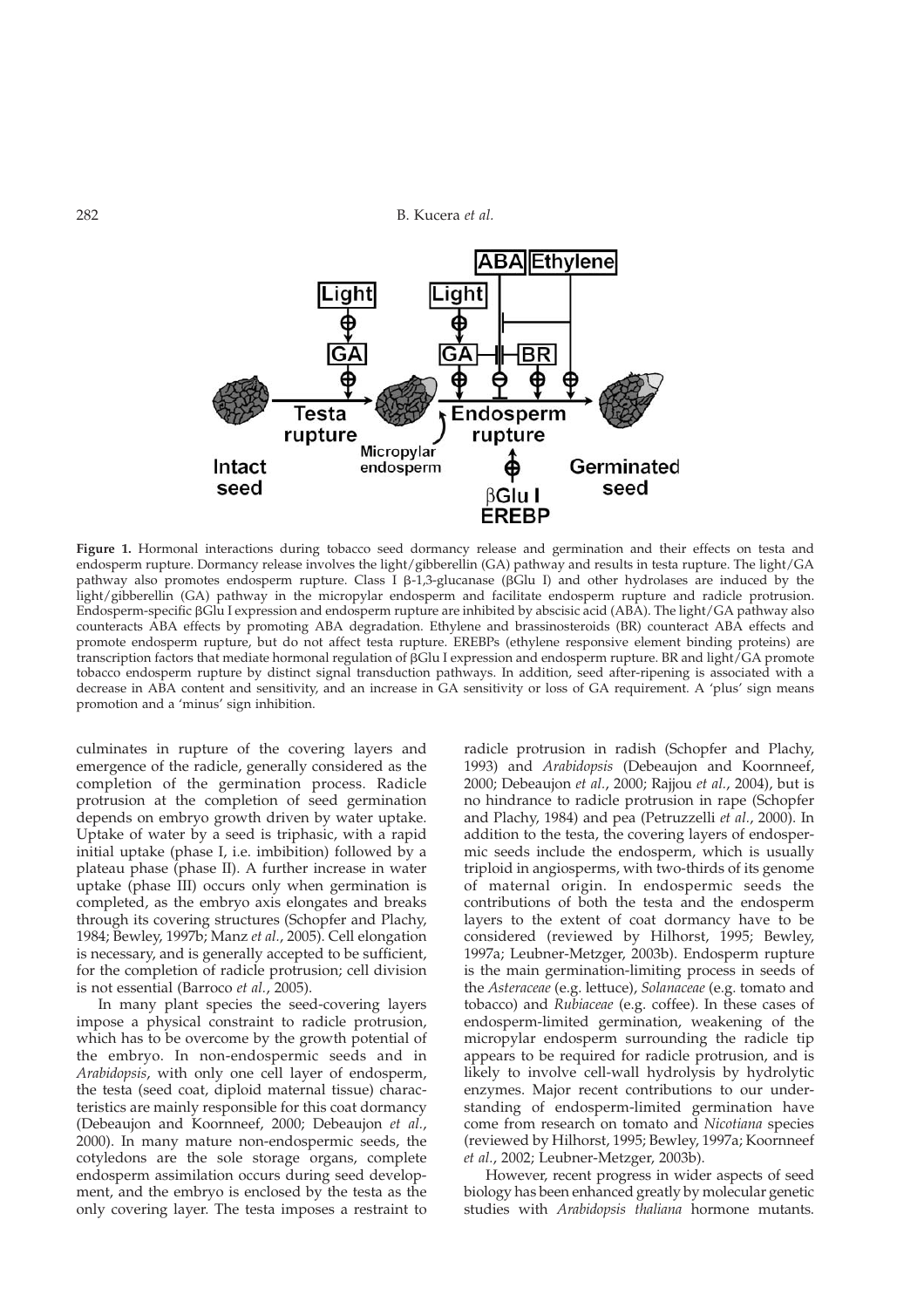**Figure 1.** Hormonal interactions during tobacco seed dormancy release and germination and their effects on testa and endosperm rupture. Dormancy release involves the light/gibberellin (GA) pathway and results in testa rupture. The light/GA pathway also promotes endosperm rupture. Class I β-1,3-glucanase (βGlu I) and other hydrolases are induced by the light/gibberellin (GA) pathway in the micropylar endosperm and facilitate endosperm rupture and radicle protrusion. Endosperm-specific βGlu I expression and endosperm rupture are inhibited by abscisic acid (ABA). The light/GA pathway also counteracts ABA effects by promoting ABA degradation. Ethylene and brassinosteroids (BR) counteract ABA effects and promote endosperm rupture, but do not affect testa rupture. EREBPs (ethylene responsive element binding proteins) are transcription factors that mediate hormonal regulation of βGlu I expression and endosperm rupture. BR and light/GA promote tobacco endosperm rupture by distinct signal transduction pathways. In addition, seed after-ripening is associated with a decrease in ABA content and sensitivity, and an increase in GA sensitivity or loss of GA requirement. A 'plus' sign means promotion and a 'minus' sign inhibition.

culminates in rupture of the covering layers and emergence of the radicle, generally considered as the completion of the germination process. Radicle protrusion at the completion of seed germination depends on embryo growth driven by water uptake. Uptake of water by a seed is triphasic, with a rapid initial uptake (phase I, i.e. imbibition) followed by a plateau phase (phase II). A further increase in water uptake (phase III) occurs only when germination is completed, as the embryo axis elongates and breaks through its covering structures (Schopfer and Plachy, 1984; Bewley, 1997b; Manz *et al.*, 2005). Cell elongation is necessary, and is generally accepted to be sufficient, for the completion of radicle protrusion; cell division is not essential (Barroco *et al.*, 2005).

In many plant species the seed-covering layers impose a physical constraint to radicle protrusion, which has to be overcome by the growth potential of the embryo. In non-endospermic seeds and in *Arabidopsis*, with only one cell layer of endosperm, the testa (seed coat, diploid maternal tissue) characteristics are mainly responsible for this coat dormancy (Debeaujon and Koornneef, 2000; Debeaujon *et al.*, 2000). In many mature non-endospermic seeds, the cotyledons are the sole storage organs, complete endosperm assimilation occurs during seed development, and the embryo is enclosed by the testa as the only covering layer. The testa imposes a restraint to radicle protrusion in radish (Schopfer and Plachy, 1993) and *Arabidopsis* (Debeaujon and Koornneef, 2000; Debeaujon *et al.*, 2000; Rajjou *et al.*, 2004), but is no hindrance to radicle protrusion in rape (Schopfer and Plachy, 1984) and pea (Petruzzelli *et al.*, 2000). In addition to the testa, the covering layers of endospermic seeds include the endosperm, which is usually triploid in angiosperms, with two-thirds of its genome of maternal origin. In endospermic seeds the contributions of both the testa and the endosperm layers to the extent of coat dormancy have to be considered (reviewed by Hilhorst, 1995; Bewley, 1997a; Leubner-Metzger, 2003b). Endosperm rupture is the main germination-limiting process in seeds of the *Asteraceae* (e.g. lettuce), *Solanaceae* (e.g. tomato and tobacco) and *Rubiaceae* (e.g. coffee). In these cases of endosperm-limited germination, weakening of the micropylar endosperm surrounding the radicle tip appears to be required for radicle protrusion, and is likely to involve cell-wall hydrolysis by hydrolytic enzymes. Major recent contributions to our understanding of endosperm-limited germination have come from research on tomato and *Nicotiana* species (reviewed by Hilhorst, 1995; Bewley, 1997a; Koornneef *et al.*, 2002; Leubner-Metzger, 2003b).

However, recent progress in wider aspects of seed biology has been enhanced greatly by molecular genetic studies with *Arabidopsis thaliana* hormone mutants.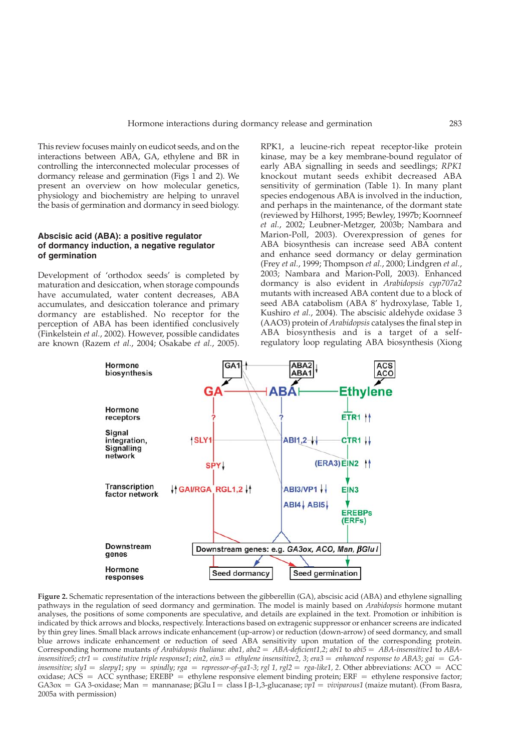This review focuses mainly on eudicot seeds, and on the interactions between ABA, GA, ethylene and BR in controlling the interconnected molecular processes of dormancy release and germination (Figs 1 and 2). We present an overview on how molecular genetics, physiology and biochemistry are helping to unravel the basis of germination and dormancy in seed biology.

## Abscisic acid (ABA): a positive regulator of dormancy induction, a negative regulator of germination

Development of 'orthodox seeds' is completed by maturation and desiccation, when storage compounds have accumulated, water content decreases, ABA accumulates, and desiccation tolerance and primary dormancy are established. No receptor for the perception of ABA has been identified conclusively (Finkelstein *et al.*, 2002). However, possible candidates are known (Razem *et al.*, 2004; Osakabe *et al.*, 2005). RPK1, a leucine-rich repeat receptor-like protein kinase, may be a key membrane-bound regulator of early ABA signalling in seeds and seedlings; *RPK1* knockout mutant seeds exhibit decreased ABA sensitivity of germination (Table 1). In many plant species endogenous ABA is involved in the induction, and perhaps in the maintenance, of the dormant state (reviewed by Hilhorst, 1995; Bewley, 1997b; Koornneef *et al.*, 2002; Leubner-Metzger, 2003b; Nambara and Marion-Poll, 2003). Overexpression of genes for ABA biosynthesis can increase seed ABA content and enhance seed dormancy or delay germination (Frey *et al.*, 1999; Thompson *et al.*, 2000; Lindgren *et al.*, 2003; Nambara and Marion-Poll, 2003). Enhanced dormancy is also evident in *Arabidopsis cyp707a2* mutants with increased ABA content due to a block of seed ABA catabolism (ABA 8′ hydroxylase, Table 1, Kushiro *et al.*, 2004). The abscisic aldehyde oxidase 3 (AAO3) protein of *Arabidopsis* catalyses the final step in ABA biosynthesis and is a target of a self-regulatory loop regulating ABA biosynthesis (Xiong

**Figure 2.** Schematic representation of the interactions between the gibberellin (GA), abscisic acid (ABA) and ethylene signalling pathways in the regulation of seed dormancy and germination. The model is mainly based on *Arabidopsis* hormone mutant analyses, the positions of some components are speculative, and details are explained in the text. Promotion or inhibition is indicated by thick arrows and blocks, respectively. Interactions based on extragenic suppressor or enhancer screens are indicated by thin grey lines. Small black arrows indicate enhancement (up-arrow) or reduction (down-arrow) of seed dormancy, and small blue arrows indicate enhancement or reduction of seed ABA sensitivity upon mutation of the corresponding protein. Corresponding hormone mutants of *Arabidopsis thaliana*: *aba1*, *aba2* = *ABA-deficient1,2*; *abi1* to *abi5* = *ABA-insensitive1* to *ABA-insensitive5*; *ctr1* = *constitutive triple response1*; *ein2*, *ein3* = *ethylene insensitive2, 3*; *era3* = *enhanced response to ABA3*; *gai* = *GA-insensitive*; *sly1* = *sleepy1*; *spy* = *spindly*; *rga* = *repressor-of-ga1-3*; *rgl 1*, *rgl2* = *rga-like1, 2*. Other abbreviations: ACO = ACC oxidase; ACS = ACC synthase; EREBP = ethylene responsive element binding protein; ERF = ethylene responsive factor; GA3ox = GA 3-oxidase; Man = mannanase; βGlu I = class I β-1,3-glucanase; *vp1* = *viviparous1* (maize mutant). (From Basra, 2005a with permission)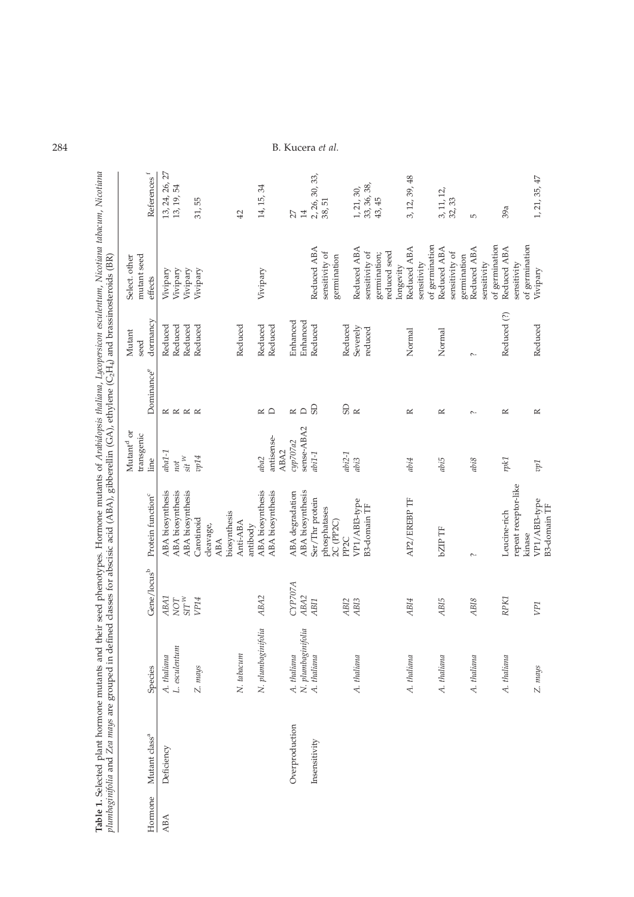**Table 1.** Selected plant hormone mutants and their seed phenotypes. Hormone mutants of *Arabidopsis thaliana*, *Lycopersicon esculentum*, *Nicotiana plumbaginifolia* and *Zea mays* are grouped in defined classes for abscisic acid (ABA), gibberellin (GA), ethylene ($C_2H_4$) and brassinosteroids (BR)

| Hormone | Mutant class[a] | Species | Gene/locus[b] | Protein function[c] | Mutant[d] or transgenic line | Dominance[e] | Mutant seed dormancy | Select. other mutant seed effects | References[f] |
|---|---|---|---|---|---|---|---|---|---|
| ABA | Deficiency | *A. thaliana* | *ABA1* | ABA biosynthesis | *aba1-1* | R | Reduced | Vivipary | 13, 24, 26, 27 |
| | | *L. esculentum* | *NOT* | ABA biosynthesis | *not* | R | Reduced | Vivipary | 13, 19, 54 |
| | | | *SIT* [W] | ABA biosynthesis | *sit* [W] | R | Reduced | Vivipary | |
| | | *Z. mays* | *VP14* | Carotinoid cleavage, ABA biosynthesis | *vp14* | R | Reduced | Vivipary | 31, 55 |
| | | *N. tabacum* | | Anti-ABA antibody | | | Reduced | | 42 |
| | | *N. plumbaginifolia* | *ABA2* | ABA biosynthesis | *aba2* | R | Reduced | Vivipary | 14, 15, 34 |
| | | | | ABA biosynthesis | antisense-ABA2 | D | Reduced | | |
| | Overproduction | *A. thaliana* | *CYP707A* | ABA degradation | *cyp707a2* | R | Enhanced | | 27 |
| | | *N. plumbaginifolia* | *ABA2* | ABA biosynthesis | sense-ABA2 | D | Enhanced | | 14 |
| | Insensitivity | *A. thaliana* | *ABI1* | Ser/Thr protein phosphatases 2C (PP2C) | *abi1-1* | SD | Reduced | Reduced ABA sensitivity of germination | 2, 26, 30, 33, 38, 51 |
| | | | *ABI2* | PP2C | *abi2-1* | SD | Reduced | | |
| | | *A. thaliana* | *ABI3* | VP1/ABI3-type B3-domain TF | *abi3* | R | Severely reduced | Reduced ABA sensitivity of germination; reduced seed longevity | 1, 21, 30, 33, 36, 38, 43, 45 |
| | | *A. thaliana* | *ABI4* | AP2/EREBP TF | *abi4* | R | Normal | Reduced ABA sensitivity of germination | 3, 12, 39, 48 |
| | | *A. thaliana* | *ABI5* | bZIP TF | *abi5* | R | Normal | Reduced ABA sensitivity of germination | 3, 11, 12, 32, 33 |
| | | *A. thaliana* | *ABI8* | ? | *abi8* | ? | ? | Reduced ABA sensitivity of germination | 5 |
| | | *A. thaliana* | *RPK1* | Leucine-rich repeat receptor-like kinase | *rpk1* | R | Reduced (?) | Reduced ABA sensitivity of germination | 39a |
| | | *Z. mays* | *VP1* | VP1/ABI3-type B3-domain TF | *vp1* | R | Reduced | Vivipary | 1, 21, 35, 47 |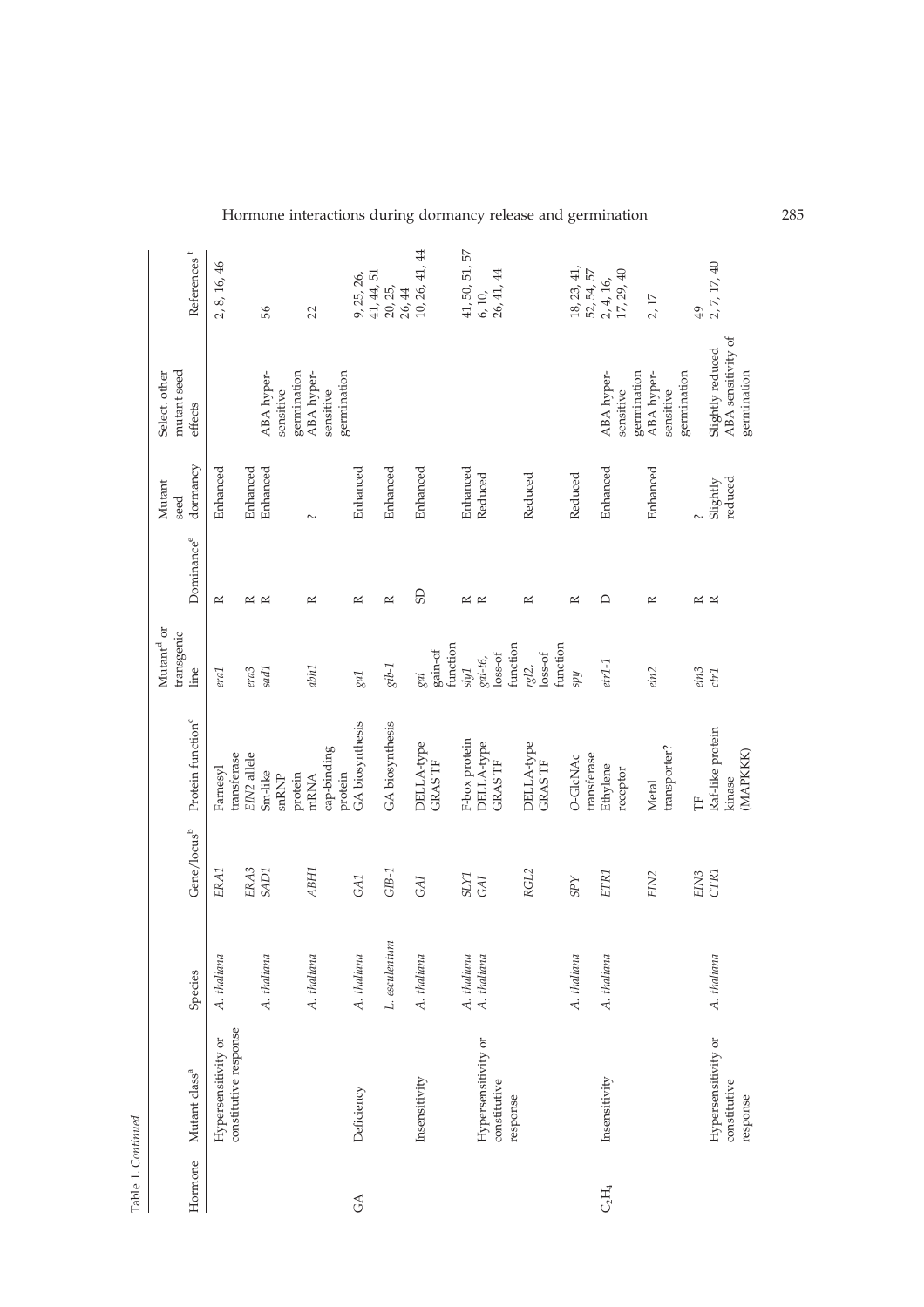Table 1. *Continued*

| Hormone | Mutant class[a] | Species | Gene/locus[b] | Protein function[c] | Mutant[d] or transgenic line | Dominance[e] | Mutant seed dormancy | Select. other mutant seed effects | References [f] |
|---|---|---|---|---|---|---|---|---|---|
| | Hypersensitivity or constitutive response | *A. thaliana* | *ERA1* | Farnesyl transferase | *era1* | R | Enhanced | | 2, 8, 16, 46 |
| | | | *ERA3* | *EIN2* allele | *era3* | R | Enhanced | | |
| | | *A. thaliana* | *SAD1* | Sm-like snRNP protein | *sad1* | R | Enhanced | ABA hyper-sensitive germination | 56 |
| | | *A. thaliana* | *ABH1* | mRNA cap-binding protein | *abh1* | R | ? | ABA hyper-sensitive germination | 22 |
| GA | Deficiency | *A. thaliana* | *GA1* | GA biosynthesis | *ga1* | R | Enhanced | | 9, 25, 26, 41, 44, 51 |
| | | *L. esculentum* | *GIB-1* | GA biosynthesis | *gib-1* | R | Enhanced | | 20, 25, 26, 44 |
| | Insensitivity | *A. thaliana* | *GAI* | DELLA-type GRAS TF | *gai* gain-of function | SD | Enhanced | | 10, 26, 41, 44 |
| | | *A. thaliana* | *SLY1* | F-box protein | *sly1* | R | Enhanced | | 41, 50, 51, 57 |
| | Hypersensitivity or constitutive response | *A. thaliana* | *GAI* | DELLA-type GRAS TF | *gai-t6*, loss-of function | R | Reduced | | 6, 10, 26, 41, 44 |
| | | | *RGL2* | DELLA-type GRAS TF | *rgl2*, loss-of function | R | Reduced | | |
| | | *A. thaliana* | *SPY* | O-GlcNAc transferase | *spy* | R | Reduced | | 18, 23, 41, 52, 54, 57 |
| $C_2H_4$ | Insensitivity | *A. thaliana* | *ETR1* | Ethylene receptor | *etr1-1* | D | Enhanced | ABA hyper-sensitive germination | 2, 4, 16, 17, 29, 40 |
| | | | *EIN2* | Metal transporter? | *ein2* | R | Enhanced | ABA hyper-sensitive germination | 2, 17 |
| | | | *EIN3* | TF | *ein3* | R | ? | | 49 |
| | Hypersensitivity or constitutive response | *A. thaliana* | *CTR1* | Raf-like protein kinase (MAPKKK) | *ctr1* | R | Slightly reduced | Slightly reduced ABA sensitivity of germination | 2, 7, 17, 40 |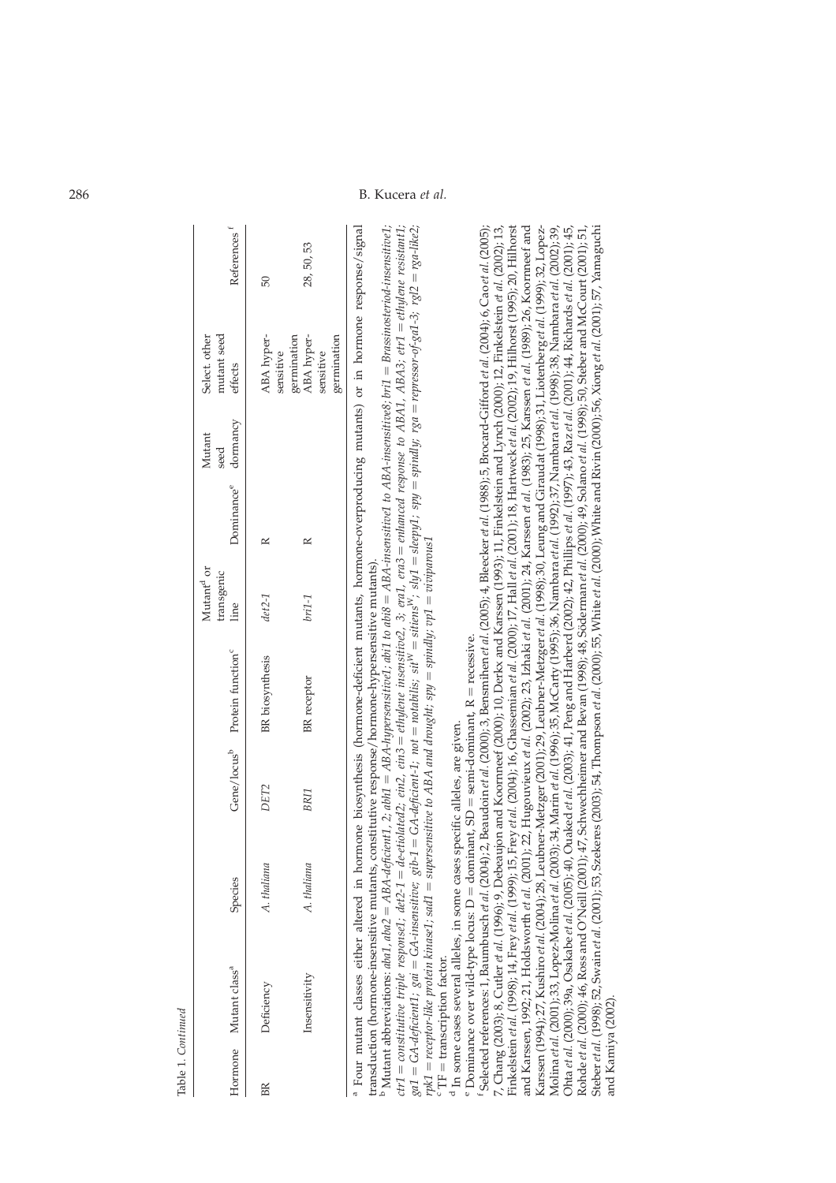Table 1. *Continued*

| Hormone | Mutant class[a] | Species | Gene/locus[b] | Protein function[c] | Mutant[d] or transgenic line | Dominance[e] | Mutant seed dormancy | Select. other mutant seed effects | References[f] |
|---|---|---|---|---|---|---|---|---|---|
| BR | Deficiency | *A. thaliana* | *DET2* | BR biosynthesis | *det2-1* | R | | ABA hyper-sensitive germination | 50 |
| | Insensitivity | *A. thaliana* | *BRI1* | BR receptor | *bri1-1* | R | | ABA hyper-sensitive germination | 28, 50, 53 |

[a] Four mutant classes either altered in hormone biosynthesis (hormone-deficient mutants, hormone-overproducing mutants) or in hormone response/signal transduction (hormone-insensitive mutants, constitutive response/hormone-hypersensitive mutants).

[b] Mutant abbreviations: *aba1, aba2* = *ABA-deficient1, 2*; *abh1* = *ABA-hypersensitive1*; *abi1* to *abi8* = *ABA-insensitive1* to *ABA-insensitive8*; *bri1* = *Brassinosteriod-insensitive1*; *ctr1* = *constitutive triple response1*; *det2-1* = *de-etiolated2*; *ein2, ein3* = *ethylene insensitive2, 3*; *era1, era3* = *enhanced response to ABA1, ABA3*; *etr1* = *ethylene resistant1*; *ga1* = *GA-deficient1*; *gai* = *GA-insensitive*; *gib-1* = *GA-deficient-1*; *not* = *notabilis*; *sit*[w] = *sitiens*[w]; *sly1* = *sleepy1*; *spy* = *spindly*; *rga* = *repressor-of-ga1-3*; *rgl2* = *rga-like2*; *rpk1* = *receptor-like protein kinase1*; *sad1* = *supersensitive to ABA and drought*; *spy* = *spindly*; *vp1* = *viviparous1*

[c] TF = transcription factor.

[d] In some cases several alleles, in some cases specific alleles, are given.

[e] Dominance over wild-type locus: D = dominant, SD = semi-dominant, R = recessive.

[f] Selected references: 1, Baumbusch *et al.* (2004); 2, Beaudoin *et al.* (2000); 3, Bensmihen *et al.* (2005); 4, Bleecker *et al.* (1988); 5, Brocard-Gifford *et al.* (2004); 6, Cao *et al.* (2005); 7, Chang (2003); 8, Cutler *et al.* (1996); 9, Debeaujon and Koornneef (2000); 10, Derkx and Karssen (1993); 11, Finkelstein and Lynch (2000); 12, Finkelstein *et al.* (2002); 13, Finkelstein *et al.* (1998); 14, Frey *et al.* (1999); 15, Frey *et al.* (2004); 16, Ghassemian *et al.* (2000); 17, Hall *et al.* (2001); 18, Hartweck *et al.* (2002); 19, Hilhorst (1995); 20, Hilhorst and Karssen, 1992; 21, Holdsworth *et al.* (2001); 22, Hugouvieux *et al.* (2002); 23, Izhaki *et al.* (2001); 24, Karssen *et al.* (1983); 25, Karssen *et al.* (1989); 26, Koornneef and Karssen (1994); 27, Kushiro *et al.* (2004); 28, Leubner-Metzger (2001); 29, Leubner-Metzger *et al.* (1998); 30, Leung and Giraudat (1998); 31, Liotenberg *et al.* (1999); 32, Lopez-Molina *et al.* (2001); 33, Lopez-Molina *et al.* (2003); 34, Marin *et al.* (1996); 35, McCarty (1995); 36, Nambara *et al.* (1992); 37, Nambara *et al.* (1998); 38, Nambara *et al.* (2002); 39, Ohta *et al.* (2000); 39a, Osakabe *et al.* (2005); 40, Ouaked *et al.* (2003); 41, Peng and Harberd (2002); 42, Phillips *et al.* (1997); 43, Raz *et al.* (2001); 44, Richards *et al.* (2001); 45, Rohde *et al.* (2000); 46, Ross and O'Neill (2001); 47, Schwechheimer and Bevan (1998); 48, Söderman *et al.* (2000); 49, Solano *et al.* (1998); 50, Steber and McCourt (2001); 51, Steber *et al.* (1998); 52, Swain *et al.* (2001); 53, Szekeres (2003); 54, Thompson *et al.* (2000); 55, White *et al.* (2000); White and Rivin (2000); 56, Xiong *et al.* (2001); 57 Yamaguchi and Kamiya (2002).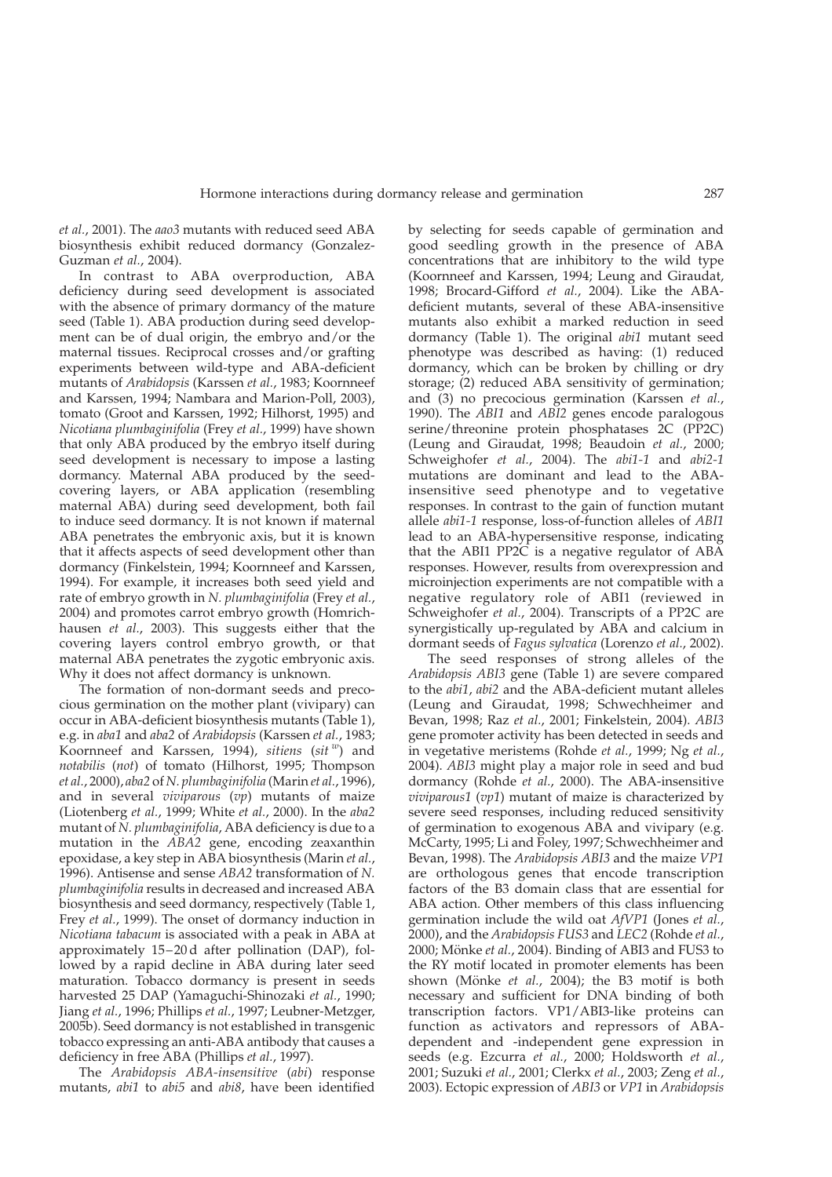*et al.*, 2001). The *aao3* mutants with reduced seed ABA biosynthesis exhibit reduced dormancy (Gonzalez-Guzman *et al.*, 2004).

In contrast to ABA overproduction, ABA deficiency during seed development is associated with the absence of primary dormancy of the mature seed (Table 1). ABA production during seed development can be of dual origin, the embryo and/or the maternal tissues. Reciprocal crosses and/or grafting experiments between wild-type and ABA-deficient mutants of *Arabidopsis* (Karssen *et al.*, 1983; Koornneef and Karssen, 1994; Nambara and Marion-Poll, 2003), tomato (Groot and Karssen, 1992; Hilhorst, 1995) and *Nicotiana plumbaginifolia* (Frey *et al.*, 1999) have shown that only ABA produced by the embryo itself during seed development is necessary to impose a lasting dormancy. Maternal ABA produced by the seed-covering layers, or ABA application (resembling maternal ABA) during seed development, both fail to induce seed dormancy. It is not known if maternal ABA penetrates the embryonic axis, but it is known that it affects aspects of seed development other than dormancy (Finkelstein, 1994; Koornneef and Karssen, 1994). For example, it increases both seed yield and rate of embryo growth in *N. plumbaginifolia* (Frey *et al.*, 2004) and promotes carrot embryo growth (Homrichhausen *et al.*, 2003). This suggests either that the covering layers control embryo growth, or that maternal ABA penetrates the zygotic embryonic axis. Why it does not affect dormancy is unknown.

The formation of non-dormant seeds and precocious germination on the mother plant (vivipary) can occur in ABA-deficient biosynthesis mutants (Table 1), e.g. in *aba1* and *aba2* of *Arabidopsis* (Karssen *et al.*, 1983; Koornneef and Karssen, 1994), *sitiens* (*sit*$^{w}$) and *notabilis* (*not*) of tomato (Hilhorst, 1995; Thompson *et al.*, 2000), *aba2* of *N. plumbaginifolia* (Marin *et al.*, 1996), and in several *viviparous* (*vp*) mutants of maize (Liotenberg *et al.*, 1999; White *et al.*, 2000). In the *aba2* mutant of *N. plumbaginifolia*, ABA deficiency is due to a mutation in the *ABA2* gene, encoding zeaxanthin epoxidase, a key step in ABA biosynthesis (Marin *et al.*, 1996). Antisense and sense *ABA2* transformation of *N. plumbaginifolia* results in decreased and increased ABA biosynthesis and seed dormancy, respectively (Table 1, Frey *et al.*, 1999). The onset of dormancy induction in *Nicotiana tabacum* is associated with a peak in ABA at approximately 15–20 d after pollination (DAP), followed by a rapid decline in ABA during later seed maturation. Tobacco dormancy is present in seeds harvested 25 DAP (Yamaguchi-Shinozaki *et al.*, 1990; Jiang *et al.*, 1996; Phillips *et al.*, 1997; Leubner-Metzger, 2005b). Seed dormancy is not established in transgenic tobacco expressing an anti-ABA antibody that causes a deficiency in free ABA (Phillips *et al.*, 1997).

The *Arabidopsis ABA-insensitive* (*abi*) response mutants, *abi1* to *abi5* and *abi8*, have been identified by selecting for seeds capable of germination and good seedling growth in the presence of ABA concentrations that are inhibitory to the wild type (Koornneef and Karssen, 1994; Leung and Giraudat, 1998; Brocard-Gifford *et al.*, 2004). Like the ABA-deficient mutants, several of these ABA-insensitive mutants also exhibit a marked reduction in seed dormancy (Table 1). The original *abi1* mutant seed phenotype was described as having: (1) reduced dormancy, which can be broken by chilling or dry storage; (2) reduced ABA sensitivity of germination; and (3) no precocious germination (Karssen *et al.*, 1990). The *ABI1* and *ABI2* genes encode paralogous serine/threonine protein phosphatases 2C (PP2C) (Leung and Giraudat, 1998; Beaudoin *et al.*, 2000; Schweighofer *et al.*, 2004). The *abi1-1* and *abi2-1* mutations are dominant and lead to the ABA-insensitive seed phenotype and to vegetative responses. In contrast to the gain of function mutant allele *abi1-1* response, loss-of-function alleles of *ABI1* lead to an ABA-hypersensitive response, indicating that the ABI1 PP2C is a negative regulator of ABA responses. However, results from overexpression and microinjection experiments are not compatible with a negative regulatory role of ABI1 (reviewed in Schweighofer *et al.*, 2004). Transcripts of a PP2C are synergistically up-regulated by ABA and calcium in dormant seeds of *Fagus sylvatica* (Lorenzo *et al.*, 2002).

The seed responses of strong alleles of the *Arabidopsis ABI3* gene (Table 1) are severe compared to the *abi1*, *abi2* and the ABA-deficient mutant alleles (Leung and Giraudat, 1998; Schwechheimer and Bevan, 1998; Raz *et al.*, 2001; Finkelstein, 2004). *ABI3* gene promoter activity has been detected in seeds and in vegetative meristems (Rohde *et al.*, 1999; Ng *et al.*, 2004). *ABI3* might play a major role in seed and bud dormancy (Rohde *et al.*, 2000). The ABA-insensitive *viviparous1* (*vp1*) mutant of maize is characterized by severe seed responses, including reduced sensitivity of germination to exogenous ABA and vivipary (e.g. McCarty, 1995; Li and Foley, 1997; Schwechheimer and Bevan, 1998). The *Arabidopsis ABI3* and the maize *VP1* are orthologous genes that encode transcription factors of the B3 domain class that are essential for ABA action. Other members of this class influencing germination include the wild oat *AfVP1* (Jones *et al.*, 2000), and the *Arabidopsis FUS3* and *LEC2* (Rohde *et al.*, 2000; Mönke *et al.*, 2004). Binding of ABI3 and FUS3 to the RY motif located in promoter elements has been shown (Mönke *et al.*, 2004); the B3 motif is both necessary and sufficient for DNA binding of both transcription factors. VP1/ABI3-like proteins can function as activators and repressors of ABA-dependent and -independent gene expression in seeds (e.g. Ezcurra *et al.*, 2000; Holdsworth *et al.*, 2001; Suzuki *et al.*, 2001; Clerkx *et al.*, 2003; Zeng *et al.*, 2003). Ectopic expression of *ABI3* or *VP1* in *Arabidopsis*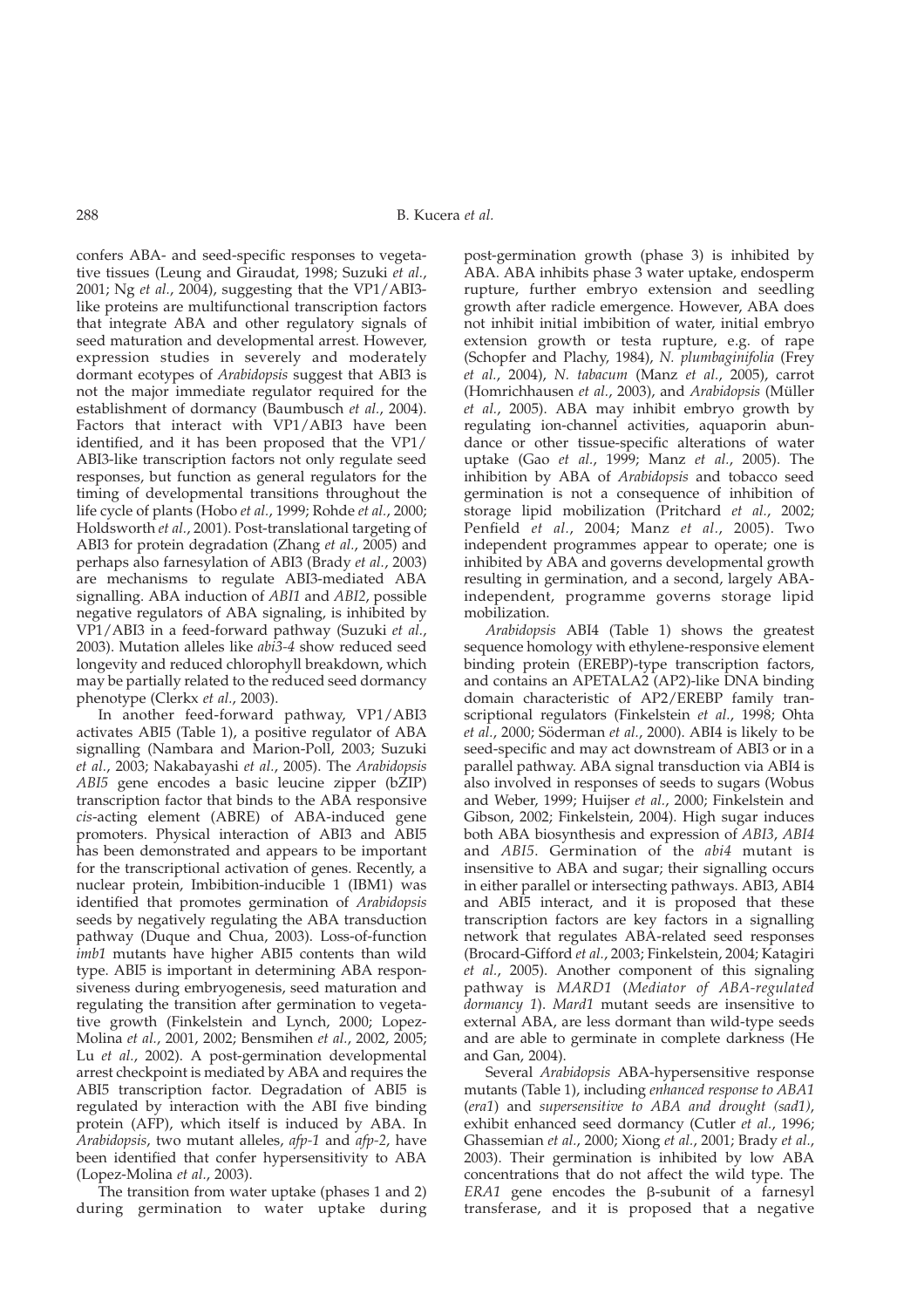confers ABA- and seed-specific responses to vegetative tissues (Leung and Giraudat, 1998; Suzuki *et al.*, 2001; Ng *et al.*, 2004), suggesting that the VP1/ABI3-like proteins are multifunctional transcription factors that integrate ABA and other regulatory signals of seed maturation and developmental arrest. However, expression studies in severely and moderately dormant ecotypes of *Arabidopsis* suggest that ABI3 is not the major immediate regulator required for the establishment of dormancy (Baumbusch *et al.*, 2004). Factors that interact with VP1/ABI3 have been identified, and it has been proposed that the VP1/ABI3-like transcription factors not only regulate seed responses, but function as general regulators for the timing of developmental transitions throughout the life cycle of plants (Hobo *et al.*, 1999; Rohde *et al.*, 2000; Holdsworth *et al.*, 2001). Post-translational targeting of ABI3 for protein degradation (Zhang *et al.*, 2005) and perhaps also farnesylation of ABI3 (Brady *et al.*, 2003) are mechanisms to regulate ABI3-mediated ABA signalling. ABA induction of *ABI1* and *ABI2*, possible negative regulators of ABA signaling, is inhibited by VP1/ABI3 in a feed-forward pathway (Suzuki *et al.*, 2003). Mutation alleles like *abi3-4* show reduced seed longevity and reduced chlorophyll breakdown, which may be partially related to the reduced seed dormancy phenotype (Clerkx *et al.*, 2003).

In another feed-forward pathway, VP1/ABI3 activates ABI5 (Table 1), a positive regulator of ABA signalling (Nambara and Marion-Poll, 2003; Suzuki *et al.*, 2003; Nakabayashi *et al.*, 2005). The *Arabidopsis ABI5* gene encodes a basic leucine zipper (bZIP) transcription factor that binds to the ABA responsive *cis*-acting element (ABRE) of ABA-induced gene promoters. Physical interaction of ABI3 and ABI5 has been demonstrated and appears to be important for the transcriptional activation of genes. Recently, a nuclear protein, Imbibition-inducible 1 (IBM1) was identified that promotes germination of *Arabidopsis* seeds by negatively regulating the ABA transduction pathway (Duque and Chua, 2003). Loss-of-function *imb1* mutants have higher ABI5 contents than wild type. ABI5 is important in determining ABA responsiveness during embryogenesis, seed maturation and regulating the transition after germination to vegetative growth (Finkelstein and Lynch, 2000; Lopez-Molina *et al.*, 2001, 2002; Bensmihen *et al.*, 2002, 2005; Lu *et al.*, 2002). A post-germination developmental arrest checkpoint is mediated by ABA and requires the ABI5 transcription factor. Degradation of ABI5 is regulated by interaction with the ABI five binding protein (AFP), which itself is induced by ABA. In *Arabidopsis*, two mutant alleles, *afp-1* and *afp-2*, have been identified that confer hypersensitivity to ABA (Lopez-Molina *et al.*, 2003).

The transition from water uptake (phases 1 and 2) during germination to water uptake during post-germination growth (phase 3) is inhibited by ABA. ABA inhibits phase 3 water uptake, endosperm rupture, further embryo extension and seedling growth after radicle emergence. However, ABA does not inhibit initial imbibition of water, initial embryo extension growth or testa rupture, e.g. of rape (Schopfer and Plachy, 1984), *N. plumbaginifolia* (Frey *et al.*, 2004), *N. tabacum* (Manz *et al.*, 2005), carrot (Homrichhausen *et al.*, 2003), and *Arabidopsis* (Müller *et al.*, 2005). ABA may inhibit embryo growth by regulating ion-channel activities, aquaporin abundance or other tissue-specific alterations of water uptake (Gao *et al.*, 1999; Manz *et al.*, 2005). The inhibition by ABA of *Arabidopsis* and tobacco seed germination is not a consequence of inhibition of storage lipid mobilization (Pritchard *et al.*, 2002; Penfield *et al.*, 2004; Manz *et al.*, 2005). Two independent programmes appear to operate; one is inhibited by ABA and governs developmental growth resulting in germination, and a second, largely ABA-independent, programme governs storage lipid mobilization.

*Arabidopsis* ABI4 (Table 1) shows the greatest sequence homology with ethylene-responsive element binding protein (EREBP)-type transcription factors, and contains an APETALA2 (AP2)-like DNA binding domain characteristic of AP2/EREBP family transcriptional regulators (Finkelstein *et al.*, 1998; Ohta *et al.*, 2000; Söderman *et al.*, 2000). ABI4 is likely to be seed-specific and may act downstream of ABI3 or in a parallel pathway. ABA signal transduction via ABI4 is also involved in responses of seeds to sugars (Wobus and Weber, 1999; Huijser *et al.*, 2000; Finkelstein and Gibson, 2002; Finkelstein, 2004). High sugar induces both ABA biosynthesis and expression of *ABI3*, *ABI4* and *ABI5*. Germination of the *abi4* mutant is insensitive to ABA and sugar; their signalling occurs in either parallel or intersecting pathways. ABI3, ABI4 and ABI5 interact, and it is proposed that these transcription factors are key factors in a signalling network that regulates ABA-related seed responses (Brocard-Gifford *et al.*, 2003; Finkelstein, 2004; Katagiri *et al.*, 2005). Another component of this signaling pathway is *MARD1* (*Mediator of ABA-regulated dormancy 1*). *Mard1* mutant seeds are insensitive to external ABA, are less dormant than wild-type seeds and are able to germinate in complete darkness (He and Gan, 2004).

Several *Arabidopsis* ABA-hypersensitive response mutants (Table 1), including *enhanced response to ABA1* (*era1*) and *supersensitive to ABA and drought (sad1)*, exhibit enhanced seed dormancy (Cutler *et al.*, 1996; Ghassemian *et al.*, 2000; Xiong *et al.*, 2001; Brady *et al.*, 2003). Their germination is inhibited by low ABA concentrations that do not affect the wild type. The *ERA1* gene encodes the β-subunit of a farnesyl transferase, and it is proposed that a negative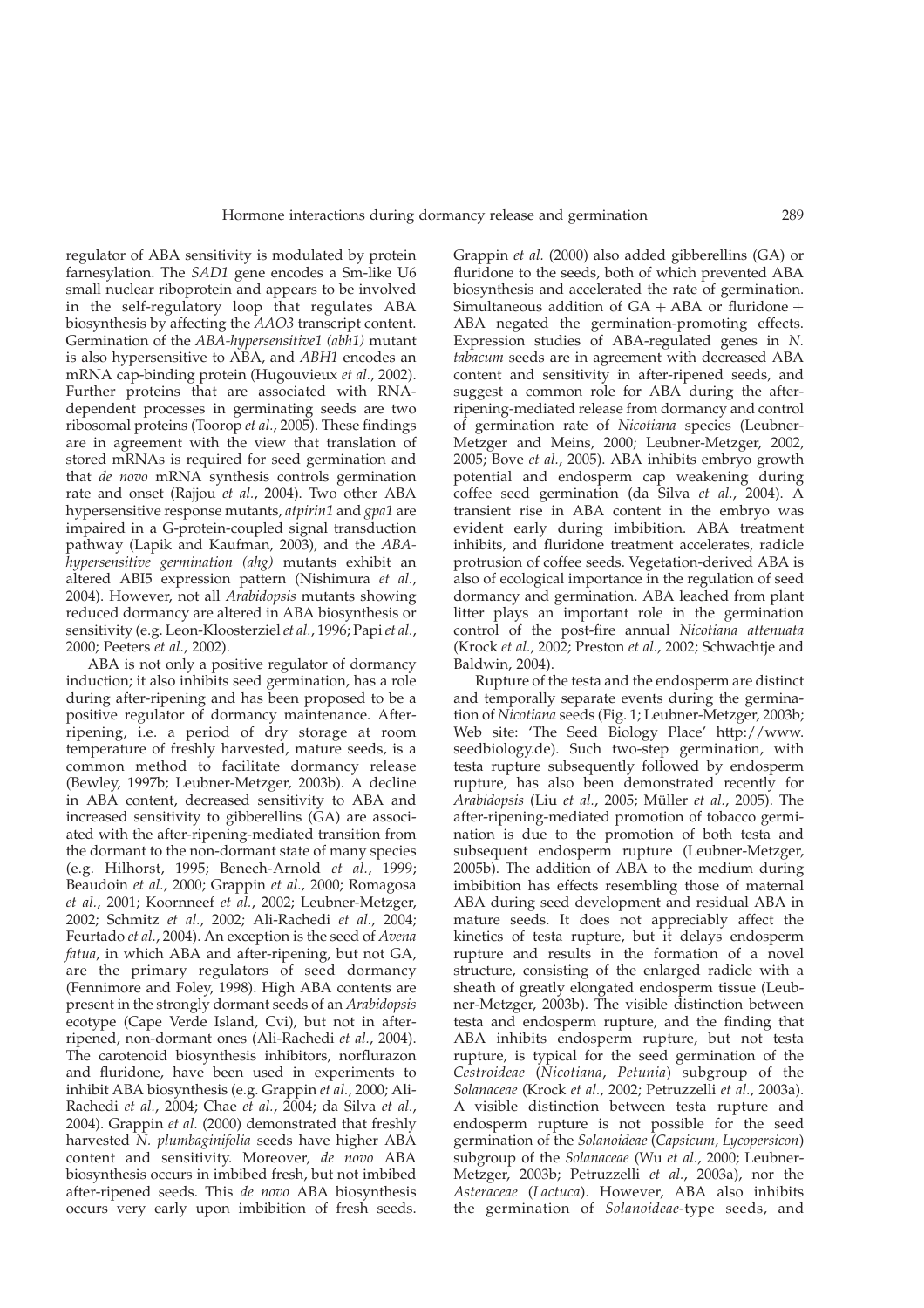regulator of ABA sensitivity is modulated by protein farnesylation. The *SAD1* gene encodes a Sm-like U6 small nuclear riboprotein and appears to be involved in the self-regulatory loop that regulates ABA biosynthesis by affecting the *AAO3* transcript content. Germination of the *ABA-hypersensitive1 (abh1)* mutant is also hypersensitive to ABA, and *ABH1* encodes an mRNA cap-binding protein (Hugouvieux *et al.*, 2002). Further proteins that are associated with RNA-dependent processes in germinating seeds are two ribosomal proteins (Toorop *et al.*, 2005). These findings are in agreement with the view that translation of stored mRNAs is required for seed germination and that *de novo* mRNA synthesis controls germination rate and onset (Rajjou *et al.*, 2004). Two other ABA hypersensitive response mutants, *atpirin1* and *gpa1* are impaired in a G-protein-coupled signal transduction pathway (Lapik and Kaufman, 2003), and the *ABA-hypersensitive germination (ahg)* mutants exhibit an altered ABI5 expression pattern (Nishimura *et al.*, 2004). However, not all *Arabidopsis* mutants showing reduced dormancy are altered in ABA biosynthesis or sensitivity (e.g. Leon-Kloosterziel *et al.*, 1996; Papi *et al.*, 2000; Peeters *et al.*, 2002).

ABA is not only a positive regulator of dormancy induction; it also inhibits seed germination, has a role during after-ripening and has been proposed to be a positive regulator of dormancy maintenance. After-ripening, i.e. a period of dry storage at room temperature of freshly harvested, mature seeds, is a common method to facilitate dormancy release (Bewley, 1997b; Leubner-Metzger, 2003b). A decline in ABA content, decreased sensitivity to ABA and increased sensitivity to gibberellins (GA) are associated with the after-ripening-mediated transition from the dormant to the non-dormant state of many species (e.g. Hilhorst, 1995; Benech-Arnold *et al.*, 1999; Beaudoin *et al.*, 2000; Grappin *et al.*, 2000; Romagosa *et al.*, 2001; Koornneef *et al.*, 2002; Leubner-Metzger, 2002; Schmitz *et al.*, 2002; Ali-Rachedi *et al.*, 2004; Feurtado *et al.*, 2004). An exception is the seed of *Avena fatua*, in which ABA and after-ripening, but not GA, are the primary regulators of seed dormancy (Fennimore and Foley, 1998). High ABA contents are present in the strongly dormant seeds of an *Arabidopsis* ecotype (Cape Verde Island, Cvi), but not in after-ripened, non-dormant ones (Ali-Rachedi *et al.*, 2004). The carotenoid biosynthesis inhibitors, norflurazon and fluridone, have been used in experiments to inhibit ABA biosynthesis (e.g. Grappin *et al.*, 2000; Ali-Rachedi *et al.*, 2004; Chae *et al.*, 2004; da Silva *et al.*, 2004). Grappin *et al.* (2000) demonstrated that freshly harvested *N. plumbaginifolia* seeds have higher ABA content and sensitivity. Moreover, *de novo* ABA biosynthesis occurs in imbibed fresh, but not imbibed after-ripened seeds. This *de novo* ABA biosynthesis occurs very early upon imbibition of fresh seeds. Grappin *et al.* (2000) also added gibberellins (GA) or fluridone to the seeds, both of which prevented ABA biosynthesis and accelerated the rate of germination. Simultaneous addition of GA + ABA or fluridone + ABA negated the germination-promoting effects. Expression studies of ABA-regulated genes in *N. tabacum* seeds are in agreement with decreased ABA content and sensitivity in after-ripened seeds, and suggest a common role for ABA during the after-ripening-mediated release from dormancy and control of germination rate of *Nicotiana* species (Leubner-Metzger and Meins, 2000; Leubner-Metzger, 2002, 2005; Bove *et al.*, 2005). ABA inhibits embryo growth potential and endosperm cap weakening during coffee seed germination (da Silva *et al.*, 2004). A transient rise in ABA content in the embryo was evident early during imbibition. ABA treatment inhibits, and fluridone treatment accelerates, radicle protrusion of coffee seeds. Vegetation-derived ABA is also of ecological importance in the regulation of seed dormancy and germination. ABA leached from plant litter plays an important role in the germination control of the post-fire annual *Nicotiana attenuata* (Krock *et al.*, 2002; Preston *et al.*, 2002; Schwachtje and Baldwin, 2004).

Rupture of the testa and the endosperm are distinct and temporally separate events during the germination of *Nicotiana* seeds (Fig. 1; Leubner-Metzger, 2003b; Web site: 'The Seed Biology Place' http://www.seedbiology.de). Such two-step germination, with testa rupture subsequently followed by endosperm rupture, has also been demonstrated recently for *Arabidopsis* (Liu *et al.*, 2005; Müller *et al.*, 2005). The after-ripening-mediated promotion of tobacco germination is due to the promotion of both testa and subsequent endosperm rupture (Leubner-Metzger, 2005b). The addition of ABA to the medium during imbibition has effects resembling those of maternal ABA during seed development and residual ABA in mature seeds. It does not appreciably affect the kinetics of testa rupture, but it delays endosperm rupture and results in the formation of a novel structure, consisting of the enlarged radicle with a sheath of greatly elongated endosperm tissue (Leubner-Metzger, 2003b). The visible distinction between testa and endosperm rupture, and the finding that ABA inhibits endosperm rupture, but not testa rupture, is typical for the seed germination of the *Cestroideae* (*Nicotiana*, *Petunia*) subgroup of the *Solanaceae* (Krock *et al.*, 2002; Petruzzelli *et al.*, 2003a). A visible distinction between testa rupture and endosperm rupture is not possible for the seed germination of the *Solanoideae* (*Capsicum, Lycopersicon*) subgroup of the *Solanaceae* (Wu *et al.*, 2000; Leubner-Metzger, 2003b; Petruzzelli *et al.*, 2003a), nor the *Asteraceae* (*Lactuca*). However, ABA also inhibits the germination of *Solanoideae*-type seeds, and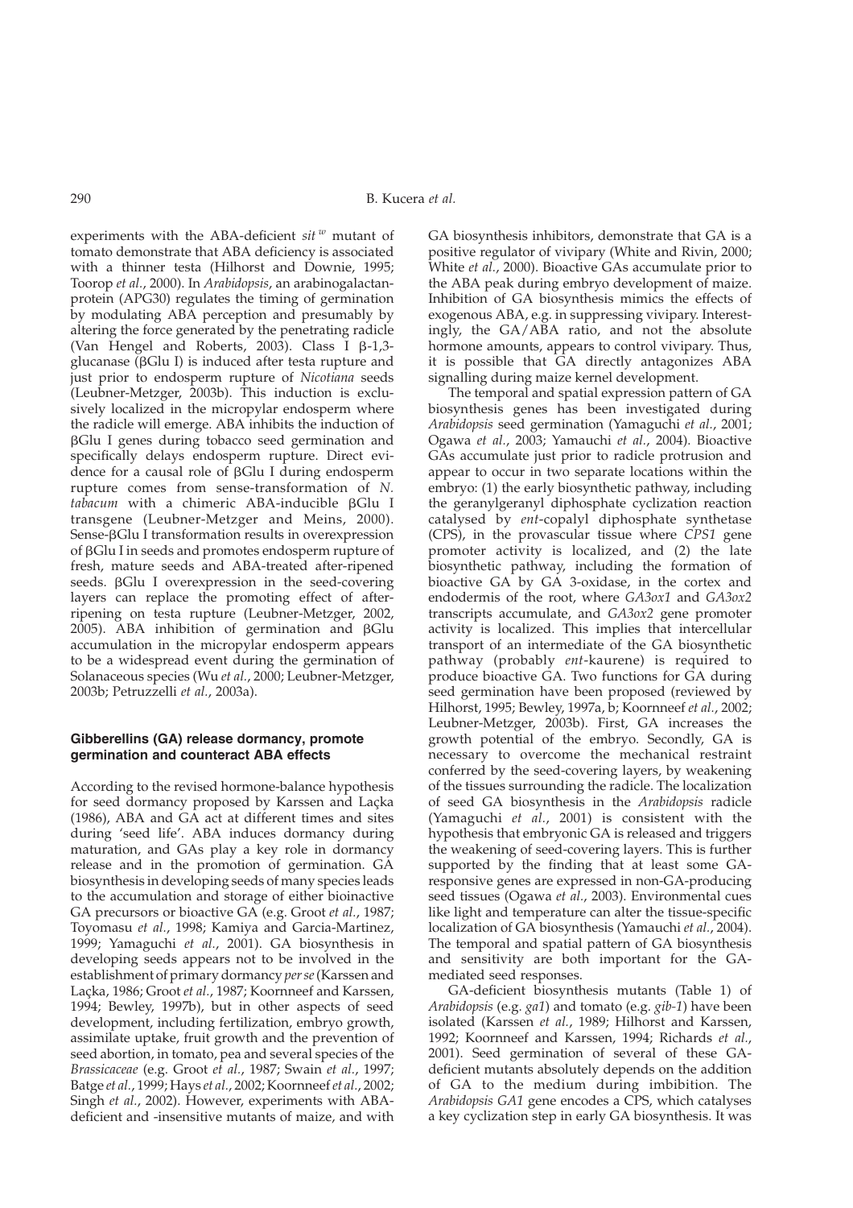experiments with the ABA-deficient *sit* $^{w}$ mutant of tomato demonstrate that ABA deficiency is associated with a thinner testa (Hilhorst and Downie, 1995; Toorop *et al.*, 2000). In *Arabidopsis*, an arabinogalactan-protein (APG30) regulates the timing of germination by modulating ABA perception and presumably by altering the force generated by the penetrating radicle (Van Hengel and Roberts, 2003). Class I β-1,3-glucanase (βGlu I) is induced after testa rupture and just prior to endosperm rupture of *Nicotiana* seeds (Leubner-Metzger, 2003b). This induction is exclusively localized in the micropylar endosperm where the radicle will emerge. ABA inhibits the induction of βGlu I genes during tobacco seed germination and specifically delays endosperm rupture. Direct evidence for a causal role of βGlu I during endosperm rupture comes from sense-transformation of *N. tabacum* with a chimeric ABA-inducible βGlu I transgene (Leubner-Metzger and Meins, 2000). Sense-βGlu I transformation results in overexpression of βGlu I in seeds and promotes endosperm rupture of fresh, mature seeds and ABA-treated after-ripened seeds. βGlu I overexpression in the seed-covering layers can replace the promoting effect of after-ripening on testa rupture (Leubner-Metzger, 2002, 2005). ABA inhibition of germination and βGlu accumulation in the micropylar endosperm appears to be a widespread event during the germination of Solanaceous species (Wu *et al.*, 2000; Leubner-Metzger, 2003b; Petruzzelli *et al.*, 2003a).

## Gibberellins (GA) release dormancy, promote germination and counteract ABA effects

According to the revised hormone-balance hypothesis for seed dormancy proposed by Karssen and Laçka (1986), ABA and GA act at different times and sites during 'seed life'. ABA induces dormancy during maturation, and GAs play a key role in dormancy release and in the promotion of germination. GA biosynthesis in developing seeds of many species leads to the accumulation and storage of either bioinactive GA precursors or bioactive GA (e.g. Groot *et al.*, 1987; Toyomasu *et al.*, 1998; Kamiya and Garcia-Martinez, 1999; Yamaguchi *et al.*, 2001). GA biosynthesis in developing seeds appears not to be involved in the establishment of primary dormancy *per se* (Karssen and Laçka, 1986; Groot *et al.*, 1987; Koornneef and Karssen, 1994; Bewley, 1997b), but in other aspects of seed development, including fertilization, embryo growth, assimilate uptake, fruit growth and the prevention of seed abortion, in tomato, pea and several species of the *Brassicaceae* (e.g. Groot *et al.*, 1987; Swain *et al.*, 1997; Batge *et al.*, 1999; Hays *et al.*, 2002; Koornneef *et al.*, 2002; Singh *et al.*, 2002). However, experiments with ABA-deficient and -insensitive mutants of maize, and with GA biosynthesis inhibitors, demonstrate that GA is a positive regulator of vivipary (White and Rivin, 2000; White *et al.*, 2000). Bioactive GAs accumulate prior to the ABA peak during embryo development of maize. Inhibition of GA biosynthesis mimics the effects of exogenous ABA, e.g. in suppressing vivipary. Interestingly, the GA/ABA ratio, and not the absolute hormone amounts, appears to control vivipary. Thus, it is possible that GA directly antagonizes ABA signalling during maize kernel development.

The temporal and spatial expression pattern of GA biosynthesis genes has been investigated during *Arabidopsis* seed germination (Yamaguchi *et al.*, 2001; Ogawa *et al.*, 2003; Yamauchi *et al.*, 2004). Bioactive GAs accumulate just prior to radicle protrusion and appear to occur in two separate locations within the embryo: (1) the early biosynthetic pathway, including the geranylgeranyl diphosphate cyclization reaction catalysed by *ent*-copalyl diphosphate synthetase (CPS), in the provascular tissue where *CPS1* gene promoter activity is localized, and (2) the late biosynthetic pathway, including the formation of bioactive GA by GA 3-oxidase, in the cortex and endodermis of the root, where *GA3ox1* and *GA3ox2* transcripts accumulate, and *GA3ox2* gene promoter activity is localized. This implies that intercellular transport of an intermediate of the GA biosynthetic pathway (probably *ent*-kaurene) is required to produce bioactive GA. Two functions for GA during seed germination have been proposed (reviewed by Hilhorst, 1995; Bewley, 1997a, b; Koornneef *et al.*, 2002; Leubner-Metzger, 2003b). First, GA increases the growth potential of the embryo. Secondly, GA is necessary to overcome the mechanical restraint conferred by the seed-covering layers, by weakening of the tissues surrounding the radicle. The localization of seed GA biosynthesis in the *Arabidopsis* radicle (Yamaguchi *et al.*, 2001) is consistent with the hypothesis that embryonic GA is released and triggers the weakening of seed-covering layers. This is further supported by the finding that at least some GA-responsive genes are expressed in non-GA-producing seed tissues (Ogawa *et al.*, 2003). Environmental cues like light and temperature can alter the tissue-specific localization of GA biosynthesis (Yamauchi *et al.*, 2004). The temporal and spatial pattern of GA biosynthesis and sensitivity are both important for the GA-mediated seed responses.

GA-deficient biosynthesis mutants (Table 1) of *Arabidopsis* (e.g. *ga1*) and tomato (e.g. *gib-1*) have been isolated (Karssen *et al.*, 1989; Hilhorst and Karssen, 1992; Koornneef and Karssen, 1994; Richards *et al.*, 2001). Seed germination of several of these GA-deficient mutants absolutely depends on the addition of GA to the medium during imbibition. The *Arabidopsis GA1* gene encodes a CPS, which catalyses a key cyclization step in early GA biosynthesis. It was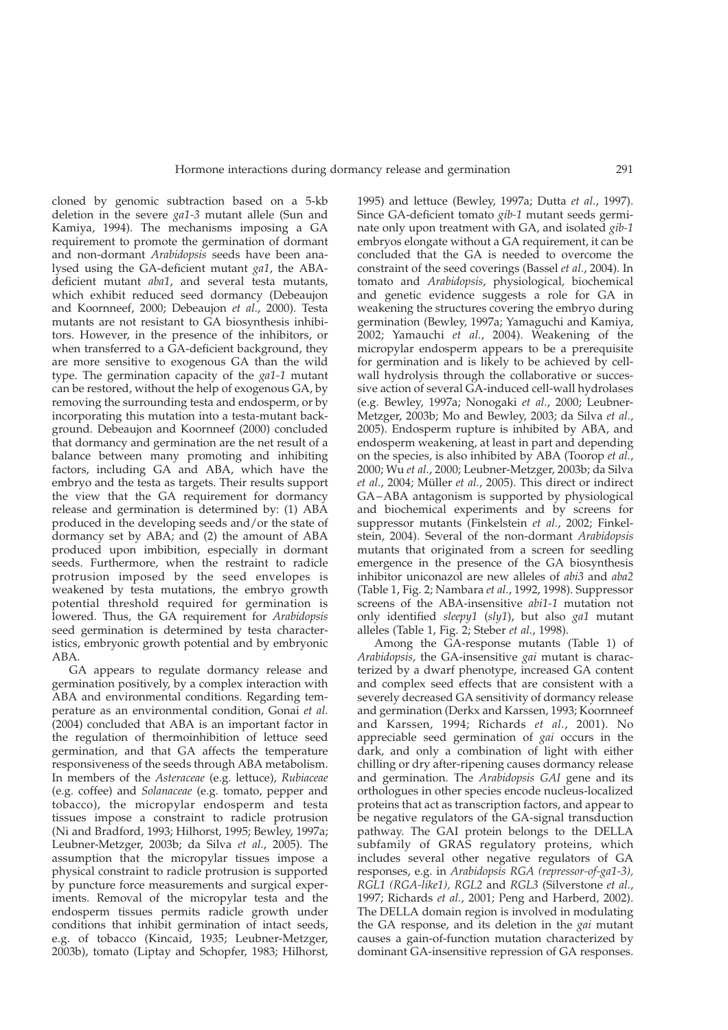cloned by genomic subtraction based on a 5-kb deletion in the severe *ga1-3* mutant allele (Sun and Kamiya, 1994). The mechanisms imposing a GA requirement to promote the germination of dormant and non-dormant *Arabidopsis* seeds have been analysed using the GA-deficient mutant *ga1*, the ABA-deficient mutant *aba1*, and several testa mutants, which exhibit reduced seed dormancy (Debeaujon and Koornneef, 2000; Debeaujon *et al.*, 2000). Testa mutants are not resistant to GA biosynthesis inhibitors. However, in the presence of the inhibitors, or when transferred to a GA-deficient background, they are more sensitive to exogenous GA than the wild type. The germination capacity of the *ga1-1* mutant can be restored, without the help of exogenous GA, by removing the surrounding testa and endosperm, or by incorporating this mutation into a testa-mutant background. Debeaujon and Koornneef (2000) concluded that dormancy and germination are the net result of a balance between many promoting and inhibiting factors, including GA and ABA, which have the embryo and the testa as targets. Their results support the view that the GA requirement for dormancy release and germination is determined by: (1) ABA produced in the developing seeds and/or the state of dormancy set by ABA; and (2) the amount of ABA produced upon imbibition, especially in dormant seeds. Furthermore, when the restraint to radicle protrusion imposed by the seed envelopes is weakened by testa mutations, the embryo growth potential threshold required for germination is lowered. Thus, the GA requirement for *Arabidopsis* seed germination is determined by testa characteristics, embryonic growth potential and by embryonic ABA.

GA appears to regulate dormancy release and germination positively, by a complex interaction with ABA and environmental conditions. Regarding temperature as an environmental condition, Gonai *et al.* (2004) concluded that ABA is an important factor in the regulation of thermoinhibition of lettuce seed germination, and that GA affects the temperature responsiveness of the seeds through ABA metabolism. In members of the *Asteraceae* (e.g. lettuce), *Rubiaceae* (e.g. coffee) and *Solanaceae* (e.g. tomato, pepper and tobacco), the micropylar endosperm and testa tissues impose a constraint to radicle protrusion (Ni and Bradford, 1993; Hilhorst, 1995; Bewley, 1997a; Leubner-Metzger, 2003b; da Silva *et al.*, 2005). The assumption that the micropylar tissues impose a physical constraint to radicle protrusion is supported by puncture force measurements and surgical experiments. Removal of the micropylar testa and the endosperm tissues permits radicle growth under conditions that inhibit germination of intact seeds, e.g. of tobacco (Kincaid, 1935; Leubner-Metzger, 2003b), tomato (Liptay and Schopfer, 1983; Hilhorst, 1995) and lettuce (Bewley, 1997a; Dutta *et al.*, 1997). Since GA-deficient tomato *gib-1* mutant seeds germinate only upon treatment with GA, and isolated *gib-1* embryos elongate without a GA requirement, it can be concluded that the GA is needed to overcome the constraint of the seed coverings (Bassel *et al.*, 2004). In tomato and *Arabidopsis*, physiological, biochemical and genetic evidence suggests a role for GA in weakening the structures covering the embryo during germination (Bewley, 1997a; Yamaguchi and Kamiya, 2002; Yamauchi *et al.*, 2004). Weakening of the micropylar endosperm appears to be a prerequisite for germination and is likely to be achieved by cell-wall hydrolysis through the collaborative or successive action of several GA-induced cell-wall hydrolases (e.g. Bewley, 1997a; Nonogaki *et al.*, 2000; Leubner-Metzger, 2003b; Mo and Bewley, 2003; da Silva *et al.*, 2005). Endosperm rupture is inhibited by ABA, and endosperm weakening, at least in part and depending on the species, is also inhibited by ABA (Toorop *et al.*, 2000; Wu *et al.*, 2000; Leubner-Metzger, 2003b; da Silva *et al.*, 2004; Müller *et al.*, 2005). This direct or indirect GA–ABA antagonism is supported by physiological and biochemical experiments and by screens for suppressor mutants (Finkelstein *et al.*, 2002; Finkelstein, 2004). Several of the non-dormant *Arabidopsis* mutants that originated from a screen for seedling emergence in the presence of the GA biosynthesis inhibitor uniconazol are new alleles of *abi3* and *aba2* (Table 1, Fig. 2; Nambara *et al.*, 1992, 1998). Suppressor screens of the ABA-insensitive *abi1-1* mutation not only identified *sleepy1* (*sly1*), but also *ga1* mutant alleles (Table 1, Fig. 2; Steber *et al.*, 1998).

Among the GA-response mutants (Table 1) of *Arabidopsis*, the GA-insensitive *gai* mutant is characterized by a dwarf phenotype, increased GA content and complex seed effects that are consistent with a severely decreased GA sensitivity of dormancy release and germination (Derkx and Karssen, 1993; Koornneef and Karssen, 1994; Richards *et al.*, 2001). No appreciable seed germination of *gai* occurs in the dark, and only a combination of light with either chilling or dry after-ripening causes dormancy release and germination. The *Arabidopsis GAI* gene and its orthologues in other species encode nucleus-localized proteins that act as transcription factors, and appear to be negative regulators of the GA-signal transduction pathway. The GAI protein belongs to the DELLA subfamily of GRAS regulatory proteins, which includes several other negative regulators of GA responses, e.g. in *Arabidopsis RGA (repressor-of-ga1-3), RGL1 (RGA-like1), RGL2* and *RGL3* (Silverstone *et al.*, 1997; Richards *et al.*, 2001; Peng and Harberd, 2002). The DELLA domain region is involved in modulating the GA response, and its deletion in the *gai* mutant causes a gain-of-function mutation characterized by dominant GA-insensitive repression of GA responses.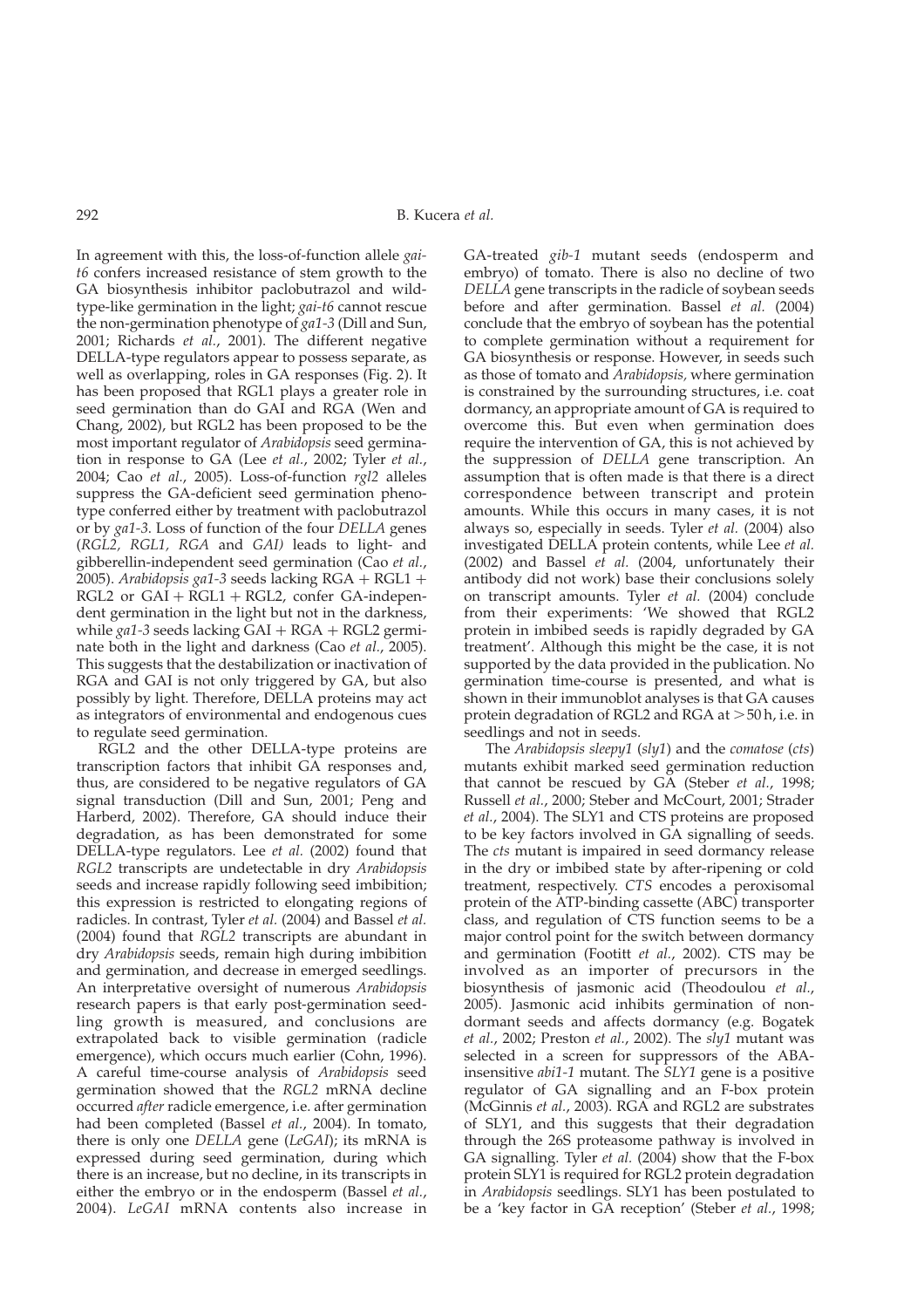In agreement with this, the loss-of-function allele *gai-t6* confers increased resistance of stem growth to the GA biosynthesis inhibitor paclobutrazol and wild-type-like germination in the light; *gai-t6* cannot rescue the non-germination phenotype of *ga1-3* (Dill and Sun, 2001; Richards *et al.*, 2001). The different negative DELLA-type regulators appear to possess separate, as well as overlapping, roles in GA responses (Fig. 2). It has been proposed that RGL1 plays a greater role in seed germination than do GAI and RGA (Wen and Chang, 2002), but RGL2 has been proposed to be the most important regulator of *Arabidopsis* seed germination in response to GA (Lee *et al.*, 2002; Tyler *et al.*, 2004; Cao *et al.*, 2005). Loss-of-function *rgl2* alleles suppress the GA-deficient seed germination phenotype conferred either by treatment with paclobutrazol or by *ga1-3*. Loss of function of the four *DELLA* genes (*RGL2, RGL1, RGA* and *GAI)* leads to light- and gibberellin-independent seed germination (Cao *et al.*, 2005). *Arabidopsis ga1-3* seeds lacking RGA + RGL1 + RGL2 or GAI + RGL1 + RGL2, confer GA-independent germination in the light but not in the darkness, while *ga1-3* seeds lacking GAI + RGA + RGL2 germinate both in the light and darkness (Cao *et al.*, 2005). This suggests that the destabilization or inactivation of RGA and GAI is not only triggered by GA, but also possibly by light. Therefore, DELLA proteins may act as integrators of environmental and endogenous cues to regulate seed germination.

RGL2 and the other DELLA-type proteins are transcription factors that inhibit GA responses and, thus, are considered to be negative regulators of GA signal transduction (Dill and Sun, 2001; Peng and Harberd, 2002). Therefore, GA should induce their degradation, as has been demonstrated for some DELLA-type regulators. Lee *et al.* (2002) found that *RGL2* transcripts are undetectable in dry *Arabidopsis* seeds and increase rapidly following seed imbibition; this expression is restricted to elongating regions of radicles. In contrast, Tyler *et al.* (2004) and Bassel *et al.* (2004) found that *RGL2* transcripts are abundant in dry *Arabidopsis* seeds, remain high during imbibition and germination, and decrease in emerged seedlings. An interpretative oversight of numerous *Arabidopsis* research papers is that early post-germination seedling growth is measured, and conclusions are extrapolated back to visible germination (radicle emergence), which occurs much earlier (Cohn, 1996). A careful time-course analysis of *Arabidopsis* seed germination showed that the *RGL2* mRNA decline occurred *after* radicle emergence, i.e. after germination had been completed (Bassel *et al.*, 2004). In tomato, there is only one *DELLA* gene (*LeGAI*); its mRNA is expressed during seed germination, during which there is an increase, but no decline, in its transcripts in either the embryo or in the endosperm (Bassel *et al.*, 2004). *LeGAI* mRNA contents also increase in GA-treated *gib-1* mutant seeds (endosperm and embryo) of tomato. There is also no decline of two *DELLA* gene transcripts in the radicle of soybean seeds before and after germination. Bassel *et al.* (2004) conclude that the embryo of soybean has the potential to complete germination without a requirement for GA biosynthesis or response. However, in seeds such as those of tomato and *Arabidopsis*, where germination is constrained by the surrounding structures, i.e. coat dormancy, an appropriate amount of GA is required to overcome this. But even when germination does require the intervention of GA, this is not achieved by the suppression of *DELLA* gene transcription. An assumption that is often made is that there is a direct correspondence between transcript and protein amounts. While this occurs in many cases, it is not always so, especially in seeds. Tyler *et al.* (2004) also investigated DELLA protein contents, while Lee *et al.* (2002) and Bassel *et al.* (2004, unfortunately their antibody did not work) base their conclusions solely on transcript amounts. Tyler *et al.* (2004) conclude from their experiments: 'We showed that RGL2 protein in imbibed seeds is rapidly degraded by GA treatment'. Although this might be the case, it is not supported by the data provided in the publication. No germination time-course is presented, and what is shown in their immunoblot analyses is that GA causes protein degradation of RGL2 and RGA at >50 h, i.e. in seedlings and not in seeds.

The *Arabidopsis sleepy1* (*sly1*) and the *comatose* (*cts*) mutants exhibit marked seed germination reduction that cannot be rescued by GA (Steber *et al.*, 1998; Russell *et al.*, 2000; Steber and McCourt, 2001; Strader *et al.*, 2004). The SLY1 and CTS proteins are proposed to be key factors involved in GA signalling of seeds. The *cts* mutant is impaired in seed dormancy release in the dry or imbibed state by after-ripening or cold treatment, respectively. *CTS* encodes a peroxisomal protein of the ATP-binding cassette (ABC) transporter class, and regulation of CTS function seems to be a major control point for the switch between dormancy and germination (Footitt *et al.*, 2002). CTS may be involved as an importer of precursors in the biosynthesis of jasmonic acid (Theodoulou *et al.*, 2005). Jasmonic acid inhibits germination of non-dormant seeds and affects dormancy (e.g. Bogatek *et al.*, 2002; Preston *et al.*, 2002). The *sly1* mutant was selected in a screen for suppressors of the ABA-insensitive *abi1-1* mutant. The *SLY1* gene is a positive regulator of GA signalling and an F-box protein (McGinnis *et al.*, 2003). RGA and RGL2 are substrates of SLY1, and this suggests that their degradation through the 26S proteasome pathway is involved in GA signalling. Tyler *et al.* (2004) show that the F-box protein SLY1 is required for RGL2 protein degradation in *Arabidopsis* seedlings. SLY1 has been postulated to be a 'key factor in GA reception' (Steber *et al.*, 1998;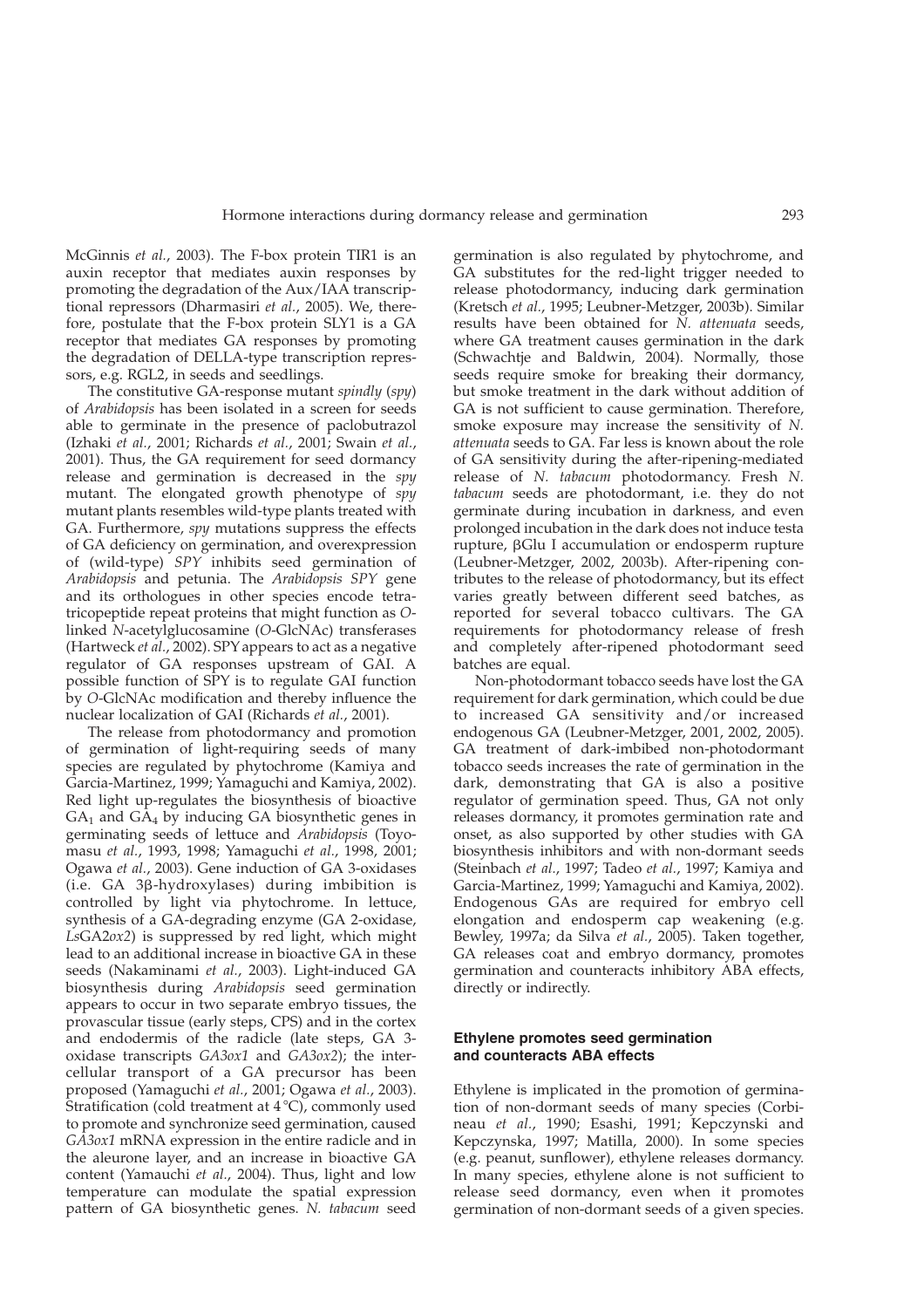McGinnis *et al.*, 2003). The F-box protein TIR1 is an auxin receptor that mediates auxin responses by promoting the degradation of the Aux/IAA transcriptional repressors (Dharmasiri *et al.*, 2005). We, therefore, postulate that the F-box protein SLY1 is a GA receptor that mediates GA responses by promoting the degradation of DELLA-type transcription repressors, e.g. RGL2, in seeds and seedlings.

The constitutive GA-response mutant *spindly* (*spy*) of *Arabidopsis* has been isolated in a screen for seeds able to germinate in the presence of paclobutrazol (Izhaki *et al.*, 2001; Richards *et al.*, 2001; Swain *et al.*, 2001). Thus, the GA requirement for seed dormancy release and germination is decreased in the *spy* mutant. The elongated growth phenotype of *spy* mutant plants resembles wild-type plants treated with GA. Furthermore, *spy* mutations suppress the effects of GA deficiency on germination, and overexpression of (wild-type) *SPY* inhibits seed germination of *Arabidopsis* and petunia. The *Arabidopsis SPY* gene and its orthologues in other species encode tetratricopeptide repeat proteins that might function as *O*-linked *N*-acetylglucosamine (*O*-GlcNAc) transferases (Hartweck *et al.*, 2002). SPY appears to act as a negative regulator of GA responses upstream of GAI. A possible function of SPY is to regulate GAI function by *O*-GlcNAc modification and thereby influence the nuclear localization of GAI (Richards *et al.*, 2001).

The release from photodormancy and promotion of germination of light-requiring seeds of many species are regulated by phytochrome (Kamiya and Garcia-Martinez, 1999; Yamaguchi and Kamiya, 2002). Red light up-regulates the biosynthesis of bioactive $GA_1$ and $GA_4$ by inducing GA biosynthetic genes in germinating seeds of lettuce and *Arabidopsis* (Toyomasu *et al.*, 1993, 1998; Yamaguchi *et al.*, 1998, 2001; Ogawa *et al.*, 2003). Gene induction of GA 3-oxidases (i.e. GA 3β-hydroxylases) during imbibition is controlled by light via phytochrome. In lettuce, synthesis of a GA-degrading enzyme (GA 2-oxidase, *LsGA2ox2*) is suppressed by red light, which might lead to an additional increase in bioactive GA in these seeds (Nakaminami *et al.*, 2003). Light-induced GA biosynthesis during *Arabidopsis* seed germination appears to occur in two separate embryo tissues, the provascular tissue (early steps, CPS) and in the cortex and endodermis of the radicle (late steps, GA 3-oxidase transcripts *GA3ox1* and *GA3ox2*); the intercellular transport of a GA precursor has been proposed (Yamaguchi *et al.*, 2001; Ogawa *et al.*, 2003). Stratification (cold treatment at 4 °C), commonly used to promote and synchronize seed germination, caused *GA3ox1* mRNA expression in the entire radicle and in the aleurone layer, and an increase in bioactive GA content (Yamauchi *et al.*, 2004). Thus, light and low temperature can modulate the spatial expression pattern of GA biosynthetic genes. *N. tabacum* seed germination is also regulated by phytochrome, and GA substitutes for the red-light trigger needed to release photodormancy, inducing dark germination (Kretsch *et al.*, 1995; Leubner-Metzger, 2003b). Similar results have been obtained for *N. attenuata* seeds, where GA treatment causes germination in the dark (Schwachtje and Baldwin, 2004). Normally, those seeds require smoke for breaking their dormancy, but smoke treatment in the dark without addition of GA is not sufficient to cause germination. Therefore, smoke exposure may increase the sensitivity of *N. attenuata* seeds to GA. Far less is known about the role of GA sensitivity during the after-ripening-mediated release of *N. tabacum* photodormancy. Fresh *N. tabacum* seeds are photodormant, i.e. they do not germinate during incubation in darkness, and even prolonged incubation in the dark does not induce testa rupture, βGlu I accumulation or endosperm rupture (Leubner-Metzger, 2002, 2003b). After-ripening contributes to the release of photodormancy, but its effect varies greatly between different seed batches, as reported for several tobacco cultivars. The GA requirements for photodormancy release of fresh and completely after-ripened photodormant seed batches are equal.

Non-photodormant tobacco seeds have lost the GA requirement for dark germination, which could be due to increased GA sensitivity and/or increased endogenous GA (Leubner-Metzger, 2001, 2002, 2005). GA treatment of dark-imbibed non-photodormant tobacco seeds increases the rate of germination in the dark, demonstrating that GA is also a positive regulator of germination speed. Thus, GA not only releases dormancy, it promotes germination rate and onset, as also supported by other studies with GA biosynthesis inhibitors and with non-dormant seeds (Steinbach *et al.*, 1997; Tadeo *et al.*, 1997; Kamiya and Garcia-Martinez, 1999; Yamaguchi and Kamiya, 2002). Endogenous GAs are required for embryo cell elongation and endosperm cap weakening (e.g. Bewley, 1997a; da Silva *et al.*, 2005). Taken together, GA releases coat and embryo dormancy, promotes germination and counteracts inhibitory ABA effects, directly or indirectly.

### Ethylene promotes seed germination and counteracts ABA effects

Ethylene is implicated in the promotion of germination of non-dormant seeds of many species (Corbineau *et al.*, 1990; Esashi, 1991; Kepczynski and Kepczynska, 1997; Matilla, 2000). In some species (e.g. peanut, sunflower), ethylene releases dormancy. In many species, ethylene alone is not sufficient to release seed dormancy, even when it promotes germination of non-dormant seeds of a given species.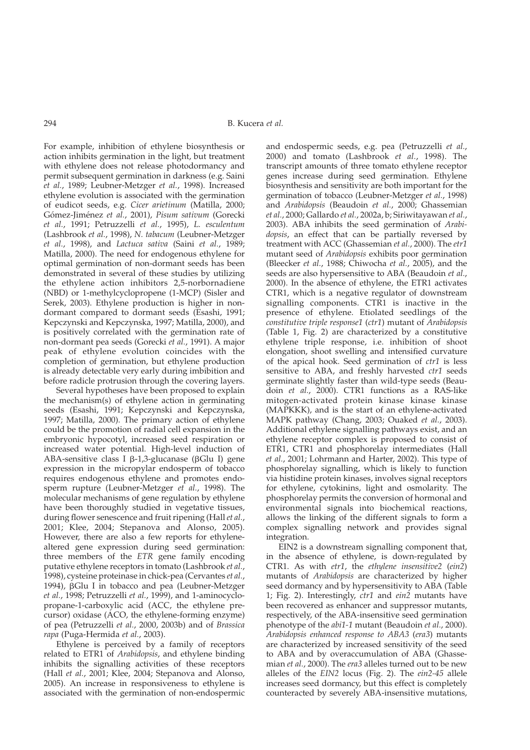For example, inhibition of ethylene biosynthesis or action inhibits germination in the light, but treatment with ethylene does not release photodormancy and permit subsequent germination in darkness (e.g. Saini *et al.*, 1989; Leubner-Metzger *et al.*, 1998). Increased ethylene evolution is associated with the germination of eudicot seeds, e.g. *Cicer arietinum* (Matilla, 2000; Gómez-Jiménez *et al.*, 2001), *Pisum sativum* (Gorecki *et al.*, 1991; Petruzzelli *et al.*, 1995), *L. esculentum* (Lashbrook *et al.*, 1998), *N. tabacum* (Leubner-Metzger *et al.*, 1998), and *Lactuca sativa* (Saini *et al.*, 1989; Matilla, 2000). The need for endogenous ethylene for optimal germination of non-dormant seeds has been demonstrated in several of these studies by utilizing the ethylene action inhibitors 2,5-norbornadiene (NBD) or 1-methylcyclopropene (1-MCP) (Sisler and Serek, 2003). Ethylene production is higher in non-dormant compared to dormant seeds (Esashi, 1991; Kepczynski and Kepczynska, 1997; Matilla, 2000), and is positively correlated with the germination rate of non-dormant pea seeds (Gorecki *et al.*, 1991). A major peak of ethylene evolution coincides with the completion of germination, but ethylene production is already detectable very early during imbibition and before radicle protrusion through the covering layers.

Several hypotheses have been proposed to explain the mechanism(s) of ethylene action in germinating seeds (Esashi, 1991; Kepczynski and Kepczynska, 1997; Matilla, 2000). The primary action of ethylene could be the promotion of radial cell expansion in the embryonic hypocotyl, increased seed respiration or increased water potential. High-level induction of ABA-sensitive class I β-1,3-glucanase (βGlu I) gene expression in the micropylar endosperm of tobacco requires endogenous ethylene and promotes endosperm rupture (Leubner-Metzger *et al.*, 1998). The molecular mechanisms of gene regulation by ethylene have been thoroughly studied in vegetative tissues, during flower senescence and fruit ripening (Hall *et al.*, 2001; Klee, 2004; Stepanova and Alonso, 2005). However, there are also a few reports for ethylene-altered gene expression during seed germination: three members of the *ETR* gene family encoding putative ethylene receptors in tomato (Lashbrook *et al.*, 1998), cysteine proteinase in chick-pea (Cervantes *et al.*, 1994), βGlu I in tobacco and pea (Leubner-Metzger *et al.*, 1998; Petruzzelli *et al.*, 1999), and 1-aminocyclopropane-1-carboxylic acid (ACC, the ethylene precursor) oxidase (ACO, the ethylene-forming enzyme) of pea (Petruzzelli *et al.*, 2000, 2003b) and of *Brassica rapa* (Puga-Hermida *et al.*, 2003).

Ethylene is perceived by a family of receptors related to ETR1 of *Arabidopsis*, and ethylene binding inhibits the signalling activities of these receptors (Hall *et al.*, 2001; Klee, 2004; Stepanova and Alonso, 2005). An increase in responsiveness to ethylene is associated with the germination of non-endospermic and endospermic seeds, e.g. pea (Petruzzelli *et al.*, 2000) and tomato (Lashbrook *et al.*, 1998). The transcript amounts of three tomato ethylene receptor genes increase during seed germination. Ethylene biosynthesis and sensitivity are both important for the germination of tobacco (Leubner-Metzger *et al.*, 1998) and *Arabidopsis* (Beaudoin *et al.*, 2000; Ghassemian *et al.*, 2000; Gallardo *et al.*, 2002a, b; Siriwitayawan *et al.*, 2003). ABA inhibits the seed germination of *Arabidopsis*, an effect that can be partially reversed by treatment with ACC (Ghassemian *et al.*, 2000). The *etr1* mutant seed of *Arabidopsis* exhibits poor germination (Bleecker *et al.*, 1988; Chiwocha *et al.*, 2005), and the seeds are also hypersensitive to ABA (Beaudoin *et al.*, 2000). In the absence of ethylene, the ETR1 activates CTR1, which is a negative regulator of downstream signalling components. CTR1 is inactive in the presence of ethylene. Etiolated seedlings of the *constitutive triple response1* (*ctr1*) mutant of *Arabidopsis* (Table 1, Fig. 2) are characterized by a constitutive ethylene triple response, i.e. inhibition of shoot elongation, shoot swelling and intensified curvature of the apical hook. Seed germination of *ctr1* is less sensitive to ABA, and freshly harvested *ctr1* seeds germinate slightly faster than wild-type seeds (Beaudoin *et al.*, 2000). CTR1 functions as a RAS-like mitogen-activated protein kinase kinase kinase (MAPKKK), and is the start of an ethylene-activated MAPK pathway (Chang, 2003; Ouaked *et al.*, 2003). Additional ethylene signalling pathways exist, and an ethylene receptor complex is proposed to consist of ETR1, CTR1 and phosphorelay intermediates (Hall *et al.*, 2001; Lohrmann and Harter, 2002). This type of phosphorelay signalling, which is likely to function via histidine protein kinases, involves signal receptors for ethylene, cytokinins, light and osmolarity. The phosphorelay permits the conversion of hormonal and environmental signals into biochemical reactions, allows the linking of the different signals to form a complex signalling network and provides signal integration.

EIN2 is a downstream signalling component that, in the absence of ethylene, is down-regulated by CTR1. As with *etr1*, the *ethylene insensitive2* (*ein2*) mutants of *Arabidopsis* are characterized by higher seed dormancy and by hypersensitivity to ABA (Table 1; Fig. 2). Interestingly, *ctr1* and *ein2* mutants have been recovered as enhancer and suppressor mutants, respectively, of the ABA-insensitive seed germination phenotype of the *abi1-1* mutant (Beaudoin *et al.*, 2000). *Arabidopsis enhanced response to ABA3* (*era3*) mutants are characterized by increased sensitivity of the seed to ABA and by overaccumulation of ABA (Ghassemian *et al.*, 2000). The *era3* alleles turned out to be new alleles of the *EIN2* locus (Fig. 2). The *ein2-45* allele increases seed dormancy, but this effect is completely counteracted by severely ABA-insensitive mutations,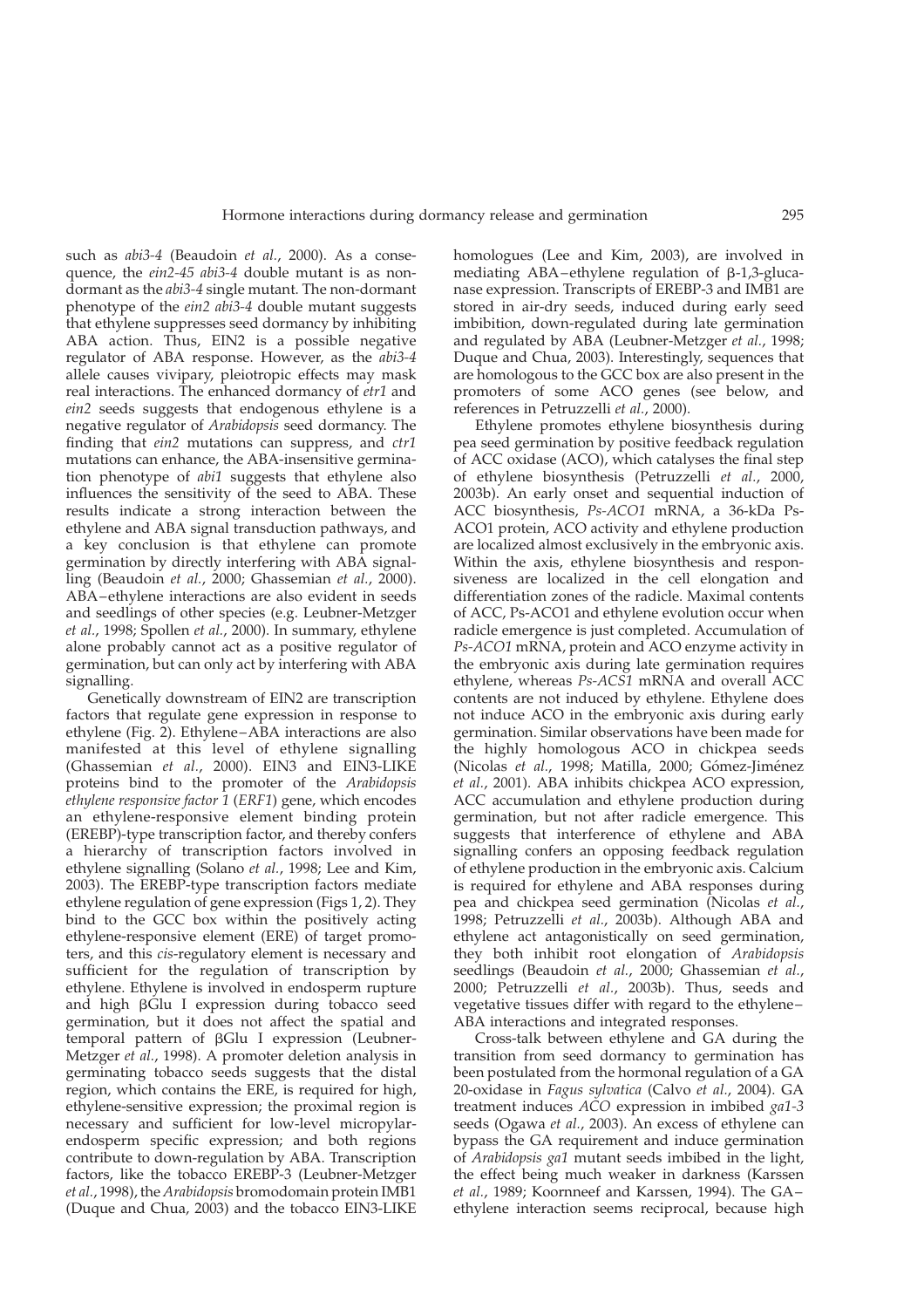such as *abi3-4* (Beaudoin *et al.*, 2000). As a consequence, the *ein2-45 abi3-4* double mutant is as non-dormant as the *abi3-4* single mutant. The non-dormant phenotype of the *ein2 abi3-4* double mutant suggests that ethylene suppresses seed dormancy by inhibiting ABA action. Thus, EIN2 is a possible negative regulator of ABA response. However, as the *abi3-4* allele causes vivipary, pleiotropic effects may mask real interactions. The enhanced dormancy of *etr1* and *ein2* seeds suggests that endogenous ethylene is a negative regulator of *Arabidopsis* seed dormancy. The finding that *ein2* mutations can suppress, and *ctr1* mutations can enhance, the ABA-insensitive germination phenotype of *abi1* suggests that ethylene also influences the sensitivity of the seed to ABA. These results indicate a strong interaction between the ethylene and ABA signal transduction pathways, and a key conclusion is that ethylene can promote germination by directly interfering with ABA signalling (Beaudoin *et al.*, 2000; Ghassemian *et al.*, 2000). ABA–ethylene interactions are also evident in seeds and seedlings of other species (e.g. Leubner-Metzger *et al.*, 1998; Spollen *et al.*, 2000). In summary, ethylene alone probably cannot act as a positive regulator of germination, but can only act by interfering with ABA signalling.

Genetically downstream of EIN2 are transcription factors that regulate gene expression in response to ethylene (Fig. 2). Ethylene–ABA interactions are also manifested at this level of ethylene signalling (Ghassemian *et al.*, 2000). EIN3 and EIN3-LIKE proteins bind to the promoter of the *Arabidopsis ethylene responsive factor 1* (*ERF1*) gene, which encodes an ethylene-responsive element binding protein (EREBP)-type transcription factor, and thereby confers a hierarchy of transcription factors involved in ethylene signalling (Solano *et al.*, 1998; Lee and Kim, 2003). The EREBP-type transcription factors mediate ethylene regulation of gene expression (Figs 1, 2). They bind to the GCC box within the positively acting ethylene-responsive element (ERE) of target promoters, and this *cis*-regulatory element is necessary and sufficient for the regulation of transcription by ethylene. Ethylene is involved in endosperm rupture and high βGlu I expression during tobacco seed germination, but it does not affect the spatial and temporal pattern of βGlu I expression (Leubner-Metzger *et al.*, 1998). A promoter deletion analysis in germinating tobacco seeds suggests that the distal region, which contains the ERE, is required for high, ethylene-sensitive expression; the proximal region is necessary and sufficient for low-level micropylar-endosperm specific expression; and both regions contribute to down-regulation by ABA. Transcription factors, like the tobacco EREBP-3 (Leubner-Metzger *et al.*, 1998), the *Arabidopsis* bromodomain protein IMB1 (Duque and Chua, 2003) and the tobacco EIN3-LIKE homologues (Lee and Kim, 2003), are involved in mediating ABA–ethylene regulation of β-1,3-glucanase expression. Transcripts of EREBP-3 and IMB1 are stored in air-dry seeds, induced during early seed imbibition, down-regulated during late germination and regulated by ABA (Leubner-Metzger *et al.*, 1998; Duque and Chua, 2003). Interestingly, sequences that are homologous to the GCC box are also present in the promoters of some ACO genes (see below, and references in Petruzzelli *et al.*, 2000).

Ethylene promotes ethylene biosynthesis during pea seed germination by positive feedback regulation of ACC oxidase (ACO), which catalyses the final step of ethylene biosynthesis (Petruzzelli *et al.*, 2000, 2003b). An early onset and sequential induction of ACC biosynthesis, *Ps-ACO1* mRNA, a 36-kDa Ps-ACO1 protein, ACO activity and ethylene production are localized almost exclusively in the embryonic axis. Within the axis, ethylene biosynthesis and responsiveness are localized in the cell elongation and differentiation zones of the radicle. Maximal contents of ACC, Ps-ACO1 and ethylene evolution occur when radicle emergence is just completed. Accumulation of *Ps-ACO1* mRNA, protein and ACO enzyme activity in the embryonic axis during late germination requires ethylene, whereas *Ps-ACS1* mRNA and overall ACC contents are not induced by ethylene. Ethylene does not induce ACO in the embryonic axis during early germination. Similar observations have been made for the highly homologous ACO in chickpea seeds (Nicolas *et al.*, 1998; Matilla, 2000; Gómez-Jiménez *et al.*, 2001). ABA inhibits chickpea ACO expression, ACC accumulation and ethylene production during germination, but not after radicle emergence. This suggests that interference of ethylene and ABA signalling confers an opposing feedback regulation of ethylene production in the embryonic axis. Calcium is required for ethylene and ABA responses during pea and chickpea seed germination (Nicolas *et al.*, 1998; Petruzzelli *et al.*, 2003b). Although ABA and ethylene act antagonistically on seed germination, they both inhibit root elongation of *Arabidopsis* seedlings (Beaudoin *et al.*, 2000; Ghassemian *et al.*, 2000; Petruzzelli *et al.*, 2003b). Thus, seeds and vegetative tissues differ with regard to the ethylene–ABA interactions and integrated responses.

Cross-talk between ethylene and GA during the transition from seed dormancy to germination has been postulated from the hormonal regulation of a GA 20-oxidase in *Fagus sylvatica* (Calvo *et al.*, 2004). GA treatment induces *ACO* expression in imbibed *ga1-3* seeds (Ogawa *et al.*, 2003). An excess of ethylene can bypass the GA requirement and induce germination of *Arabidopsis ga1* mutant seeds imbibed in the light, the effect being much weaker in darkness (Karssen *et al.*, 1989; Koornneef and Karssen, 1994). The GA–ethylene interaction seems reciprocal, because high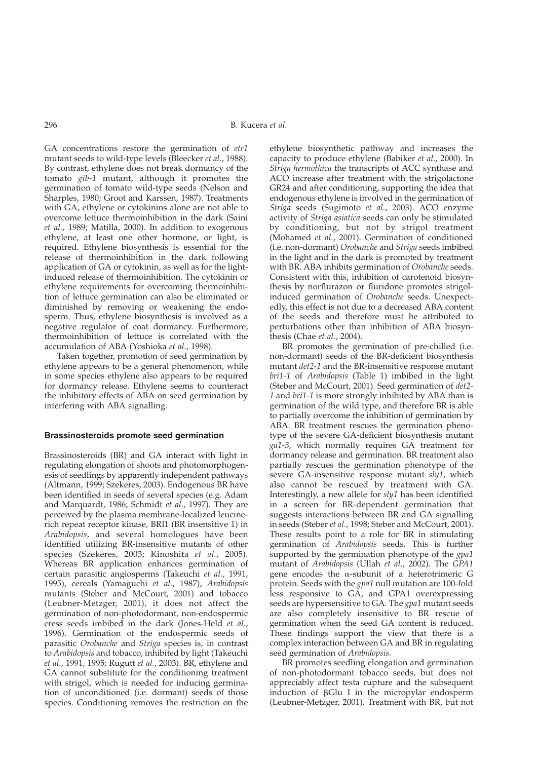GA concentrations restore the germination of *etr1* mutant seeds to wild-type levels (Bleecker *et al.*, 1988). By contrast, ethylene does not break dormancy of the tomato *gib-1* mutant, although it promotes the germination of tomato wild-type seeds (Nelson and Sharples, 1980; Groot and Karssen, 1987). Treatments with GA, ethylene or cytokinins alone are not able to overcome lettuce thermoinhibition in the dark (Saini *et al.*, 1989; Matilla, 2000). In addition to exogenous ethylene, at least one other hormone, or light, is required. Ethylene biosynthesis is essential for the release of thermoinhibition in the dark following application of GA or cytokinin, as well as for the light-induced release of thermoinhibition. The cytokinin or ethylene requirements for overcoming thermoinhibition of lettuce germination can also be eliminated or diminished by removing or weakening the endosperm. Thus, ethylene biosynthesis is involved as a negative regulator of coat dormancy. Furthermore, thermoinhibition of lettuce is correlated with the accumulation of ABA (Yoshioka *et al.*, 1998).

Taken together, promotion of seed germination by ethylene appears to be a general phenomenon, while in some species ethylene also appears to be required for dormancy release. Ethylene seems to counteract the inhibitory effects of ABA on seed germination by interfering with ABA signalling.

### Brassinosteroids promote seed germination

Brassinosteroids (BR) and GA interact with light in regulating elongation of shoots and photomorphogenesis of seedlings by apparently independent pathways (Altmann, 1999; Szekeres, 2003). Endogenous BR have been identified in seeds of several species (e.g. Adam and Marquardt, 1986; Schmidt *et al.*, 1997). They are perceived by the plasma membrane-localized leucine-rich repeat receptor kinase, BRI1 (BR insensitive 1) in *Arabidopsis*, and several homologues have been identified utilizing BR-insensitive mutants of other species (Szekeres, 2003; Kinoshita *et al.*, 2005). Whereas BR application enhances germination of certain parasitic angiosperms (Takeuchi *et al.*, 1991, 1995), cereals (Yamaguchi *et al.*, 1987), *Arabidopsis* mutants (Steber and McCourt, 2001) and tobacco (Leubner-Metzger, 2001), it does not affect the germination of non-photodormant, non-endospermic cress seeds imbibed in the dark (Jones-Held *et al.*, 1996). Germination of the endospermic seeds of parasitic *Orobanche* and *Striga* species is, in contrast to *Arabidopsis* and tobacco, inhibited by light (Takeuchi *et al.*, 1991, 1995; Rugutt *et al.*, 2003). BR, ethylene and GA cannot substitute for the conditioning treatment with strigol, which is needed for inducing germination of unconditioned (i.e. dormant) seeds of those species. Conditioning removes the restriction on the ethylene biosynthetic pathway and increases the capacity to produce ethylene (Babiker *et al.*, 2000). In *Striga hermothica* the transcripts of ACC synthase and ACO increase after treatment with the strigolactone GR24 and after conditioning, supporting the idea that endogenous ethylene is involved in the germination of *Striga* seeds (Sugimoto *et al.*, 2003). ACO enzyme activity of *Striga asiatica* seeds can only be stimulated by conditioning, but not by strigol treatment (Mohamed *et al.*, 2001). Germination of conditioned (i.e. non-dormant) *Orobanche* and *Striga* seeds imbibed in the light and in the dark is promoted by treatment with BR. ABA inhibits germination of *Orobanche* seeds. Consistent with this, inhibition of carotenoid biosynthesis by norflurazon or fluridone promotes strigol-induced germination of *Orobanche* seeds. Unexpectedly, this effect is not due to a decreased ABA content of the seeds and therefore must be attributed to perturbations other than inhibition of ABA biosynthesis (Chae *et al.*, 2004).

BR promotes the germination of pre-chilled (i.e. non-dormant) seeds of the BR-deficient biosynthesis mutant *det2-1* and the BR-insensitive response mutant *bri1-1* of *Arabidopsis* (Table 1) imbibed in the light (Steber and McCourt, 2001). Seed germination of *det2-1* and *bri1-1* is more strongly inhibited by ABA than is germination of the wild type, and therefore BR is able to partially overcome the inhibition of germination by ABA. BR treatment rescues the germination phenotype of the severe GA-deficient biosynthesis mutant *ga1-3*, which normally requires GA treatment for dormancy release and germination. BR treatment also partially rescues the germination phenotype of the severe GA-insensitive response mutant *sly1*, which also cannot be rescued by treatment with GA. Interestingly, a new allele for *sly1* has been identified in a screen for BR-dependent germination that suggests interactions between BR and GA signalling in seeds (Steber *et al.*, 1998; Steber and McCourt, 2001). These results point to a role for BR in stimulating germination of *Arabidopsis* seeds. This is further supported by the germination phenotype of the *gpa1* mutant of *Arabidopsis* (Ullah *et al.*, 2002). The *GPA1* gene encodes the α-subunit of a heterotrimeric G protein. Seeds with the *gpa1* null mutation are 100-fold less responsive to GA, and GPA1 overexpressing seeds are hypersensitive to GA. The *gpa1* mutant seeds are also completely insensitive to BR rescue of germination when the seed GA content is reduced. These findings support the view that there is a complex interaction between GA and BR in regulating seed germination of *Arabidopsis*.

BR promotes seedling elongation and germination of non-photodormant tobacco seeds, but does not appreciably affect testa rupture and the subsequent induction of βGlu I in the micropylar endosperm (Leubner-Metzger, 2001). Treatment with BR, but not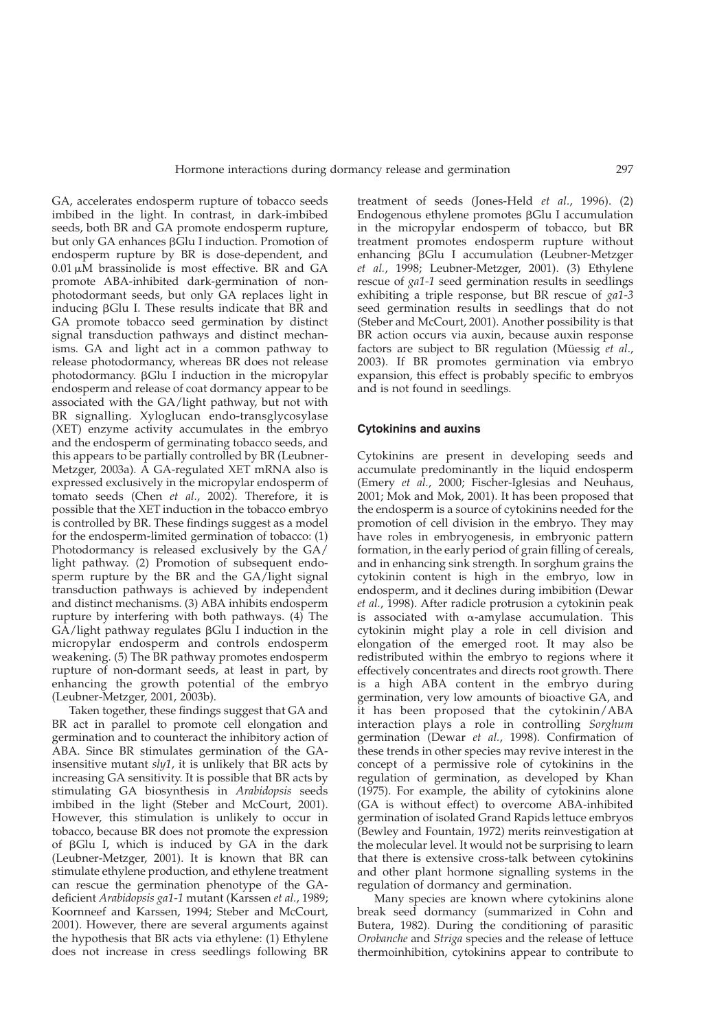GA, accelerates endosperm rupture of tobacco seeds imbibed in the light. In contrast, in dark-imbibed seeds, both BR and GA promote endosperm rupture, but only GA enhances βGlu I induction. Promotion of endosperm rupture by BR is dose-dependent, and 0.01 μM brassinolide is most effective. BR and GA promote ABA-inhibited dark-germination of non-photodormant seeds, but only GA replaces light in inducing βGlu I. These results indicate that BR and GA promote tobacco seed germination by distinct signal transduction pathways and distinct mechanisms. GA and light act in a common pathway to release photodormancy, whereas BR does not release photodormancy. βGlu I induction in the micropylar endosperm and release of coat dormancy appear to be associated with the GA/light pathway, but not with BR signalling. Xyloglucan endo-transglycosylase (XET) enzyme activity accumulates in the embryo and the endosperm of germinating tobacco seeds, and this appears to be partially controlled by BR (Leubner-Metzger, 2003a). A GA-regulated XET mRNA also is expressed exclusively in the micropylar endosperm of tomato seeds (Chen *et al.*, 2002). Therefore, it is possible that the XET induction in the tobacco embryo is controlled by BR. These findings suggest as a model for the endosperm-limited germination of tobacco: (1) Photodormancy is released exclusively by the GA/light pathway. (2) Promotion of subsequent endosperm rupture by the BR and the GA/light signal transduction pathways is achieved by independent and distinct mechanisms. (3) ABA inhibits endosperm rupture by interfering with both pathways. (4) The GA/light pathway regulates βGlu I induction in the micropylar endosperm and controls endosperm weakening. (5) The BR pathway promotes endosperm rupture of non-dormant seeds, at least in part, by enhancing the growth potential of the embryo (Leubner-Metzger, 2001, 2003b).

Taken together, these findings suggest that GA and BR act in parallel to promote cell elongation and germination and to counteract the inhibitory action of ABA. Since BR stimulates germination of the GA-insensitive mutant *sly1*, it is unlikely that BR acts by increasing GA sensitivity. It is possible that BR acts by stimulating GA biosynthesis in *Arabidopsis* seeds imbibed in the light (Steber and McCourt, 2001). However, this stimulation is unlikely to occur in tobacco, because BR does not promote the expression of βGlu I, which is induced by GA in the dark (Leubner-Metzger, 2001). It is known that BR can stimulate ethylene production, and ethylene treatment can rescue the germination phenotype of the GA-deficient *Arabidopsis ga1-1* mutant (Karssen *et al.*, 1989; Koornneef and Karssen, 1994; Steber and McCourt, 2001). However, there are several arguments against the hypothesis that BR acts via ethylene: (1) Ethylene does not increase in cress seedlings following BR treatment of seeds (Jones-Held *et al.*, 1996). (2) Endogenous ethylene promotes βGlu I accumulation in the micropylar endosperm of tobacco, but BR treatment promotes endosperm rupture without enhancing βGlu I accumulation (Leubner-Metzger *et al.*, 1998; Leubner-Metzger, 2001). (3) Ethylene rescue of *ga1-1* seed germination results in seedlings exhibiting a triple response, but BR rescue of *ga1-3* seed germination results in seedlings that do not (Steber and McCourt, 2001). Another possibility is that BR action occurs via auxin, because auxin response factors are subject to BR regulation (Müessig *et al.*, 2003). If BR promotes germination via embryo expansion, this effect is probably specific to embryos and is not found in seedlings.

## Cytokinins and auxins

Cytokinins are present in developing seeds and accumulate predominantly in the liquid endosperm (Emery *et al.*, 2000; Fischer-Iglesias and Neuhaus, 2001; Mok and Mok, 2001). It has been proposed that the endosperm is a source of cytokinins needed for the promotion of cell division in the embryo. They may have roles in embryogenesis, in embryonic pattern formation, in the early period of grain filling of cereals, and in enhancing sink strength. In sorghum grains the cytokinin content is high in the embryo, low in endosperm, and it declines during imbibition (Dewar *et al.*, 1998). After radicle protrusion a cytokinin peak is associated with α-amylase accumulation. This cytokinin might play a role in cell division and elongation of the emerged root. It may also be redistributed within the embryo to regions where it effectively concentrates and directs root growth. There is a high ABA content in the embryo during germination, very low amounts of bioactive GA, and it has been proposed that the cytokinin/ABA interaction plays a role in controlling *Sorghum* germination (Dewar *et al.*, 1998). Confirmation of these trends in other species may revive interest in the concept of a permissive role of cytokinins in the regulation of germination, as developed by Khan (1975). For example, the ability of cytokinins alone (GA is without effect) to overcome ABA-inhibited germination of isolated Grand Rapids lettuce embryos (Bewley and Fountain, 1972) merits reinvestigation at the molecular level. It would not be surprising to learn that there is extensive cross-talk between cytokinins and other plant hormone signalling systems in the regulation of dormancy and germination.

Many species are known where cytokinins alone break seed dormancy (summarized in Cohn and Butera, 1982). During the conditioning of parasitic *Orobanche* and *Striga* species and the release of lettuce thermoinhibition, cytokinins appear to contribute to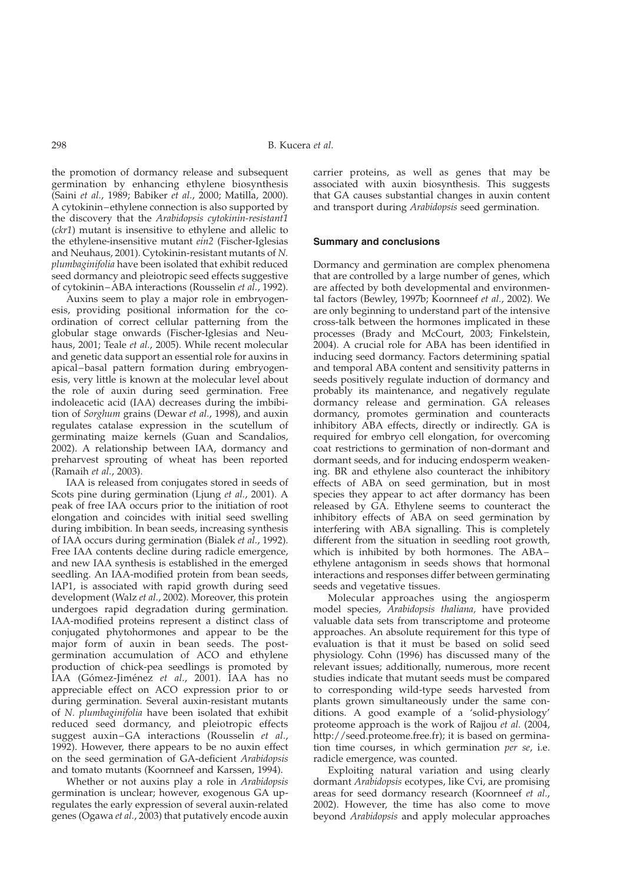the promotion of dormancy release and subsequent germination by enhancing ethylene biosynthesis (Saini *et al.*, 1989; Babiker *et al.*, 2000; Matilla, 2000). A cytokinin–ethylene connection is also supported by the discovery that the *Arabidopsis cytokinin-resistant1* (*ckr1*) mutant is insensitive to ethylene and allelic to the ethylene-insensitive mutant *ein2* (Fischer-Iglesias and Neuhaus, 2001). Cytokinin-resistant mutants of *N. plumbaginifolia* have been isolated that exhibit reduced seed dormancy and pleiotropic seed effects suggestive of cytokinin–ABA interactions (Rousselin *et al.*, 1992).

Auxins seem to play a major role in embryogenesis, providing positional information for the coordination of correct cellular patterning from the globular stage onwards (Fischer-Iglesias and Neuhaus, 2001; Teale *et al.*, 2005). While recent molecular and genetic data support an essential role for auxins in apical–basal pattern formation during embryogenesis, very little is known at the molecular level about the role of auxin during seed germination. Free indoleacetic acid (IAA) decreases during the imbibition of *Sorghum* grains (Dewar *et al.*, 1998), and auxin regulates catalase expression in the scutellum of germinating maize kernels (Guan and Scandalios, 2002). A relationship between IAA, dormancy and preharvest sprouting of wheat has been reported (Ramaih *et al.*, 2003).

IAA is released from conjugates stored in seeds of Scots pine during germination (Ljung *et al.*, 2001). A peak of free IAA occurs prior to the initiation of root elongation and coincides with initial seed swelling during imbibition. In bean seeds, increasing synthesis of IAA occurs during germination (Bialek *et al.*, 1992). Free IAA contents decline during radicle emergence, and new IAA synthesis is established in the emerged seedling. An IAA-modified protein from bean seeds, IAP1, is associated with rapid growth during seed development (Walz *et al.*, 2002). Moreover, this protein undergoes rapid degradation during germination. IAA-modified proteins represent a distinct class of conjugated phytohormones and appear to be the major form of auxin in bean seeds. The post-germination accumulation of ACO and ethylene production of chick-pea seedlings is promoted by IAA (Gómez-Jiménez *et al.*, 2001). IAA has no appreciable effect on ACO expression prior to or during germination. Several auxin-resistant mutants of *N. plumbaginifolia* have been isolated that exhibit reduced seed dormancy, and pleiotropic effects suggest auxin–GA interactions (Rousselin *et al.*, 1992). However, there appears to be no auxin effect on the seed germination of GA-deficient *Arabidopsis* and tomato mutants (Koornneef and Karssen, 1994).

Whether or not auxins play a role in *Arabidopsis* germination is unclear; however, exogenous GA upregulates the early expression of several auxin-related genes (Ogawa *et al.*, 2003) that putatively encode auxin carrier proteins, as well as genes that may be associated with auxin biosynthesis. This suggests that GA causes substantial changes in auxin content and transport during *Arabidopsis* seed germination.

## Summary and conclusions

Dormancy and germination are complex phenomena that are controlled by a large number of genes, which are affected by both developmental and environmental factors (Bewley, 1997b; Koornneef *et al.*, 2002). We are only beginning to understand part of the intensive cross-talk between the hormones implicated in these processes (Brady and McCourt, 2003; Finkelstein, 2004). A crucial role for ABA has been identified in inducing seed dormancy. Factors determining spatial and temporal ABA content and sensitivity patterns in seeds positively regulate induction of dormancy and probably its maintenance, and negatively regulate dormancy release and germination. GA releases dormancy, promotes germination and counteracts inhibitory ABA effects, directly or indirectly. GA is required for embryo cell elongation, for overcoming coat restrictions to germination of non-dormant and dormant seeds, and for inducing endosperm weakening. BR and ethylene also counteract the inhibitory effects of ABA on seed germination, but in most species they appear to act after dormancy has been released by GA. Ethylene seems to counteract the inhibitory effects of ABA on seed germination by interfering with ABA signalling. This is completely different from the situation in seedling root growth, which is inhibited by both hormones. The ABA–ethylene antagonism in seeds shows that hormonal interactions and responses differ between germinating seeds and vegetative tissues.

Molecular approaches using the angiosperm model species, *Arabidopsis thaliana,* have provided valuable data sets from transcriptome and proteome approaches. An absolute requirement for this type of evaluation is that it must be based on solid seed physiology. Cohn (1996) has discussed many of the relevant issues; additionally, numerous, more recent studies indicate that mutant seeds must be compared to corresponding wild-type seeds harvested from plants grown simultaneously under the same conditions. A good example of a 'solid-physiology' proteome approach is the work of Rajjou *et al.* (2004, http://seed.proteome.free.fr); it is based on germination time courses, in which germination *per se*, i.e. radicle emergence, was counted.

Exploiting natural variation and using clearly dormant *Arabidopsis* ecotypes, like Cvi, are promising areas for seed dormancy research (Koornneef *et al.*, 2002). However, the time has also come to move beyond *Arabidopsis* and apply molecular approaches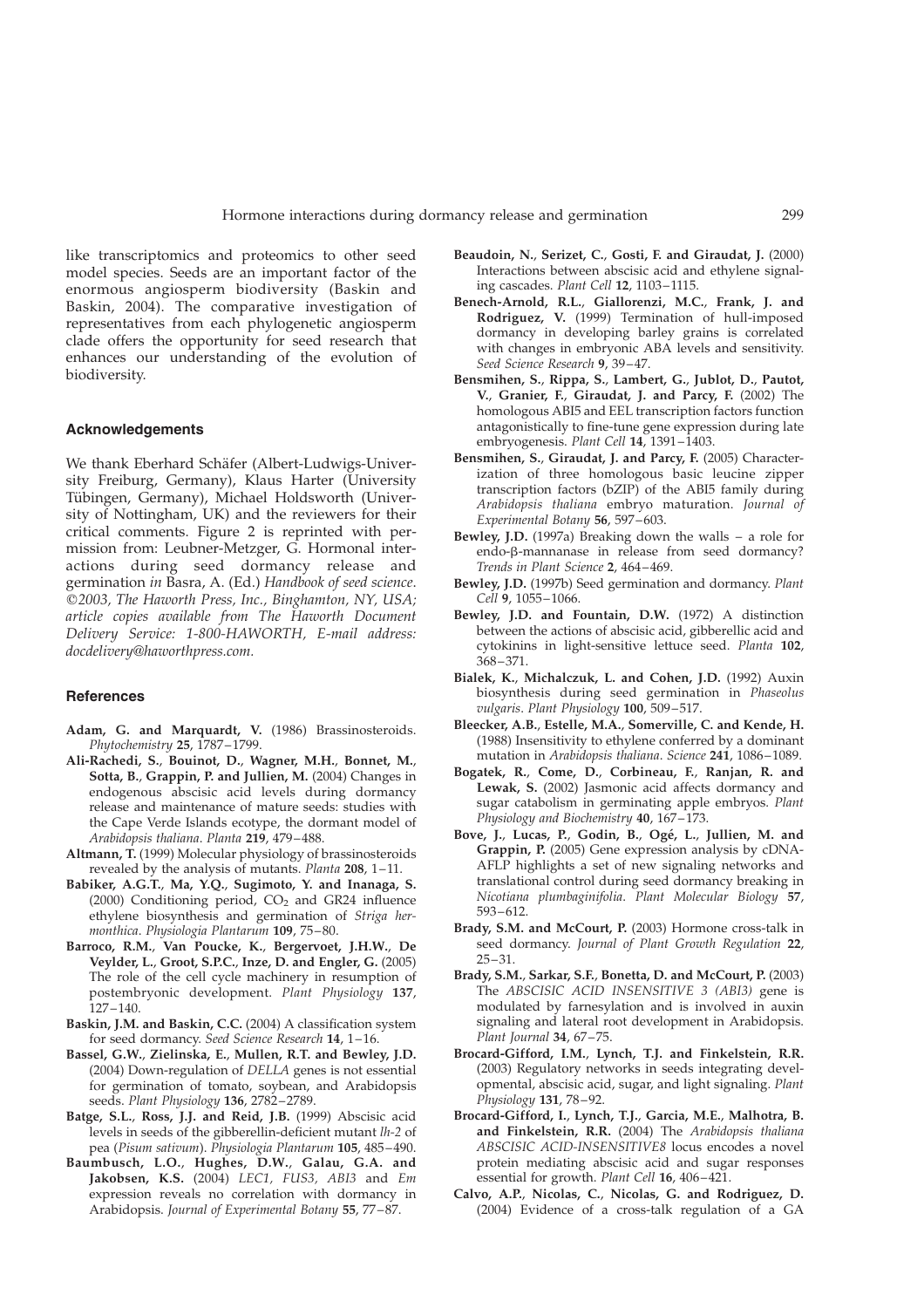like transcriptomics and proteomics to other seed model species. Seeds are an important factor of the enormous angiosperm biodiversity (Baskin and Baskin, 2004). The comparative investigation of representatives from each phylogenetic angiosperm clade offers the opportunity for seed research that enhances our understanding of the evolution of biodiversity.

### Acknowledgements

We thank Eberhard Schäfer (Albert-Ludwigs-University Freiburg, Germany), Klaus Harter (University Tübingen, Germany), Michael Holdsworth (University of Nottingham, UK) and the reviewers for their critical comments. Figure 2 is reprinted with permission from: Leubner-Metzger, G. Hormonal interactions during seed dormancy release and germination *in* Basra, A. (Ed.) *Handbook of seed science. ©2003, The Haworth Press, Inc., Binghamton, NY, USA; article copies available from The Haworth Document Delivery Service: 1-800-HAWORTH, E-mail address: docdelivery@haworthpress.com.*

### References

**Adam, G. and Marquardt, V.** (1986) Brassinosteroids. *Phytochemistry* **25**, 1787–1799.

**Ali-Rachedi, S., Bouinot, D., Wagner, M.H., Bonnet, M., Sotta, B., Grappin, P. and Jullien, M.** (2004) Changes in endogenous abscisic acid levels during dormancy release and maintenance of mature seeds: studies with the Cape Verde Islands ecotype, the dormant model of *Arabidopsis thaliana*. *Planta* **219**, 479–488.

**Altmann, T.** (1999) Molecular physiology of brassinosteroids revealed by the analysis of mutants. *Planta* **208**, 1–11.

**Babiker, A.G.T., Ma, Y.Q., Sugimoto, Y. and Inanaga, S.** (2000) Conditioning period, $CO_2$ and GR24 influence ethylene biosynthesis and germination of *Striga hermonthica*. *Physiologia Plantarum* **109**, 75–80.

**Barroco, R.M., Van Poucke, K., Bergervoet, J.H.W., De Veylder, L., Groot, S.P.C., Inze, D. and Engler, G.** (2005) The role of the cell cycle machinery in resumption of postembryonic development. *Plant Physiology* **137**, 127–140.

**Baskin, J.M. and Baskin, C.C.** (2004) A classification system for seed dormancy. *Seed Science Research* **14**, 1–16.

**Bassel, G.W., Zielinska, E., Mullen, R.T. and Bewley, J.D.** (2004) Down-regulation of *DELLA* genes is not essential for germination of tomato, soybean, and Arabidopsis seeds. *Plant Physiology* **136**, 2782–2789.

**Batge, S.L., Ross, J.J. and Reid, J.B.** (1999) Abscisic acid levels in seeds of the gibberellin-deficient mutant *lh-2* of pea (*Pisum sativum*). *Physiologia Plantarum* **105**, 485–490.

**Baumbusch, L.O., Hughes, D.W., Galau, G.A. and Jakobsen, K.S.** (2004) *LEC1, FUS3, ABI3* and *Em* expression reveals no correlation with dormancy in Arabidopsis. *Journal of Experimental Botany* **55**, 77–87.

**Beaudoin, N., Serizet, C., Gosti, F. and Giraudat, J.** (2000) Interactions between abscisic acid and ethylene signaling cascades. *Plant Cell* **12**, 1103–1115.

**Benech-Arnold, R.L., Giallorenzi, M.C., Frank, J. and Rodriguez, V.** (1999) Termination of hull-imposed dormancy in developing barley grains is correlated with changes in embryonic ABA levels and sensitivity. *Seed Science Research* **9**, 39–47.

**Bensmihen, S., Rippa, S., Lambert, G., Jublot, D., Pautot, V., Granier, F., Giraudat, J. and Parcy, F.** (2002) The homologous ABI5 and EEL transcription factors function antagonistically to fine-tune gene expression during late embryogenesis. *Plant Cell* **14**, 1391–1403.

**Bensmihen, S., Giraudat, J. and Parcy, F.** (2005) Characterization of three homologous basic leucine zipper transcription factors (bZIP) of the ABI5 family during *Arabidopsis thaliana* embryo maturation. *Journal of Experimental Botany* **56**, 597–603.

**Bewley, J.D.** (1997a) Breaking down the walls – a role for endo-β-mannanase in release from seed dormancy? *Trends in Plant Science* **2**, 464–469.

**Bewley, J.D.** (1997b) Seed germination and dormancy. *Plant Cell* **9**, 1055–1066.

**Bewley, J.D. and Fountain, D.W.** (1972) A distinction between the actions of abscisic acid, gibberellic acid and cytokinins in light-sensitive lettuce seed. *Planta* **102**, 368–371.

**Bialek, K., Michalczuk, L. and Cohen, J.D.** (1992) Auxin biosynthesis during seed germination in *Phaseolus vulgaris*. *Plant Physiology* **100**, 509–517.

**Bleecker, A.B., Estelle, M.A., Somerville, C. and Kende, H.** (1988) Insensitivity to ethylene conferred by a dominant mutation in *Arabidopsis thaliana*. *Science* **241**, 1086–1089.

**Bogatek, R., Come, D., Corbineau, F., Ranjan, R. and Lewak, S.** (2002) Jasmonic acid affects dormancy and sugar catabolism in germinating apple embryos. *Plant Physiology and Biochemistry* **40**, 167–173.

**Bove, J., Lucas, P., Godin, B., Ogé, L., Jullien, M. and Grappin, P.** (2005) Gene expression analysis by cDNA-AFLP highlights a set of new signaling networks and translational control during seed dormancy breaking in *Nicotiana plumbaginifolia*. *Plant Molecular Biology* **57**, 593–612.

**Brady, S.M. and McCourt, P.** (2003) Hormone cross-talk in seed dormancy. *Journal of Plant Growth Regulation* **22**, 25–31.

**Brady, S.M., Sarkar, S.F., Bonetta, D. and McCourt, P.** (2003) The *ABSCISIC ACID INSENSITIVE 3 (ABI3)* gene is modulated by farnesylation and is involved in auxin signaling and lateral root development in Arabidopsis. *Plant Journal* **34**, 67–75.

**Brocard-Gifford, I.M., Lynch, T.J. and Finkelstein, R.R.** (2003) Regulatory networks in seeds integrating developmental, abscisic acid, sugar, and light signaling. *Plant Physiology* **131**, 78–92.

**Brocard-Gifford, I., Lynch, T.J., Garcia, M.E., Malhotra, B. and Finkelstein, R.R.** (2004) The *Arabidopsis thaliana ABSCISIC ACID-INSENSITIVE8* locus encodes a novel protein mediating abscisic acid and sugar responses essential for growth. *Plant Cell* **16**, 406–421.

**Calvo, A.P., Nicolas, C., Nicolas, G. and Rodriguez, D.** (2004) Evidence of a cross-talk regulation of a GA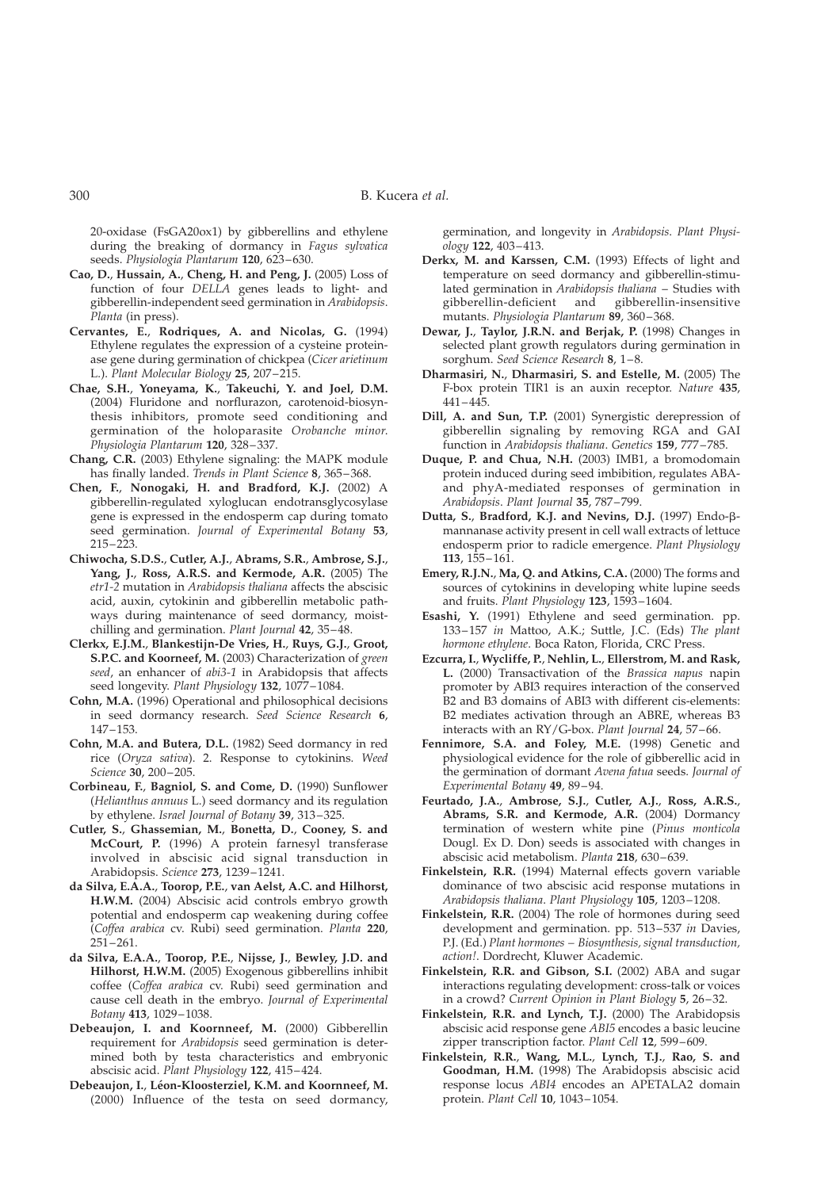20-oxidase (FsGA20ox1) by gibberellins and ethylene during the breaking of dormancy in *Fagus sylvatica* seeds. *Physiologia Plantarum* **120**, 623–630.

**Cao, D., Hussain, A., Cheng, H. and Peng, J.** (2005) Loss of function of four *DELLA* genes leads to light- and gibberellin-independent seed germination in *Arabidopsis*. *Planta* (in press).

**Cervantes, E., Rodriques, A. and Nicolas, G.** (1994) Ethylene regulates the expression of a cysteine proteinase gene during germination of chickpea (*Cicer arietinum* L.). *Plant Molecular Biology* **25**, 207–215.

**Chae, S.H., Yoneyama, K., Takeuchi, Y. and Joel, D.M.** (2004) Fluridone and norflurazon, carotenoid-biosynthesis inhibitors, promote seed conditioning and germination of the holoparasite *Orobanche minor*. *Physiologia Plantarum* **120**, 328–337.

**Chang, C.R.** (2003) Ethylene signaling: the MAPK module has finally landed. *Trends in Plant Science* **8**, 365–368.

**Chen, F., Nonogaki, H. and Bradford, K.J.** (2002) A gibberellin-regulated xyloglucan endotransglycosylase gene is expressed in the endosperm cap during tomato seed germination. *Journal of Experimental Botany* **53**, 215–223.

**Chiwocha, S.D.S., Cutler, A.J., Abrams, S.R., Ambrose, S.J., Yang, J., Ross, A.R.S. and Kermode, A.R.** (2005) The *etr1-2* mutation in *Arabidopsis thaliana* affects the abscisic acid, auxin, cytokinin and gibberellin metabolic pathways during maintenance of seed dormancy, moist-chilling and germination. *Plant Journal* **42**, 35–48.

**Clerkx, E.J.M., Blankestijn-De Vries, H., Ruys, G.J., Groot, S.P.C. and Koorneef, M.** (2003) Characterization of *green seed*, an enhancer of *abi3-1* in Arabidopsis that affects seed longevity. *Plant Physiology* **132**, 1077–1084.

**Cohn, M.A.** (1996) Operational and philosophical decisions in seed dormancy research. *Seed Science Research* **6**, 147–153.

**Cohn, M.A. and Butera, D.L.** (1982) Seed dormancy in red rice (*Oryza sativa*). 2. Response to cytokinins. *Weed Science* **30**, 200–205.

**Corbineau, F., Bagniol, S. and Come, D.** (1990) Sunflower (*Helianthus annuus* L.) seed dormancy and its regulation by ethylene. *Israel Journal of Botany* **39**, 313–325.

**Cutler, S., Ghassemian, M., Bonetta, D., Cooney, S. and McCourt, P.** (1996) A protein farnesyl transferase involved in abscisic acid signal transduction in Arabidopsis. *Science* **273**, 1239–1241.

**da Silva, E.A.A., Toorop, P.E., van Aelst, A.C. and Hilhorst, H.W.M.** (2004) Abscisic acid controls embryo growth potential and endosperm cap weakening during coffee (*Coffea arabica* cv. Rubi) seed germination. *Planta* **220**, 251–261.

**da Silva, E.A.A., Toorop, P.E., Nijsse, J., Bewley, J.D. and Hilhorst, H.W.M.** (2005) Exogenous gibberellins inhibit coffee (*Coffea arabica* cv. Rubi) seed germination and cause cell death in the embryo. *Journal of Experimental Botany* **413**, 1029–1038.

**Debeaujon, I. and Koornneef, M.** (2000) Gibberellin requirement for *Arabidopsis* seed germination is determined both by testa characteristics and embryonic abscisic acid. *Plant Physiology* **122**, 415–424.

**Debeaujon, I., Léon-Kloosterziel, K.M. and Koornneef, M.** (2000) Influence of the testa on seed dormancy, germination, and longevity in *Arabidopsis*. *Plant Physiology* **122**, 403–413.

**Derkx, M. and Karssen, C.M.** (1993) Effects of light and temperature on seed dormancy and gibberellin-stimulated germination in *Arabidopsis thaliana* – Studies with gibberellin-deficient and gibberellin-insensitive mutants. *Physiologia Plantarum* **89**, 360–368.

**Dewar, J., Taylor, J.R.N. and Berjak, P.** (1998) Changes in selected plant growth regulators during germination in sorghum. *Seed Science Research* **8**, 1–8.

**Dharmasiri, N., Dharmasiri, S. and Estelle, M.** (2005) The F-box protein TIR1 is an auxin receptor. *Nature* **435**, 441–445.

**Dill, A. and Sun, T.P.** (2001) Synergistic derepression of gibberellin signaling by removing RGA and GAI function in *Arabidopsis thaliana*. *Genetics* **159**, 777–785.

**Duque, P. and Chua, N.H.** (2003) IMB1, a bromodomain protein induced during seed imbibition, regulates ABA- and phyA-mediated responses of germination in *Arabidopsis*. *Plant Journal* **35**, 787–799.

**Dutta, S., Bradford, K.J. and Nevins, D.J.** (1997) Endo-β-mannanase activity present in cell wall extracts of lettuce endosperm prior to radicle emergence. *Plant Physiology* **113**, 155–161.

**Emery, R.J.N., Ma, Q. and Atkins, C.A.** (2000) The forms and sources of cytokinins in developing white lupine seeds and fruits. *Plant Physiology* **123**, 1593–1604.

**Esashi, Y.** (1991) Ethylene and seed germination. pp. 133–157 *in* Mattoo, A.K.; Suttle, J.C. (Eds) *The plant hormone ethylene*. Boca Raton, Florida, CRC Press.

**Ezcurra, I., Wycliffe, P., Nehlin, L., Ellerstrom, M. and Rask, L.** (2000) Transactivation of the *Brassica napus* napin promoter by ABI3 requires interaction of the conserved B2 and B3 domains of ABI3 with different cis-elements: B2 mediates activation through an ABRE, whereas B3 interacts with an RY/G-box. *Plant Journal* **24**, 57–66.

**Fennimore, S.A. and Foley, M.E.** (1998) Genetic and physiological evidence for the role of gibberellic acid in the germination of dormant *Avena fatua* seeds. *Journal of Experimental Botany* **49**, 89–94.

**Feurtado, J.A., Ambrose, S.J., Cutler, A.J., Ross, A.R.S., Abrams, S.R. and Kermode, A.R.** (2004) Dormancy termination of western white pine (*Pinus monticola* Dougl. Ex D. Don) seeds is associated with changes in abscisic acid metabolism. *Planta* **218**, 630–639.

**Finkelstein, R.R.** (1994) Maternal effects govern variable dominance of two abscisic acid response mutations in *Arabidopsis thaliana*. *Plant Physiology* **105**, 1203–1208.

**Finkelstein, R.R.** (2004) The role of hormones during seed development and germination. pp. 513–537 *in* Davies, P.J. (Ed.) *Plant hormones – Biosynthesis, signal transduction, action!*. Dordrecht, Kluwer Academic.

**Finkelstein, R.R. and Gibson, S.I.** (2002) ABA and sugar interactions regulating development: cross-talk or voices in a crowd? *Current Opinion in Plant Biology* **5**, 26–32.

**Finkelstein, R.R. and Lynch, T.J.** (2000) The Arabidopsis abscisic acid response gene *ABI5* encodes a basic leucine zipper transcription factor. *Plant Cell* **12**, 599–609.

**Finkelstein, R.R., Wang, M.L., Lynch, T.J., Rao, S. and Goodman, H.M.** (1998) The Arabidopsis abscisic acid response locus *ABI4* encodes an APETALA2 domain protein. *Plant Cell* **10**, 1043–1054.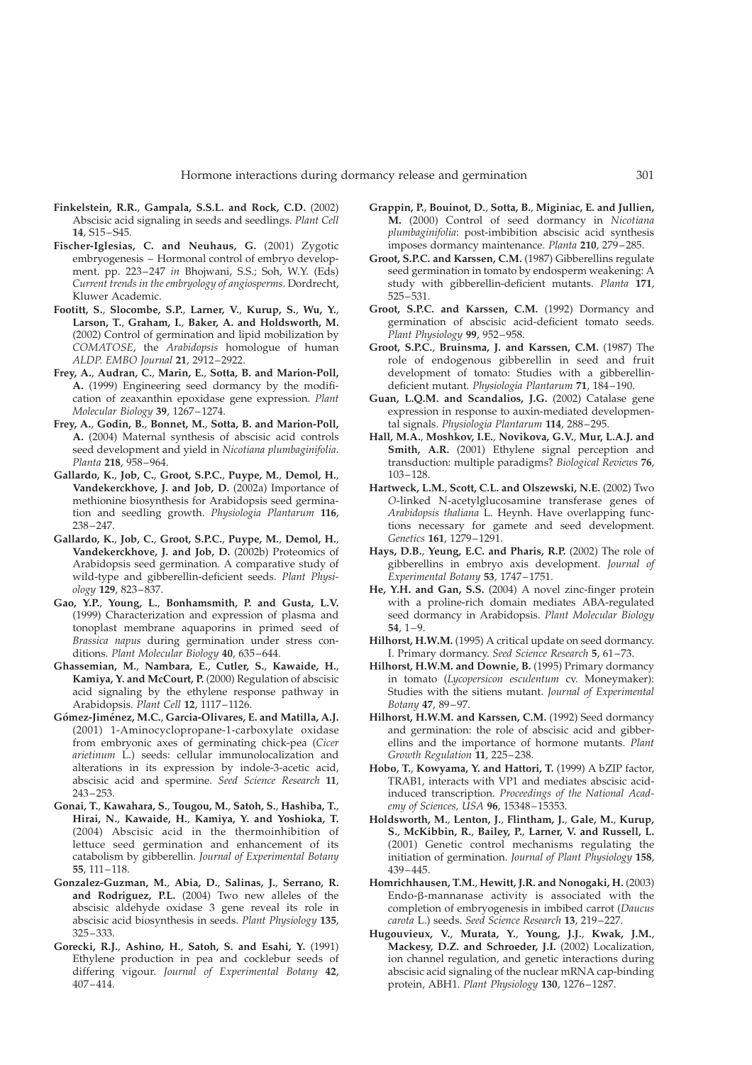**Finkelstein, R.R.**, **Gampala, S.S.L. and Rock, C.D.** (2002) Abscisic acid signaling in seeds and seedlings. *Plant Cell* **14**, S15–S45.

**Fischer-Iglesias, C. and Neuhaus, G.** (2001) Zygotic embryogenesis – Hormonal control of embryo development. pp. 223–247 *in* Bhojwani, S.S.; Soh, W.Y. (Eds) *Current trends in the embryology of angiosperms*. Dordrecht, Kluwer Academic.

**Footitt, S.**, **Slocombe, S.P.**, **Larner, V.**, **Kurup, S.**, **Wu, Y.**, **Larson, T.**, **Graham, I.**, **Baker, A. and Holdsworth, M.** (2002) Control of germination and lipid mobilization by *COMATOSE*, the *Arabidopsis* homologue of human *ALDP*. *EMBO Journal* **21**, 2912–2922.

**Frey, A.**, **Audran, C.**, **Marin, E.**, **Sotta, B. and Marion-Poll, A.** (1999) Engineering seed dormancy by the modification of zeaxanthin epoxidase gene expression. *Plant Molecular Biology* **39**, 1267–1274.

**Frey, A.**, **Godin, B.**, **Bonnet, M.**, **Sotta, B. and Marion-Poll, A.** (2004) Maternal synthesis of abscisic acid controls seed development and yield in *Nicotiana plumbaginifolia*. *Planta* **218**, 958–964.

**Gallardo, K.**, **Job, C.**, **Groot, S.P.C.**, **Puype, M.**, **Demol, H.**, **Vandekerckhove, J. and Job, D.** (2002a) Importance of methionine biosynthesis for Arabidopsis seed germination and seedling growth. *Physiologia Plantarum* **116**, 238–247.

**Gallardo, K.**, **Job, C.**, **Groot, S.P.C.**, **Puype, M.**, **Demol, H.**, **Vandekerckhove, J. and Job, D.** (2002b) Proteomics of Arabidopsis seed germination. A comparative study of wild-type and gibberellin-deficient seeds. *Plant Physiology* **129**, 823–837.

**Gao, Y.P.**, **Young, L.**, **Bonhamsmith, P. and Gusta, L.V.** (1999) Characterization and expression of plasma and tonoplast membrane aquaporins in primed seed of *Brassica napus* during germination under stress conditions. *Plant Molecular Biology* **40**, 635–644.

**Ghassemian, M.**, **Nambara, E.**, **Cutler, S.**, **Kawaide, H.**, **Kamiya, Y. and McCourt, P.** (2000) Regulation of abscisic acid signaling by the ethylene response pathway in Arabidopsis. *Plant Cell* **12**, 1117–1126.

**Gómez-Jiménez, M.C.**, **Garcia-Olivares, E. and Matilla, A.J.** (2001) 1-Aminocyclopropane-1-carboxylate oxidase from embryonic axes of germinating chick-pea (*Cicer arietinum* L.) seeds: cellular immunolocalization and alterations in its expression by indole-3-acetic acid, abscisic acid and spermine. *Seed Science Research* **11**, 243–253.

**Gonai, T.**, **Kawahara, S.**, **Tougou, M.**, **Satoh, S.**, **Hashiba, T.**, **Hirai, N.**, **Kawaide, H.**, **Kamiya, Y. and Yoshioka, T.** (2004) Abscisic acid in the thermoinhibition of lettuce seed germination and enhancement of its catabolism by gibberellin. *Journal of Experimental Botany* **55**, 111–118.

**Gonzalez-Guzman, M.**, **Abia, D.**, **Salinas, J.**, **Serrano, R. and Rodriguez, P.L.** (2004) Two new alleles of the abscisic aldehyde oxidase 3 gene reveal its role in abscisic acid biosynthesis in seeds. *Plant Physiology* **135**, 325–333.

**Gorecki, R.J.**, **Ashino, H.**, **Satoh, S. and Esahi, Y.** (1991) Ethylene production in pea and cocklebur seeds of differing vigour. *Journal of Experimental Botany* **42**, 407–414.

**Grappin, P.**, **Bouinot, D.**, **Sotta, B.**, **Miginiac, E. and Jullien, M.** (2000) Control of seed dormancy in *Nicotiana plumbaginifolia*: post-imbibition abscisic acid synthesis imposes dormancy maintenance. *Planta* **210**, 279–285.

**Groot, S.P.C. and Karssen, C.M.** (1987) Gibberellins regulate seed germination in tomato by endosperm weakening: A study with gibberellin-deficient mutants. *Planta* **171**, 525–531.

**Groot, S.P.C. and Karssen, C.M.** (1992) Dormancy and germination of abscisic acid-deficient tomato seeds. *Plant Physiology* **99**, 952–958.

**Groot, S.P.C.**, **Bruinsma, J. and Karssen, C.M.** (1987) The role of endogenous gibberellin in seed and fruit development of tomato: Studies with a gibberellin-deficient mutant. *Physiologia Plantarum* **71**, 184–190.

**Guan, L.Q.M. and Scandalios, J.G.** (2002) Catalase gene expression in response to auxin-mediated developmental signals. *Physiologia Plantarum* **114**, 288–295.

**Hall, M.A.**, **Moshkov, I.E.**, **Novikova, G.V.**, **Mur, L.A.J. and Smith, A.R.** (2001) Ethylene signal perception and transduction: multiple paradigms? *Biological Reviews* **76**, 103–128.

**Hartweck, L.M.**, **Scott, C.L. and Olszewski, N.E.** (2002) Two *O*-linked N-acetylglucosamine transferase genes of *Arabidopsis thaliana* L. Heynh. Have overlapping functions necessary for gamete and seed development. *Genetics* **161**, 1279–1291.

**Hays, D.B.**, **Yeung, E.C. and Pharis, R.P.** (2002) The role of gibberellins in embryo axis development. *Journal of Experimental Botany* **53**, 1747–1751.

**He, Y.H. and Gan, S.S.** (2004) A novel zinc-finger protein with a proline-rich domain mediates ABA-regulated seed dormancy in Arabidopsis. *Plant Molecular Biology* **54**, 1–9.

**Hilhorst, H.W.M.** (1995) A critical update on seed dormancy. I. Primary dormancy. *Seed Science Research* **5**, 61–73.

**Hilhorst, H.W.M. and Downie, B.** (1995) Primary dormancy in tomato (*Lycopersicon esculentum* cv. Moneymaker): Studies with the sitiens mutant. *Journal of Experimental Botany* **47**, 89–97.

**Hilhorst, H.W.M. and Karssen, C.M.** (1992) Seed dormancy and germination: the role of abscisic acid and gibberellins and the importance of hormone mutants. *Plant Growth Regulation* **11**, 225–238.

**Hobo, T.**, **Kowyama, Y. and Hattori, T.** (1999) A bZIP factor, TRAB1, interacts with VP1 and mediates abscisic acid-induced transcription. *Proceedings of the National Academy of Sciences, USA* **96**, 15348–15353.

**Holdsworth, M.**, **Lenton, J.**, **Flintham, J.**, **Gale, M.**, **Kurup, S.**, **McKibbin, R.**, **Bailey, P.**, **Larner, V. and Russell, L.** (2001) Genetic control mechanisms regulating the initiation of germination. *Journal of Plant Physiology* **158**, 439–445.

**Homrichhausen, T.M.**, **Hewitt, J.R. and Nonogaki, H.** (2003) Endo-β-mannanase activity is associated with the completion of embryogenesis in imbibed carrot (*Daucus carota* L.) seeds. *Seed Science Research* **13**, 219–227.

**Hugouvieux, V.**, **Murata, Y.**, **Young, J.J.**, **Kwak, J.M.**, **Mackesy, D.Z. and Schroeder, J.I.** (2002) Localization, ion channel regulation, and genetic interactions during abscisic acid signaling of the nuclear mRNA cap-binding protein, ABH1. *Plant Physiology* **130**, 1276–1287.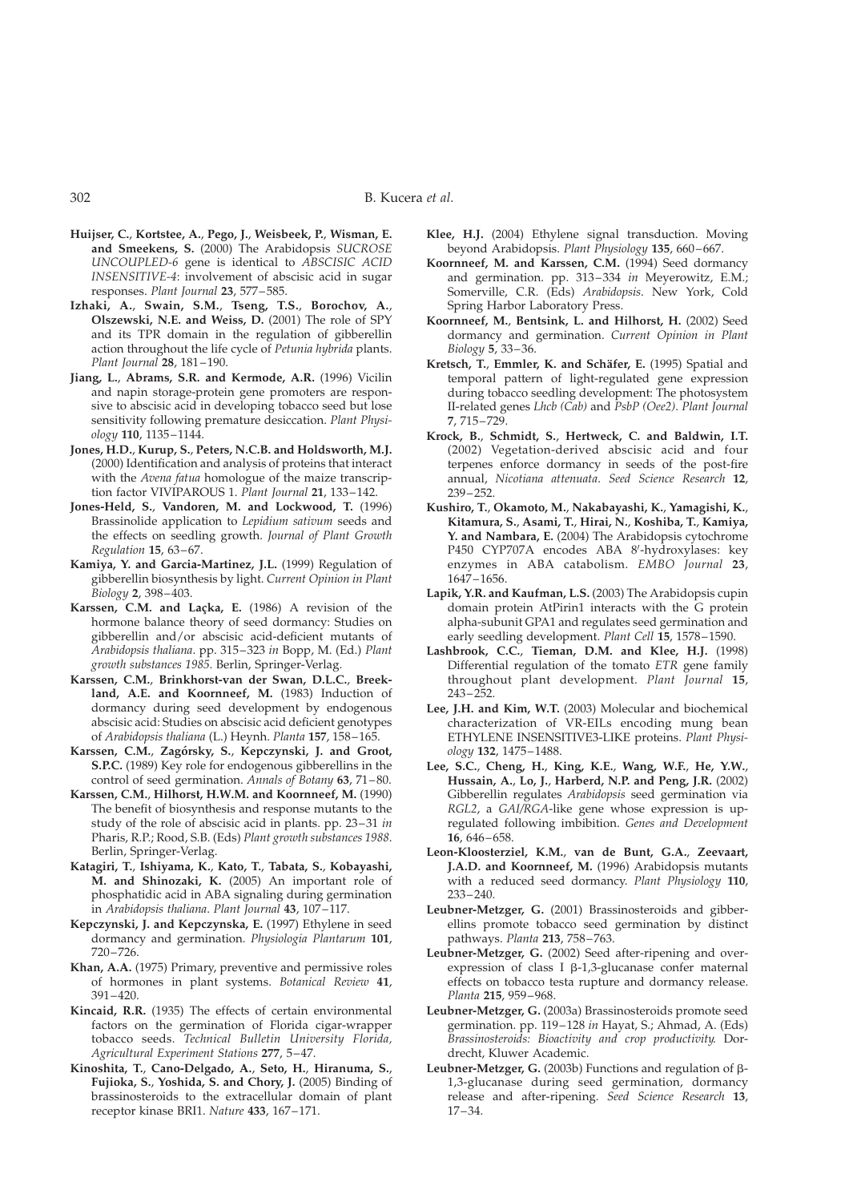**Huijser, C., Kortstee, A., Pego, J., Weisbeek, P., Wisman, E. and Smeekens, S.** (2000) The Arabidopsis *SUCROSE UNCOUPLED-6* gene is identical to *ABSCISIC ACID INSENSITIVE-4*: involvement of abscisic acid in sugar responses. *Plant Journal* **23**, 577–585.

**Izhaki, A., Swain, S.M., Tseng, T.S., Borochov, A., Olszewski, N.E. and Weiss, D.** (2001) The role of SPY and its TPR domain in the regulation of gibberellin action throughout the life cycle of *Petunia hybrida* plants. *Plant Journal* **28**, 181–190.

**Jiang, L., Abrams, S.R. and Kermode, A.R.** (1996) Vicilin and napin storage-protein gene promoters are responsive to abscisic acid in developing tobacco seed but lose sensitivity following premature desiccation. *Plant Physiology* **110**, 1135–1144.

**Jones, H.D., Kurup, S., Peters, N.C.B. and Holdsworth, M.J.** (2000) Identification and analysis of proteins that interact with the *Avena fatua* homologue of the maize transcription factor VIVIPAROUS 1. *Plant Journal* **21**, 133–142.

**Jones-Held, S., Vandoren, M. and Lockwood, T.** (1996) Brassinolide application to *Lepidium sativum* seeds and the effects on seedling growth. *Journal of Plant Growth Regulation* **15**, 63–67.

**Kamiya, Y. and Garcia-Martinez, J.L.** (1999) Regulation of gibberellin biosynthesis by light. *Current Opinion in Plant Biology* **2**, 398–403.

**Karssen, C.M. and Laçka, E.** (1986) A revision of the hormone balance theory of seed dormancy: Studies on gibberellin and/or abscisic acid-deficient mutants of *Arabidopsis thaliana*. pp. 315–323 *in* Bopp, M. (Ed.) *Plant growth substances 1985*. Berlin, Springer-Verlag.

**Karssen, C.M., Brinkhorst-van der Swan, D.L.C., Breekland, A.E. and Koornneef, M.** (1983) Induction of dormancy during seed development by endogenous abscisic acid: Studies on abscisic acid deficient genotypes of *Arabidopsis thaliana* (L.) Heynh. *Planta* **157**, 158–165.

**Karssen, C.M., Zagórsky, S., Kepczynski, J. and Groot, S.P.C.** (1989) Key role for endogenous gibberellins in the control of seed germination. *Annals of Botany* **63**, 71–80.

**Karssen, C.M., Hilhorst, H.W.M. and Koornneef, M.** (1990) The benefit of biosynthesis and response mutants to the study of the role of abscisic acid in plants. pp. 23–31 *in* Pharis, R.P.; Rood, S.B. (Eds) *Plant growth substances 1988*. Berlin, Springer-Verlag.

**Katagiri, T., Ishiyama, K., Kato, T., Tabata, S., Kobayashi, M. and Shinozaki, K.** (2005) An important role of phosphatidic acid in ABA signaling during germination in *Arabidopsis thaliana*. *Plant Journal* **43**, 107–117.

**Kepczynski, J. and Kepczynska, E.** (1997) Ethylene in seed dormancy and germination. *Physiologia Plantarum* **101**, 720–726.

**Khan, A.A.** (1975) Primary, preventive and permissive roles of hormones in plant systems. *Botanical Review* **41**, 391–420.

**Kincaid, R.R.** (1935) The effects of certain environmental factors on the germination of Florida cigar-wrapper tobacco seeds. *Technical Bulletin University Florida, Agricultural Experiment Stations* **277**, 5–47.

**Kinoshita, T., Cano-Delgado, A., Seto, H., Hiranuma, S., Fujioka, S., Yoshida, S. and Chory, J.** (2005) Binding of brassinosteroids to the extracellular domain of plant receptor kinase BRI1. *Nature* **433**, 167–171.

**Klee, H.J.** (2004) Ethylene signal transduction. Moving beyond Arabidopsis. *Plant Physiology* **135**, 660–667.

**Koornneef, M. and Karssen, C.M.** (1994) Seed dormancy and germination. pp. 313–334 *in* Meyerowitz, E.M.; Somerville, C.R. (Eds) *Arabidopsis*. New York, Cold Spring Harbor Laboratory Press.

**Koornneef, M., Bentsink, L. and Hilhorst, H.** (2002) Seed dormancy and germination. *Current Opinion in Plant Biology* **5**, 33–36.

**Kretsch, T., Emmler, K. and Schäfer, E.** (1995) Spatial and temporal pattern of light-regulated gene expression during tobacco seedling development: The photosystem II-related genes *Lhcb (Cab)* and *PsbP (Oee2)*. *Plant Journal* **7**, 715–729.

**Krock, B., Schmidt, S., Hertweck, C. and Baldwin, I.T.** (2002) Vegetation-derived abscisic acid and four terpenes enforce dormancy in seeds of the post-fire annual, *Nicotiana attenuata*. *Seed Science Research* **12**, 239–252.

**Kushiro, T., Okamoto, M., Nakabayashi, K., Yamagishi, K., Kitamura, S., Asami, T., Hirai, N., Koshiba, T., Kamiya, Y. and Nambara, E.** (2004) The Arabidopsis cytochrome P450 CYP707A encodes ABA 8′-hydroxylases: key enzymes in ABA catabolism. *EMBO Journal* **23**, 1647–1656.

**Lapik, Y.R. and Kaufman, L.S.** (2003) The Arabidopsis cupin domain protein AtPirin1 interacts with the G protein alpha-subunit GPA1 and regulates seed germination and early seedling development. *Plant Cell* **15**, 1578–1590.

**Lashbrook, C.C., Tieman, D.M. and Klee, H.J.** (1998) Differential regulation of the tomato *ETR* gene family throughout plant development. *Plant Journal* **15**, 243–252.

**Lee, J.H. and Kim, W.T.** (2003) Molecular and biochemical characterization of VR-EILs encoding mung bean ETHYLENE INSENSITIVE3-LIKE proteins. *Plant Physiology* **132**, 1475–1488.

**Lee, S.C., Cheng, H., King, K.E., Wang, W.F., He, Y.W., Hussain, A., Lo, J., Harberd, N.P. and Peng, J.R.** (2002) Gibberellin regulates *Arabidopsis* seed germination via *RGL2*, a *GAI/RGA*-like gene whose expression is up-regulated following imbibition. *Genes and Development* **16**, 646–658.

**Leon-Kloosterziel, K.M., van de Bunt, G.A., Zeevaart, J.A.D. and Koornneef, M.** (1996) Arabidopsis mutants with a reduced seed dormancy. *Plant Physiology* **110**, 233–240.

**Leubner-Metzger, G.** (2001) Brassinosteroids and gibberellins promote tobacco seed germination by distinct pathways. *Planta* **213**, 758–763.

**Leubner-Metzger, G.** (2002) Seed after-ripening and over-expression of class I β-1,3-glucanase confer maternal effects on tobacco testa rupture and dormancy release. *Planta* **215**, 959–968.

**Leubner-Metzger, G.** (2003a) Brassinosteroids promote seed germination. pp. 119–128 *in* Hayat, S.; Ahmad, A. (Eds) *Brassinosteroids: Bioactivity and crop productivity*. Dordrecht, Kluwer Academic.

**Leubner-Metzger, G.** (2003b) Functions and regulation of β-1,3-glucanase during seed germination, dormancy release and after-ripening. *Seed Science Research* **13**, 17–34.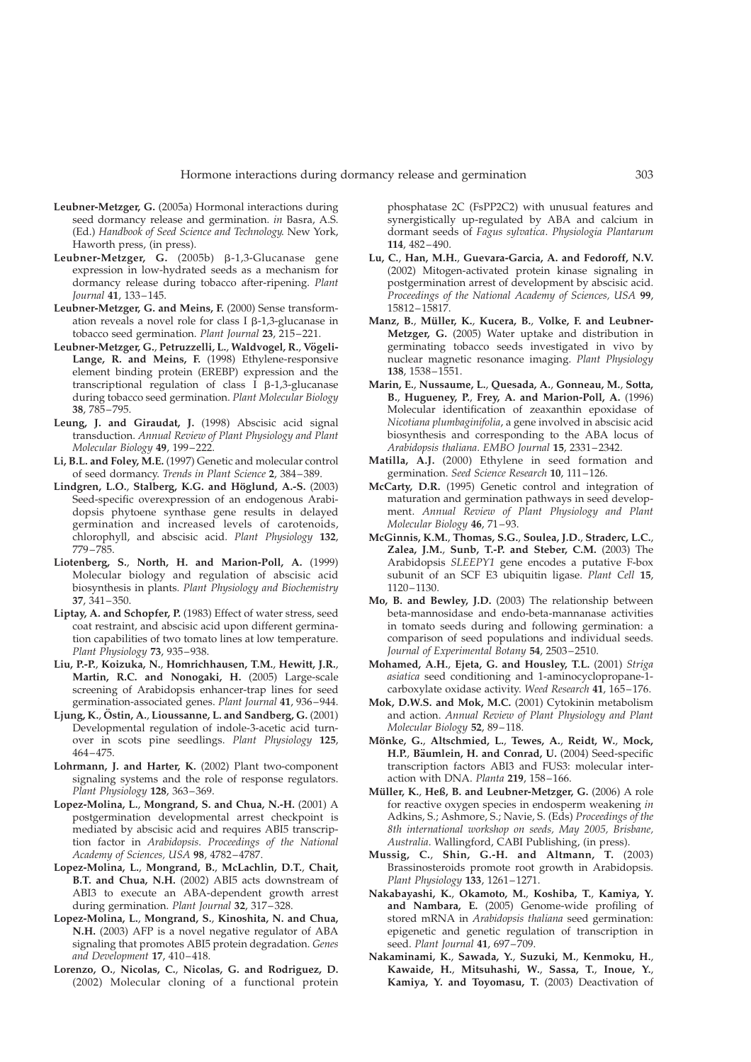**Leubner-Metzger, G.** (2005a) Hormonal interactions during seed dormancy release and germination. *in* Basra, A.S. (Ed.) *Handbook of Seed Science and Technology.* New York, Haworth press, (in press).

**Leubner-Metzger, G.** (2005b) β-1,3-Glucanase gene expression in low-hydrated seeds as a mechanism for dormancy release during tobacco after-ripening. *Plant Journal* **41**, 133–145.

**Leubner-Metzger, G. and Meins, F.** (2000) Sense transformation reveals a novel role for class I β-1,3-glucanase in tobacco seed germination. *Plant Journal* **23**, 215–221.

**Leubner-Metzger, G., Petruzzelli, L., Waldvogel, R., Vögeli-Lange, R. and Meins, F.** (1998) Ethylene-responsive element binding protein (EREBP) expression and the transcriptional regulation of class I β-1,3-glucanase during tobacco seed germination. *Plant Molecular Biology* **38**, 785–795.

**Leung, J. and Giraudat, J.** (1998) Abscisic acid signal transduction. *Annual Review of Plant Physiology and Plant Molecular Biology* **49**, 199–222.

**Li, B.L. and Foley, M.E.** (1997) Genetic and molecular control of seed dormancy. *Trends in Plant Science* **2**, 384–389.

**Lindgren, L.O., Stalberg, K.G. and Höglund, A.-S.** (2003) Seed-specific overexpression of an endogenous Arabidopsis phytoene synthase gene results in delayed germination and increased levels of carotenoids, chlorophyll, and abscisic acid. *Plant Physiology* **132**, 779–785.

**Liotenberg, S., North, H. and Marion-Poll, A.** (1999) Molecular biology and regulation of abscisic acid biosynthesis in plants. *Plant Physiology and Biochemistry* **37**, 341–350.

**Liptay, A. and Schopfer, P.** (1983) Effect of water stress, seed coat restraint, and abscisic acid upon different germination capabilities of two tomato lines at low temperature. *Plant Physiology* **73**, 935–938.

**Liu, P.-P., Koizuka, N., Homrichhausen, T.M., Hewitt, J.R., Martin, R.C. and Nonogaki, H.** (2005) Large-scale screening of Arabidopsis enhancer-trap lines for seed germination-associated genes. *Plant Journal* **41**, 936–944.

**Ljung, K., Östin, A., Lioussanne, L. and Sandberg, G.** (2001) Developmental regulation of indole-3-acetic acid turnover in scots pine seedlings. *Plant Physiology* **125**, 464–475.

**Lohrmann, J. and Harter, K.** (2002) Plant two-component signaling systems and the role of response regulators. *Plant Physiology* **128**, 363–369.

**Lopez-Molina, L., Mongrand, S. and Chua, N.-H.** (2001) A postgermination developmental arrest checkpoint is mediated by abscisic acid and requires ABI5 transcription factor in *Arabidopsis*. *Proceedings of the National Academy of Sciences, USA* **98**, 4782–4787.

**Lopez-Molina, L., Mongrand, B., McLachlin, D.T., Chait, B.T. and Chua, N.H.** (2002) ABI5 acts downstream of ABI3 to execute an ABA-dependent growth arrest during germination. *Plant Journal* **32**, 317–328.

**Lopez-Molina, L., Mongrand, S., Kinoshita, N. and Chua, N.H.** (2003) AFP is a novel negative regulator of ABA signaling that promotes ABI5 protein degradation. *Genes and Development* **17**, 410–418.

**Lorenzo, O., Nicolas, C., Nicolas, G. and Rodriguez, D.** (2002) Molecular cloning of a functional protein phosphatase 2C (FsPP2C2) with unusual features and synergistically up-regulated by ABA and calcium in dormant seeds of *Fagus sylvatica*. *Physiologia Plantarum* **114**, 482–490.

**Lu, C., Han, M.H., Guevara-Garcia, A. and Fedoroff, N.V.** (2002) Mitogen-activated protein kinase signaling in postgermination arrest of development by abscisic acid. *Proceedings of the National Academy of Sciences, USA* **99**, 15812–15817.

**Manz, B., Müller, K., Kucera, B., Volke, F. and Leubner-Metzger, G.** (2005) Water uptake and distribution in germinating tobacco seeds investigated in vivo by nuclear magnetic resonance imaging. *Plant Physiology* **138**, 1538–1551.

**Marin, E., Nussaume, L., Quesada, A., Gonneau, M., Sotta, B., Hugueney, P., Frey, A. and Marion-Poll, A.** (1996) Molecular identification of zeaxanthin epoxidase of *Nicotiana plumbaginifolia*, a gene involved in abscisic acid biosynthesis and corresponding to the ABA locus of *Arabidopsis thaliana*. *EMBO Journal* **15**, 2331–2342.

**Matilla, A.J.** (2000) Ethylene in seed formation and germination. *Seed Science Research* **10**, 111–126.

**McCarty, D.R.** (1995) Genetic control and integration of maturation and germination pathways in seed development. *Annual Review of Plant Physiology and Plant Molecular Biology* **46**, 71–93.

**McGinnis, K.M., Thomas, S.G., Soulea, J.D., Straderc, L.C., Zalea, J.M., Sunb, T.-P. and Steber, C.M.** (2003) The Arabidopsis *SLEEPY1* gene encodes a putative F-box subunit of an SCF E3 ubiquitin ligase. *Plant Cell* **15**, 1120–1130.

**Mo, B. and Bewley, J.D.** (2003) The relationship between beta-mannosidase and endo-beta-mannanase activities in tomato seeds during and following germination: a comparison of seed populations and individual seeds. *Journal of Experimental Botany* **54**, 2503–2510.

**Mohamed, A.H., Ejeta, G. and Housley, T.L.** (2001) *Striga asiatica* seed conditioning and 1-aminocyclopropane-1-carboxylate oxidase activity. *Weed Research* **41**, 165–176.

**Mok, D.W.S. and Mok, M.C.** (2001) Cytokinin metabolism and action. *Annual Review of Plant Physiology and Plant Molecular Biology* **52**, 89–118.

**Mönke, G., Altschmied, L., Tewes, A., Reidt, W., Mock, H.P., Bäumlein, H. and Conrad, U.** (2004) Seed-specific transcription factors ABI3 and FUS3: molecular interaction with DNA. *Planta* **219**, 158–166.

**Müller, K., Heß, B. and Leubner-Metzger, G.** (2006) A role for reactive oxygen species in endosperm weakening *in* Adkins, S.; Ashmore, S.; Navie, S. (Eds) *Proceedings of the 8th international workshop on seeds, May 2005, Brisbane, Australia*. Wallingford, CABI Publishing, (in press).

**Mussig, C., Shin, G.-H. and Altmann, T.** (2003) Brassinosteroids promote root growth in Arabidopsis. *Plant Physiology* **133**, 1261–1271.

**Nakabayashi, K., Okamoto, M., Koshiba, T., Kamiya, Y. and Nambara, E.** (2005) Genome-wide profiling of stored mRNA in *Arabidopsis thaliana* seed germination: epigenetic and genetic regulation of transcription in seed. *Plant Journal* **41**, 697–709.

**Nakaminami, K., Sawada, Y., Suzuki, M., Kenmoku, H., Kawaide, H., Mitsuhashi, W., Sassa, T., Inoue, Y., Kamiya, Y. and Toyomasu, T.** (2003) Deactivation of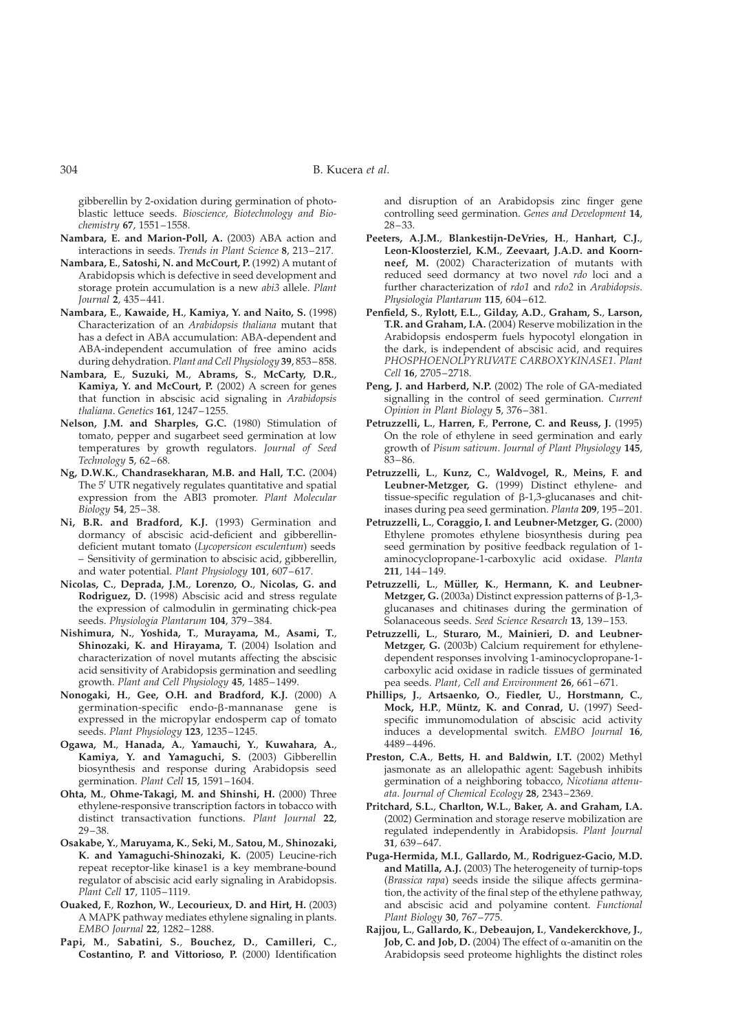gibberellin by 2-oxidation during germination of photoblastic lettuce seeds. *Bioscience, Biotechnology and Biochemistry* **67**, 1551–1558.

**Nambara, E. and Marion-Poll, A.** (2003) ABA action and interactions in seeds. *Trends in Plant Science* **8**, 213–217.

**Nambara, E., Satoshi, N. and McCourt, P.** (1992) A mutant of Arabidopsis which is defective in seed development and storage protein accumulation is a new *abi3* allele. *Plant Journal* **2**, 435–441.

**Nambara, E., Kawaide, H., Kamiya, Y. and Naito, S.** (1998) Characterization of an *Arabidopsis thaliana* mutant that has a defect in ABA accumulation: ABA-dependent and ABA-independent accumulation of free amino acids during dehydration. *Plant and Cell Physiology* **39**, 853–858.

**Nambara, E., Suzuki, M., Abrams, S., McCarty, D.R., Kamiya, Y. and McCourt, P.** (2002) A screen for genes that function in abscisic acid signaling in *Arabidopsis thaliana*. *Genetics* **161**, 1247–1255.

**Nelson, J.M. and Sharples, G.C.** (1980) Stimulation of tomato, pepper and sugarbeet seed germination at low temperatures by growth regulators. *Journal of Seed Technology* **5**, 62–68.

**Ng, D.W.K., Chandrasekharan, M.B. and Hall, T.C.** (2004) The 5′ UTR negatively regulates quantitative and spatial expression from the ABI3 promoter. *Plant Molecular Biology* **54**, 25–38.

**Ni, B.R. and Bradford, K.J.** (1993) Germination and dormancy of abscisic acid-deficient and gibberellin-deficient mutant tomato (*Lycopersicon esculentum*) seeds – Sensitivity of germination to abscisic acid, gibberellin, and water potential. *Plant Physiology* **101**, 607–617.

**Nicolas, C., Deprada, J.M., Lorenzo, O., Nicolas, G. and Rodriguez, D.** (1998) Abscisic acid and stress regulate the expression of calmodulin in germinating chick-pea seeds. *Physiologia Plantarum* **104**, 379–384.

**Nishimura, N., Yoshida, T., Murayama, M., Asami, T., Shinozaki, K. and Hirayama, T.** (2004) Isolation and characterization of novel mutants affecting the abscisic acid sensitivity of Arabidopsis germination and seedling growth. *Plant and Cell Physiology* **45**, 1485–1499.

**Nonogaki, H., Gee, O.H. and Bradford, K.J.** (2000) A germination-specific endo-β-mannanase gene is expressed in the micropylar endosperm cap of tomato seeds. *Plant Physiology* **123**, 1235–1245.

**Ogawa, M., Hanada, A., Yamauchi, Y., Kuwahara, A., Kamiya, Y. and Yamaguchi, S.** (2003) Gibberellin biosynthesis and response during Arabidopsis seed germination. *Plant Cell* **15**, 1591–1604.

**Ohta, M., Ohme-Takagi, M. and Shinshi, H.** (2000) Three ethylene-responsive transcription factors in tobacco with distinct transactivation functions. *Plant Journal* **22**, 29–38.

**Osakabe, Y., Maruyama, K., Seki, M., Satou, M., Shinozaki, K. and Yamaguchi-Shinozaki, K.** (2005) Leucine-rich repeat receptor-like kinase1 is a key membrane-bound regulator of abscisic acid early signaling in Arabidopsis. *Plant Cell* **17**, 1105–1119.

**Ouaked, F., Rozhon, W., Lecourieux, D. and Hirt, H.** (2003) A MAPK pathway mediates ethylene signaling in plants. *EMBO Journal* **22**, 1282–1288.

**Papi, M., Sabatini, S., Bouchez, D., Camilleri, C., Costantino, P. and Vittorioso, P.** (2000) Identification and disruption of an Arabidopsis zinc finger gene controlling seed germination. *Genes and Development* **14**, 28–33.

**Peeters, A.J.M., Blankestijn-DeVries, H., Hanhart, C.J., Leon-Kloosterziel, K.M., Zeevaart, J.A.D. and Koornneef, M.** (2002) Characterization of mutants with reduced seed dormancy at two novel *rdo* loci and a further characterization of *rdo1* and *rdo2* in *Arabidopsis*. *Physiologia Plantarum* **115**, 604–612.

**Penfield, S., Rylott, E.L., Gilday, A.D., Graham, S., Larson, T.R. and Graham, I.A.** (2004) Reserve mobilization in the Arabidopsis endosperm fuels hypocotyl elongation in the dark, is independent of abscisic acid, and requires *PHOSPHOENOLPYRUVATE CARBOXYKINASE1*. *Plant Cell* **16**, 2705–2718.

**Peng, J. and Harberd, N.P.** (2002) The role of GA-mediated signalling in the control of seed germination. *Current Opinion in Plant Biology* **5**, 376–381.

**Petruzzelli, L., Harren, F., Perrone, C. and Reuss, J.** (1995) On the role of ethylene in seed germination and early growth of *Pisum sativum*. *Journal of Plant Physiology* **145**, 83–86.

**Petruzzelli, L., Kunz, C., Waldvogel, R., Meins, F. and Leubner-Metzger, G.** (1999) Distinct ethylene- and tissue-specific regulation of β-1,3-glucanases and chitinases during pea seed germination. *Planta* **209**, 195–201.

**Petruzzelli, L., Coraggio, I. and Leubner-Metzger, G.** (2000) Ethylene promotes ethylene biosynthesis during pea seed germination by positive feedback regulation of 1-aminocyclopropane-1-carboxylic acid oxidase. *Planta* **211**, 144–149.

**Petruzzelli, L., Müller, K., Hermann, K. and Leubner-Metzger, G.** (2003a) Distinct expression patterns of β-1,3-glucanases and chitinases during the germination of Solanaceous seeds. *Seed Science Research* **13**, 139–153.

**Petruzzelli, L., Sturaro, M., Mainieri, D. and Leubner-Metzger, G.** (2003b) Calcium requirement for ethylene-dependent responses involving 1-aminocyclopropane-1-carboxylic acid oxidase in radicle tissues of germinated pea seeds. *Plant, Cell and Environment* **26**, 661–671.

**Phillips, J., Artsaenko, O., Fiedler, U., Horstmann, C., Mock, H.P., Müntz, K. and Conrad, U.** (1997) Seed-specific immunomodulation of abscisic acid activity induces a developmental switch. *EMBO Journal* **16**, 4489–4496.

**Preston, C.A., Betts, H. and Baldwin, I.T.** (2002) Methyl jasmonate as an allelopathic agent: Sagebush inhibits germination of a neighboring tobacco, *Nicotiana attenuata*. *Journal of Chemical Ecology* **28**, 2343–2369.

**Pritchard, S.L., Charlton, W.L., Baker, A. and Graham, I.A.** (2002) Germination and storage reserve mobilization are regulated independently in Arabidopsis. *Plant Journal* **31**, 639–647.

**Puga-Hermida, M.I., Gallardo, M., Rodriguez-Gacio, M.D. and Matilla, A.J.** (2003) The heterogeneity of turnip-tops (*Brassica rapa*) seeds inside the silique affects germination, the activity of the final step of the ethylene pathway, and abscisic acid and polyamine content. *Functional Plant Biology* **30**, 767–775.

**Rajjou, L., Gallardo, K., Debeaujon, I., Vandekerckhove, J., Job, C. and Job, D.** (2004) The effect of α-amanitin on the Arabidopsis seed proteome highlights the distinct roles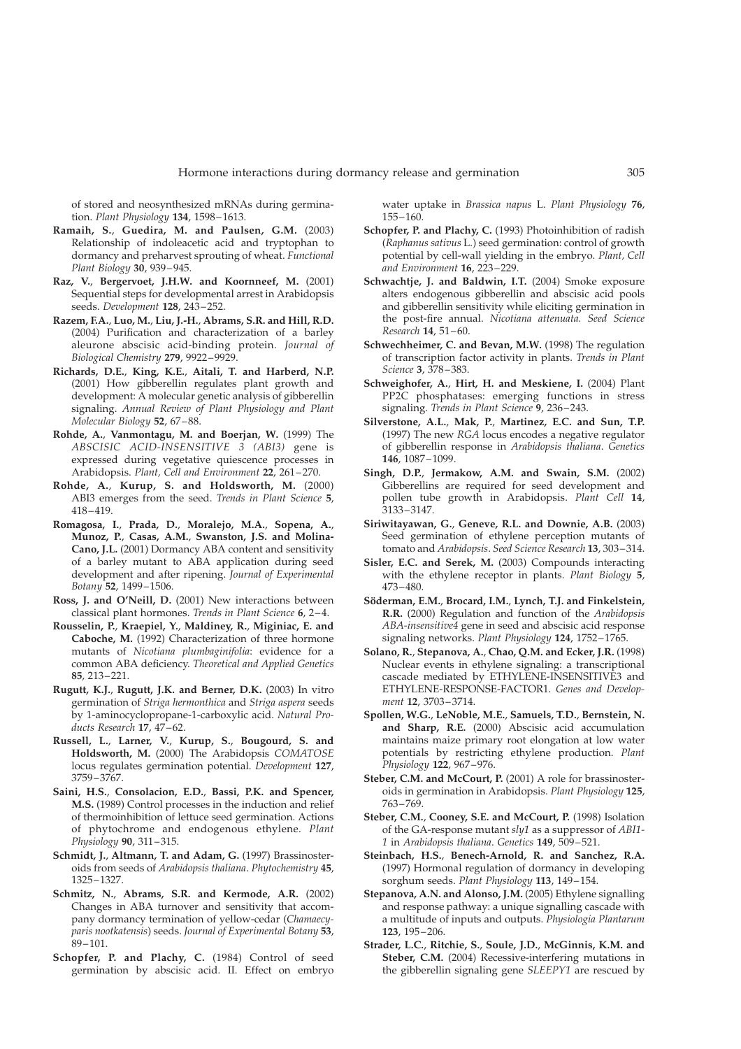of stored and neosynthesized mRNAs during germination. *Plant Physiology* **134**, 1598–1613.

**Ramaih, S., Guedira, M. and Paulsen, G.M.** (2003) Relationship of indoleacetic acid and tryptophan to dormancy and preharvest sprouting of wheat. *Functional Plant Biology* **30**, 939–945.

**Raz, V., Bergervoet, J.H.W. and Koornneef, M.** (2001) Sequential steps for developmental arrest in Arabidopsis seeds. *Development* **128**, 243–252.

**Razem, F.A., Luo, M., Liu, J.-H., Abrams, S.R. and Hill, R.D.** (2004) Purification and characterization of a barley aleurone abscisic acid-binding protein. *Journal of Biological Chemistry* **279**, 9922–9929.

**Richards, D.E., King, K.E., Aitali, T. and Harberd, N.P.** (2001) How gibberellin regulates plant growth and development: A molecular genetic analysis of gibberellin signaling. *Annual Review of Plant Physiology and Plant Molecular Biology* **52**, 67–88.

**Rohde, A., Vanmontagu, M. and Boerjan, W.** (1999) The *ABSCISIC ACID-INSENSITIVE 3 (ABI3)* gene is expressed during vegetative quiescence processes in Arabidopsis. *Plant, Cell and Environment* **22**, 261–270.

**Rohde, A., Kurup, S. and Holdsworth, M.** (2000) ABI3 emerges from the seed. *Trends in Plant Science* **5**, 418–419.

**Romagosa, I., Prada, D., Moralejo, M.A., Sopena, A., Munoz, P., Casas, A.M., Swanston, J.S. and Molina-Cano, J.L.** (2001) Dormancy ABA content and sensitivity of a barley mutant to ABA application during seed development and after ripening. *Journal of Experimental Botany* **52**, 1499–1506.

**Ross, J. and O'Neill, D.** (2001) New interactions between classical plant hormones. *Trends in Plant Science* **6**, 2–4.

**Rousselin, P., Kraepiel, Y., Maldiney, R., Miginiac, E. and Caboche, M.** (1992) Characterization of three hormone mutants of *Nicotiana plumbaginifolia*: evidence for a common ABA deficiency. *Theoretical and Applied Genetics* **85**, 213–221.

**Rugutt, K.J., Rugutt, J.K. and Berner, D.K.** (2003) In vitro germination of *Striga hermonthica* and *Striga aspera* seeds by 1-aminocyclopropane-1-carboxylic acid. *Natural Products Research* **17**, 47–62.

**Russell, L., Larner, V., Kurup, S., Bougourd, S. and Holdsworth, M.** (2000) The Arabidopsis *COMATOSE* locus regulates germination potential. *Development* **127**, 3759–3767.

**Saini, H.S., Consolacion, E.D., Bassi, P.K. and Spencer, M.S.** (1989) Control processes in the induction and relief of thermoinhibition of lettuce seed germination. Actions of phytochrome and endogenous ethylene. *Plant Physiology* **90**, 311–315.

**Schmidt, J., Altmann, T. and Adam, G.** (1997) Brassinosteroids from seeds of *Arabidopsis thaliana*. *Phytochemistry* **45**, 1325–1327.

**Schmitz, N., Abrams, S.R. and Kermode, A.R.** (2002) Changes in ABA turnover and sensitivity that accompany dormancy termination of yellow-cedar (*Chamaecyparis nootkatensis*) seeds. *Journal of Experimental Botany* **53**, 89–101.

**Schopfer, P. and Plachy, C.** (1984) Control of seed germination by abscisic acid. II. Effect on embryo water uptake in *Brassica napus* L. *Plant Physiology* **76**, 155–160.

**Schopfer, P. and Plachy, C.** (1993) Photoinhibition of radish (*Raphanus sativus* L.) seed germination: control of growth potential by cell-wall yielding in the embryo. *Plant, Cell and Environment* **16**, 223–229.

**Schwachtje, J. and Baldwin, I.T.** (2004) Smoke exposure alters endogenous gibberellin and abscisic acid pools and gibberellin sensitivity while eliciting germination in the post-fire annual. *Nicotiana attenuata*. *Seed Science Research* **14**, 51–60.

**Schwechheimer, C. and Bevan, M.W.** (1998) The regulation of transcription factor activity in plants. *Trends in Plant Science* **3**, 378–383.

**Schweighofer, A., Hirt, H. and Meskiene, I.** (2004) Plant PP2C phosphatases: emerging functions in stress signaling. *Trends in Plant Science* **9**, 236–243.

**Silverstone, A.L., Mak, P., Martinez, E.C. and Sun, T.P.** (1997) The new *RGA* locus encodes a negative regulator of gibberellin response in *Arabidopsis thaliana*. *Genetics* **146**, 1087–1099.

**Singh, D.P., Jermakow, A.M. and Swain, S.M.** (2002) Gibberellins are required for seed development and pollen tube growth in Arabidopsis. *Plant Cell* **14**, 3133–3147.

**Siriwitayawan, G., Geneve, R.L. and Downie, A.B.** (2003) Seed germination of ethylene perception mutants of tomato and *Arabidopsis*. *Seed Science Research* **13**, 303–314.

**Sisler, E.C. and Serek, M.** (2003) Compounds interacting with the ethylene receptor in plants. *Plant Biology* **5**, 473–480.

**Söderman, E.M., Brocard, I.M., Lynch, T.J. and Finkelstein, R.R.** (2000) Regulation and function of the *Arabidopsis ABA-insensitive4* gene in seed and abscisic acid response signaling networks. *Plant Physiology* **124**, 1752–1765.

**Solano, R., Stepanova, A., Chao, Q.M. and Ecker, J.R.** (1998) Nuclear events in ethylene signaling: a transcriptional cascade mediated by ETHYLENE-INSENSITIVE3 and ETHYLENE-RESPONSE-FACTOR1. *Genes and Development* **12**, 3703–3714.

**Spollen, W.G., LeNoble, M.E., Samuels, T.D., Bernstein, N. and Sharp, R.E.** (2000) Abscisic acid accumulation maintains maize primary root elongation at low water potentials by restricting ethylene production. *Plant Physiology* **122**, 967–976.

**Steber, C.M. and McCourt, P.** (2001) A role for brassinosteroids in germination in Arabidopsis. *Plant Physiology* **125**, 763–769.

**Steber, C.M., Cooney, S.E. and McCourt, P.** (1998) Isolation of the GA-response mutant *sly1* as a suppressor of *ABI1-1* in *Arabidopsis thaliana*. *Genetics* **149**, 509–521.

**Steinbach, H.S., Benech-Arnold, R. and Sanchez, R.A.** (1997) Hormonal regulation of dormancy in developing sorghum seeds. *Plant Physiology* **113**, 149–154.

**Stepanova, A.N. and Alonso, J.M.** (2005) Ethylene signalling and response pathway: a unique signalling cascade with a multitude of inputs and outputs. *Physiologia Plantarum* **123**, 195–206.

**Strader, L.C., Ritchie, S., Soule, J.D., McGinnis, K.M. and Steber, C.M.** (2004) Recessive-interfering mutations in the gibberellin signaling gene *SLEEPY1* are rescued by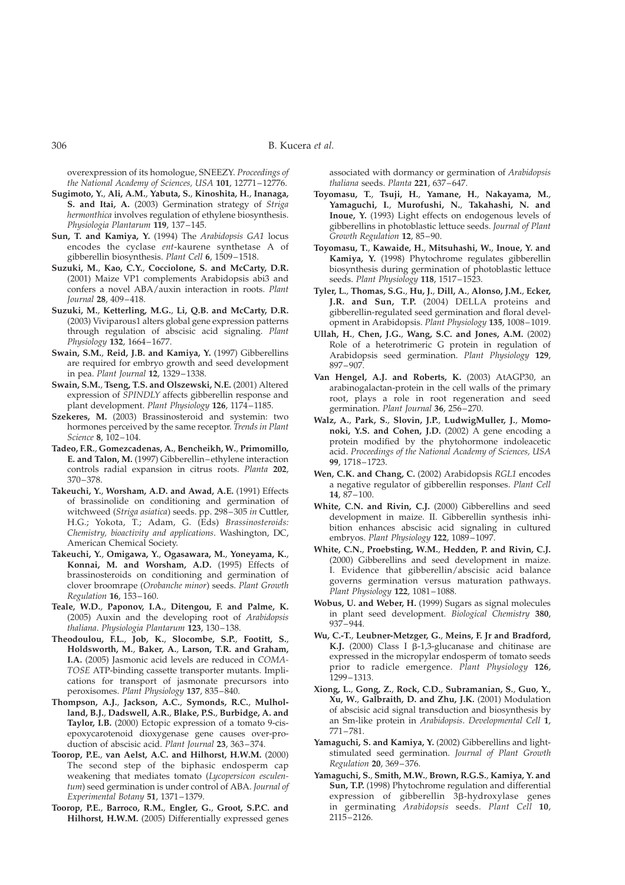overexpression of its homologue, SNEEZY. *Proceedings of the National Academy of Sciences, USA* **101**, 12771–12776.

**Sugimoto, Y., Ali, A.M., Yabuta, S., Kinoshita, H., Inanaga, S. and Itai, A.** (2003) Germination strategy of *Striga hermonthica* involves regulation of ethylene biosynthesis. *Physiologia Plantarum* **119**, 137–145.

**Sun, T. and Kamiya, Y.** (1994) The *Arabidopsis GA1* locus encodes the cyclase *ent*-kaurene synthetase A of gibberellin biosynthesis. *Plant Cell* **6**, 1509–1518.

**Suzuki, M., Kao, C.Y., Cocciolone, S. and McCarty, D.R.** (2001) Maize VP1 complements Arabidopsis abi3 and confers a novel ABA/auxin interaction in roots. *Plant Journal* **28**, 409–418.

**Suzuki, M., Ketterling, M.G., Li, Q.B. and McCarty, D.R.** (2003) Viviparous1 alters global gene expression patterns through regulation of abscisic acid signaling. *Plant Physiology* **132**, 1664–1677.

**Swain, S.M., Reid, J.B. and Kamiya, Y.** (1997) Gibberellins are required for embryo growth and seed development in pea. *Plant Journal* **12**, 1329–1338.

**Swain, S.M., Tseng, T.S. and Olszewski, N.E.** (2001) Altered expression of *SPINDLY* affects gibberellin response and plant development. *Plant Physiology* **126**, 1174–1185.

**Szekeres, M.** (2003) Brassinosteroid and systemin: two hormones perceived by the same receptor. *Trends in Plant Science* **8**, 102–104.

**Tadeo, F.R., Gomezcadenas, A., Bencheikh, W., Primomillo, E. and Talon, M.** (1997) Gibberellin–ethylene interaction controls radial expansion in citrus roots. *Planta* **202**, 370–378.

**Takeuchi, Y., Worsham, A.D. and Awad, A.E.** (1991) Effects of brassinolide on conditioning and germination of witchweed (*Striga asiatica*) seeds. pp. 298–305 *in* Cuttler, H.G.; Yokota, T.; Adam, G. (Eds) *Brassinosteroids: Chemistry, bioactivity and applications*. Washington, DC, American Chemical Society.

**Takeuchi, Y., Omigawa, Y., Ogasawara, M., Yoneyama, K., Konnai, M. and Worsham, A.D.** (1995) Effects of brassinosteroids on conditioning and germination of clover broomrape (*Orobanche minor*) seeds. *Plant Growth Regulation* **16**, 153–160.

**Teale, W.D., Paponov, I.A., Ditengou, F. and Palme, K.** (2005) Auxin and the developing root of *Arabidopsis thaliana*. *Physiologia Plantarum* **123**, 130–138.

**Theodoulou, F.L., Job, K., Slocombe, S.P., Footitt, S., Holdsworth, M., Baker, A., Larson, T.R. and Graham, I.A.** (2005) Jasmonic acid levels are reduced in *COMATOSE* ATP-binding cassette transporter mutants. Implications for transport of jasmonate precursors into peroxisomes. *Plant Physiology* **137**, 835–840.

**Thompson, A.J., Jackson, A.C., Symonds, R.C., Mulholland, B.J., Dadswell, A.R., Blake, P.S., Burbidge, A. and Taylor, I.B.** (2000) Ectopic expression of a tomato 9-cis-epoxycarotenoid dioxygenase gene causes over-production of abscisic acid. *Plant Journal* **23**, 363–374.

**Toorop, P.E., van Aelst, A.C. and Hilhorst, H.W.M.** (2000) The second step of the biphasic endosperm cap weakening that mediates tomato (*Lycopersicon esculentum*) seed germination is under control of ABA. *Journal of Experimental Botany* **51**, 1371–1379.

**Toorop, P.E., Barroco, R.M., Engler, G., Groot, S.P.C. and Hilhorst, H.W.M.** (2005) Differentially expressed genes associated with dormancy or germination of *Arabidopsis thaliana* seeds. *Planta* **221**, 637–647.

**Toyomasu, T., Tsuji, H., Yamane, H., Nakayama, M., Yamaguchi, I., Murofushi, N., Takahashi, N. and Inoue, Y.** (1993) Light effects on endogenous levels of gibberellins in photoblastic lettuce seeds. *Journal of Plant Growth Regulation* **12**, 85–90.

**Toyomasu, T., Kawaide, H., Mitsuhashi, W., Inoue, Y. and Kamiya, Y.** (1998) Phytochrome regulates gibberellin biosynthesis during germination of photoblastic lettuce seeds. *Plant Physiology* **118**, 1517–1523.

**Tyler, L., Thomas, S.G., Hu, J., Dill, A., Alonso, J.M., Ecker, J.R. and Sun, T.P.** (2004) DELLA proteins and gibberellin-regulated seed germination and floral development in Arabidopsis. *Plant Physiology* **135**, 1008–1019.

**Ullah, H., Chen, J.G., Wang, S.C. and Jones, A.M.** (2002) Role of a heterotrimeric G protein in regulation of Arabidopsis seed germination. *Plant Physiology* **129**, 897–907.

**Van Hengel, A.J. and Roberts, K.** (2003) AtAGP30, an arabinogalactan-protein in the cell walls of the primary root, plays a role in root regeneration and seed germination. *Plant Journal* **36**, 256–270.

**Walz, A., Park, S., Slovin, J.P., LudwigMuller, J., Momonoki, Y.S. and Cohen, J.D.** (2002) A gene encoding a protein modified by the phytohormone indoleacetic acid. *Proceedings of the National Academy of Sciences, USA* **99**, 1718–1723.

**Wen, C.K. and Chang, C.** (2002) Arabidopsis *RGL1* encodes a negative regulator of gibberellin responses. *Plant Cell* **14**, 87–100.

**White, C.N. and Rivin, C.J.** (2000) Gibberellins and seed development in maize. II. Gibberellin synthesis inhibition enhances abscisic acid signaling in cultured embryos. *Plant Physiology* **122**, 1089–1097.

**White, C.N., Proebsting, W.M., Hedden, P. and Rivin, C.J.** (2000) Gibberellins and seed development in maize. I. Evidence that gibberellin/abscisic acid balance governs germination versus maturation pathways. *Plant Physiology* **122**, 1081–1088.

**Wobus, U. and Weber, H.** (1999) Sugars as signal molecules in plant seed development. *Biological Chemistry* **380**, 937–944.

**Wu, C.-T., Leubner-Metzger, G., Meins, F. Jr and Bradford, K.J.** (2000) Class I β-1,3-glucanase and chitinase are expressed in the micropylar endosperm of tomato seeds prior to radicle emergence. *Plant Physiology* **126**, 1299–1313.

**Xiong, L., Gong, Z., Rock, C.D., Subramanian, S., Guo, Y., Xu, W., Galbraith, D. and Zhu, J.K.** (2001) Modulation of abscisic acid signal transduction and biosynthesis by an Sm-like protein in *Arabidopsis*. *Developmental Cell* **1**, 771–781.

**Yamaguchi, S. and Kamiya, Y.** (2002) Gibberellins and light-stimulated seed germination. *Journal of Plant Growth Regulation* **20**, 369–376.

**Yamaguchi, S., Smith, M.W., Brown, R.G.S., Kamiya, Y. and Sun, T.P.** (1998) Phytochrome regulation and differential expression of gibberellin 3β-hydroxylase genes in germinating *Arabidopsis* seeds. *Plant Cell* **10**, 2115–2126.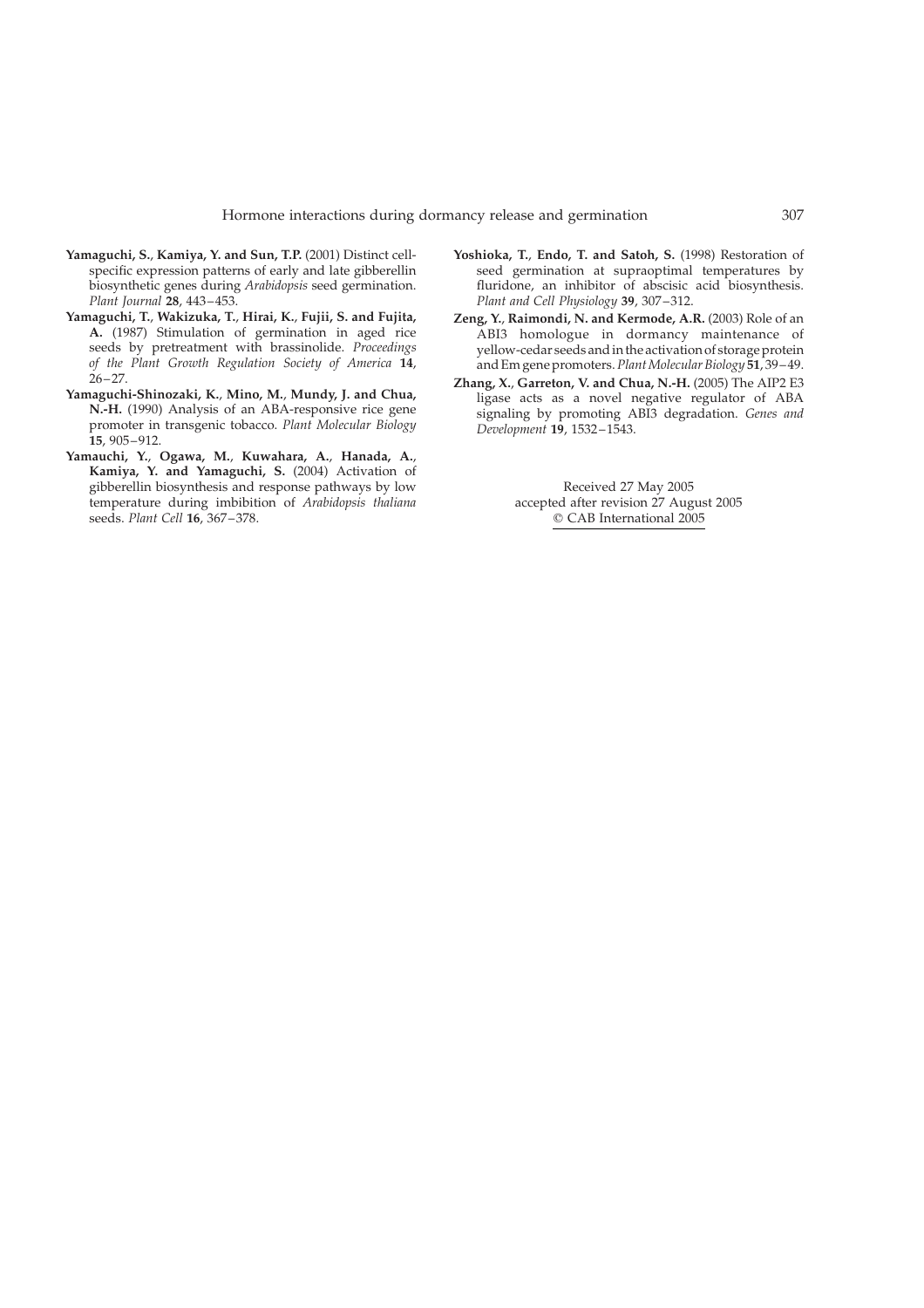**Yamaguchi, S.**, **Kamiya, Y. and Sun, T.P.** (2001) Distinct cell-specific expression patterns of early and late gibberellin biosynthetic genes during *Arabidopsis* seed germination. *Plant Journal* **28**, 443–453.

**Yamaguchi, T.**, **Wakizuka, T.**, **Hirai, K.**, **Fujii, S. and Fujita, A.** (1987) Stimulation of germination in aged rice seeds by pretreatment with brassinolide. *Proceedings of the Plant Growth Regulation Society of America* **14**, 26–27.

**Yamaguchi-Shinozaki, K.**, **Mino, M.**, **Mundy, J. and Chua, N.-H.** (1990) Analysis of an ABA-responsive rice gene promoter in transgenic tobacco. *Plant Molecular Biology* **15**, 905–912.

**Yamauchi, Y.**, **Ogawa, M.**, **Kuwahara, A.**, **Hanada, A.**, **Kamiya, Y. and Yamaguchi, S.** (2004) Activation of gibberellin biosynthesis and response pathways by low temperature during imbibition of *Arabidopsis thaliana* seeds. *Plant Cell* **16**, 367–378.

**Yoshioka, T.**, **Endo, T. and Satoh, S.** (1998) Restoration of seed germination at supraoptimal temperatures by fluridone, an inhibitor of abscisic acid biosynthesis. *Plant and Cell Physiology* **39**, 307–312.

**Zeng, Y.**, **Raimondi, N. and Kermode, A.R.** (2003) Role of an ABI3 homologue in dormancy maintenance of yellow-cedar seeds and in the activation of storage protein and Em gene promoters. *Plant Molecular Biology* **51**, 39–49.

**Zhang, X.**, **Garreton, V. and Chua, N.-H.** (2005) The AIP2 E3 ligase acts as a novel negative regulator of ABA signaling by promoting ABI3 degradation. *Genes and Development* **19**, 1532–1543.

Received 27 May 2005
accepted after revision 27 August 2005
© CAB International 2005